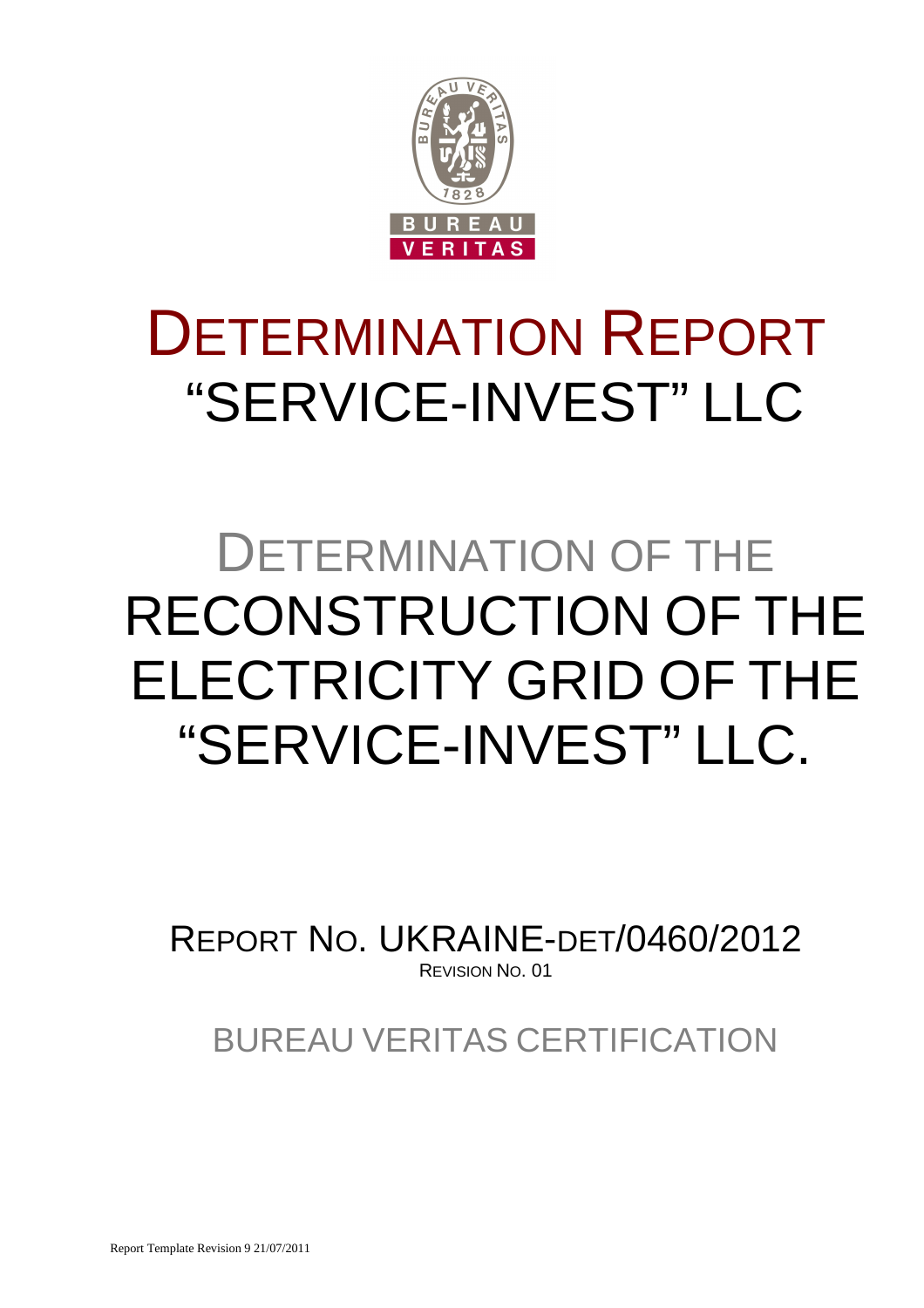# DETERMINATION REPORT
# "SERVICE-INVEST" LLC

## DETERMINATION OF THE RECONSTRUCTION OF THE ELECTRICITY GRID OF THE "SERVICE-INVEST" LLC.

REPORT NO. UKRAINE-DET/0460/2012
REVISION NO. 01

BUREAU VERITAS CERTIFICATION

Report Template Revision 9 21/07/2011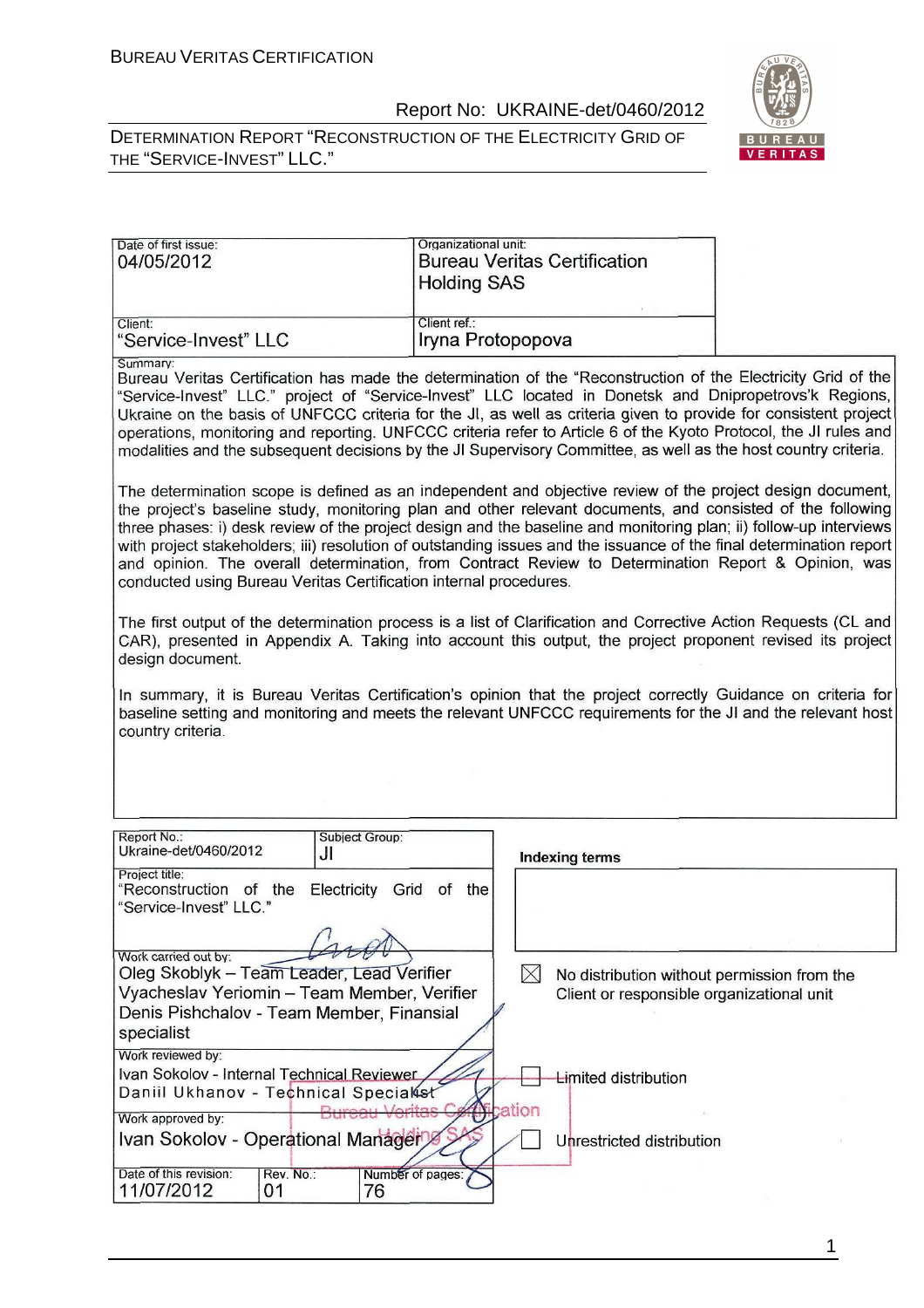| Date of first issue: 04/05/2012 | Organizational unit: Bureau Veritas Certification Holding SAS |
|---|---|
| Client: "Service-Invest" LLC | Client ref.: Iryna Protopopova |

Summary:

Bureau Veritas Certification has made the determination of the "Reconstruction of the Electricity Grid of the "Service-Invest" LLC." project of "Service-Invest" LLC located in Donetsk and Dnipropetrovs'k Regions, Ukraine on the basis of UNFCCC criteria for the JI, as well as criteria given to provide for consistent project operations, monitoring and reporting. UNFCCC criteria refer to Article 6 of the Kyoto Protocol, the JI rules and modalities and the subsequent decisions by the JI Supervisory Committee, as well as the host country criteria.

The determination scope is defined as an independent and objective review of the project design document, the project's baseline study, monitoring plan and other relevant documents, and consisted of the following three phases: i) desk review of the project design and the baseline and monitoring plan; ii) follow-up interviews with project stakeholders; iii) resolution of outstanding issues and the issuance of the final determination report and opinion. The overall determination, from Contract Review to Determination Report & Opinion, was conducted using Bureau Veritas Certification internal procedures.

The first output of the determination process is a list of Clarification and Corrective Action Requests (CL and CAR), presented in Appendix A. Taking into account this output, the project proponent revised its project design document.

In summary, it is Bureau Veritas Certification's opinion that the project correctly Guidance on criteria for baseline setting and monitoring and meets the relevant UNFCCC requirements for the JI and the relevant host country criteria.

| Report No.: Ukraine-det/0460/2012 | Subject Group: JI | Indexing terms |
|---|---|---|
| Project title: "Reconstruction of the Electricity Grid of the "Service-Invest" LLC." | | |
| Work carried out by: Oleg Skoblyk – Team Leader, Lead Verifier; Vyacheslav Yeriomin – Team Member, Verifier; Denis Pishchalov - Team Member, Finansial specialist | | ☒ No distribution without permission from the Client or responsible organizational unit |
| Work reviewed by: Ivan Sokolov - Internal Technical Reviewer; Daniil Ukhanov - Technical Specialist | | ☐ Limited distribution |
| Work approved by: Ivan Sokolov - Operational Manager | | ☐ Unrestricted distribution |
| Date of this revision: 11/07/2012 | Rev. No.: 01 | Number of pages: 76 |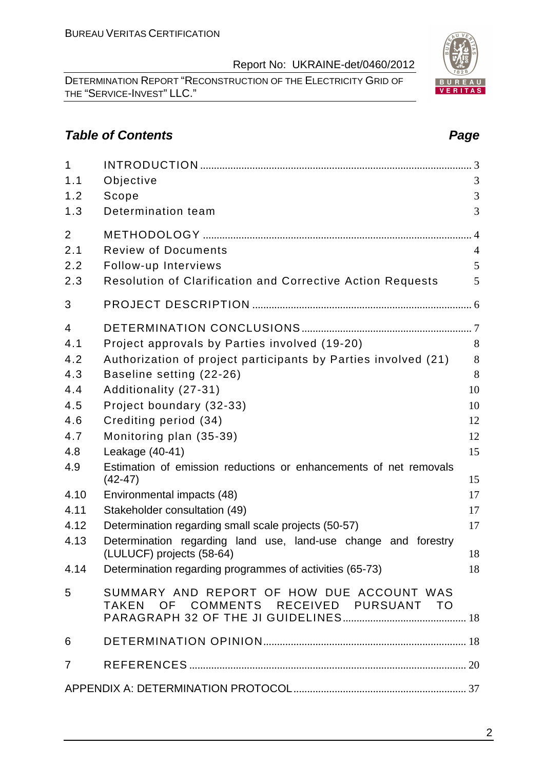## *Table of Contents* *Page*

| | | |
|---|---|---|
| 1 | INTRODUCTION | 3 |
| 1.1 | Objective | 3 |
| 1.2 | Scope | 3 |
| 1.3 | Determination team | 3 |
| 2 | METHODOLOGY | 4 |
| 2.1 | Review of Documents | 4 |
| 2.2 | Follow-up Interviews | 5 |
| 2.3 | Resolution of Clarification and Corrective Action Requests | 5 |
| 3 | PROJECT DESCRIPTION | 6 |
| 4 | DETERMINATION CONCLUSIONS | 7 |
| 4.1 | Project approvals by Parties involved (19-20) | 8 |
| 4.2 | Authorization of project participants by Parties involved (21) | 8 |
| 4.3 | Baseline setting (22-26) | 8 |
| 4.4 | Additionality (27-31) | 10 |
| 4.5 | Project boundary (32-33) | 10 |
| 4.6 | Crediting period (34) | 12 |
| 4.7 | Monitoring plan (35-39) | 12 |
| 4.8 | Leakage (40-41) | 15 |
| 4.9 | Estimation of emission reductions or enhancements of net removals (42-47) | 15 |
| 4.10 | Environmental impacts (48) | 17 |
| 4.11 | Stakeholder consultation (49) | 17 |
| 4.12 | Determination regarding small scale projects (50-57) | 17 |
| 4.13 | Determination regarding land use, land-use change and forestry (LULUCF) projects (58-64) | 18 |
| 4.14 | Determination regarding programmes of activities (65-73) | 18 |
| 5 | SUMMARY AND REPORT OF HOW DUE ACCOUNT WAS TAKEN OF COMMENTS RECEIVED PURSUANT TO PARAGRAPH 32 OF THE JI GUIDELINES | 18 |
| 6 | DETERMINATION OPINION | 18 |
| 7 | REFERENCES | 20 |
| | APPENDIX A: DETERMINATION PROTOCOL | 37 |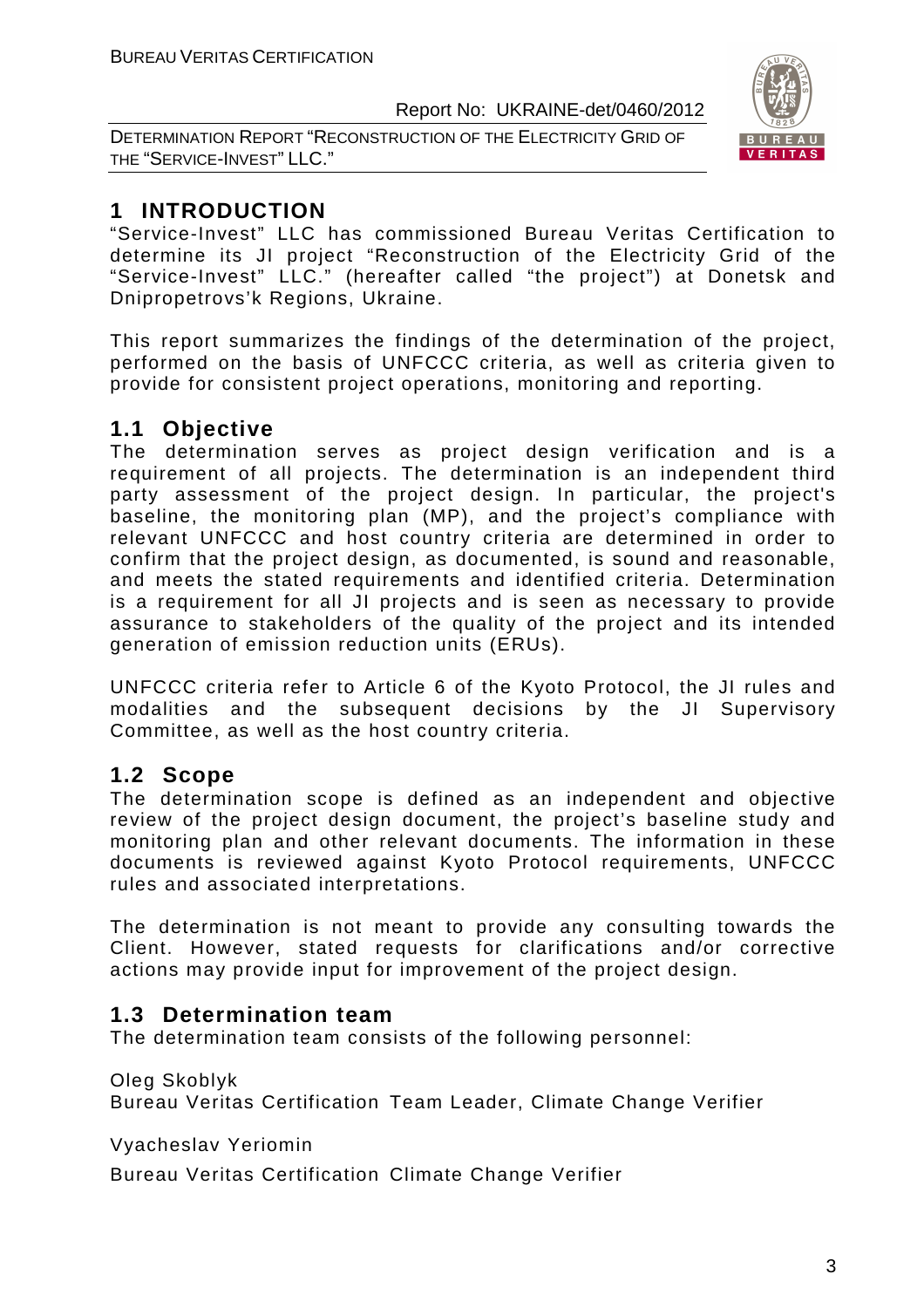# 1 INTRODUCTION

"Service-Invest" LLC has commissioned Bureau Veritas Certification to determine its JI project "Reconstruction of the Electricity Grid of the "Service-Invest" LLC." (hereafter called "the project") at Donetsk and Dnipropetrovs'k Regions, Ukraine.

This report summarizes the findings of the determination of the project, performed on the basis of UNFCCC criteria, as well as criteria given to provide for consistent project operations, monitoring and reporting.

## 1.1 Objective

The determination serves as project design verification and is a requirement of all projects. The determination is an independent third party assessment of the project design. In particular, the project's baseline, the monitoring plan (MP), and the project's compliance with relevant UNFCCC and host country criteria are determined in order to confirm that the project design, as documented, is sound and reasonable, and meets the stated requirements and identified criteria. Determination is a requirement for all JI projects and is seen as necessary to provide assurance to stakeholders of the quality of the project and its intended generation of emission reduction units (ERUs).

UNFCCC criteria refer to Article 6 of the Kyoto Protocol, the JI rules and modalities and the subsequent decisions by the JI Supervisory Committee, as well as the host country criteria.

## 1.2 Scope

The determination scope is defined as an independent and objective review of the project design document, the project's baseline study and monitoring plan and other relevant documents. The information in these documents is reviewed against Kyoto Protocol requirements, UNFCCC rules and associated interpretations.

The determination is not meant to provide any consulting towards the Client. However, stated requests for clarifications and/or corrective actions may provide input for improvement of the project design.

## 1.3 Determination team

The determination team consists of the following personnel:

Oleg Skoblyk
Bureau Veritas Certification Team Leader, Climate Change Verifier

Vyacheslav Yeriomin

Bureau Veritas Certification Climate Change Verifier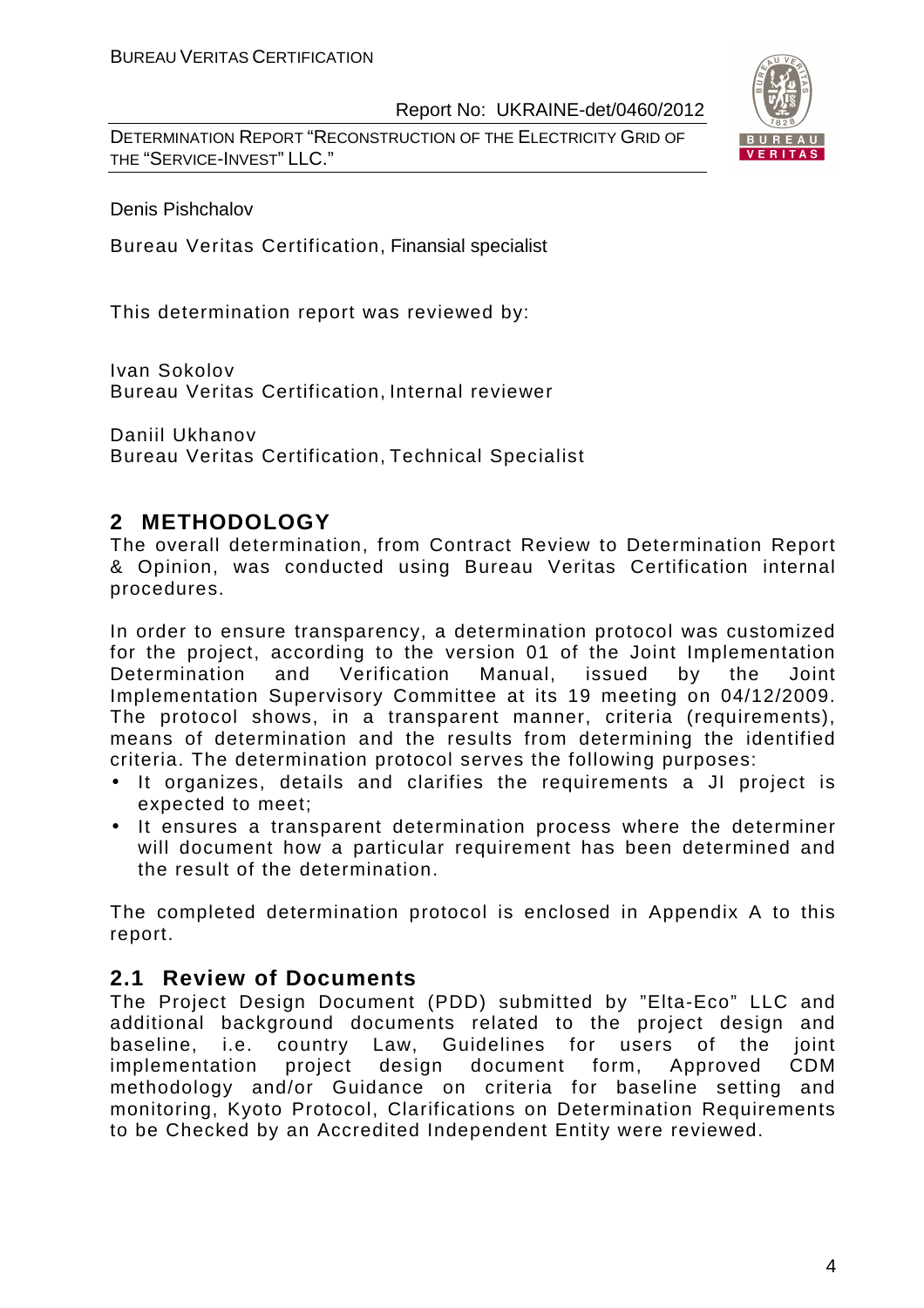Denis Pishchalov

Bureau Veritas Certification, Finansial specialist

This determination report was reviewed by:

Ivan Sokolov
Bureau Veritas Certification, Internal reviewer

Daniil Ukhanov
Bureau Veritas Certification, Technical Specialist

## 2 METHODOLOGY

The overall determination, from Contract Review to Determination Report & Opinion, was conducted using Bureau Veritas Certification internal procedures.

In order to ensure transparency, a determination protocol was customized for the project, according to the version 01 of the Joint Implementation Determination and Verification Manual, issued by the Joint Implementation Supervisory Committee at its 19 meeting on 04/12/2009. The protocol shows, in a transparent manner, criteria (requirements), means of determination and the results from determining the identified criteria. The determination protocol serves the following purposes:

- It organizes, details and clarifies the requirements a JI project is expected to meet;
- It ensures a transparent determination process where the determiner will document how a particular requirement has been determined and the result of the determination.

The completed determination protocol is enclosed in Appendix A to this report.

### 2.1 Review of Documents

The Project Design Document (PDD) submitted by "Elta-Eco" LLC and additional background documents related to the project design and baseline, i.e. country Law, Guidelines for users of the joint implementation project design document form, Approved CDM methodology and/or Guidance on criteria for baseline setting and monitoring, Kyoto Protocol, Clarifications on Determination Requirements to be Checked by an Accredited Independent Entity were reviewed.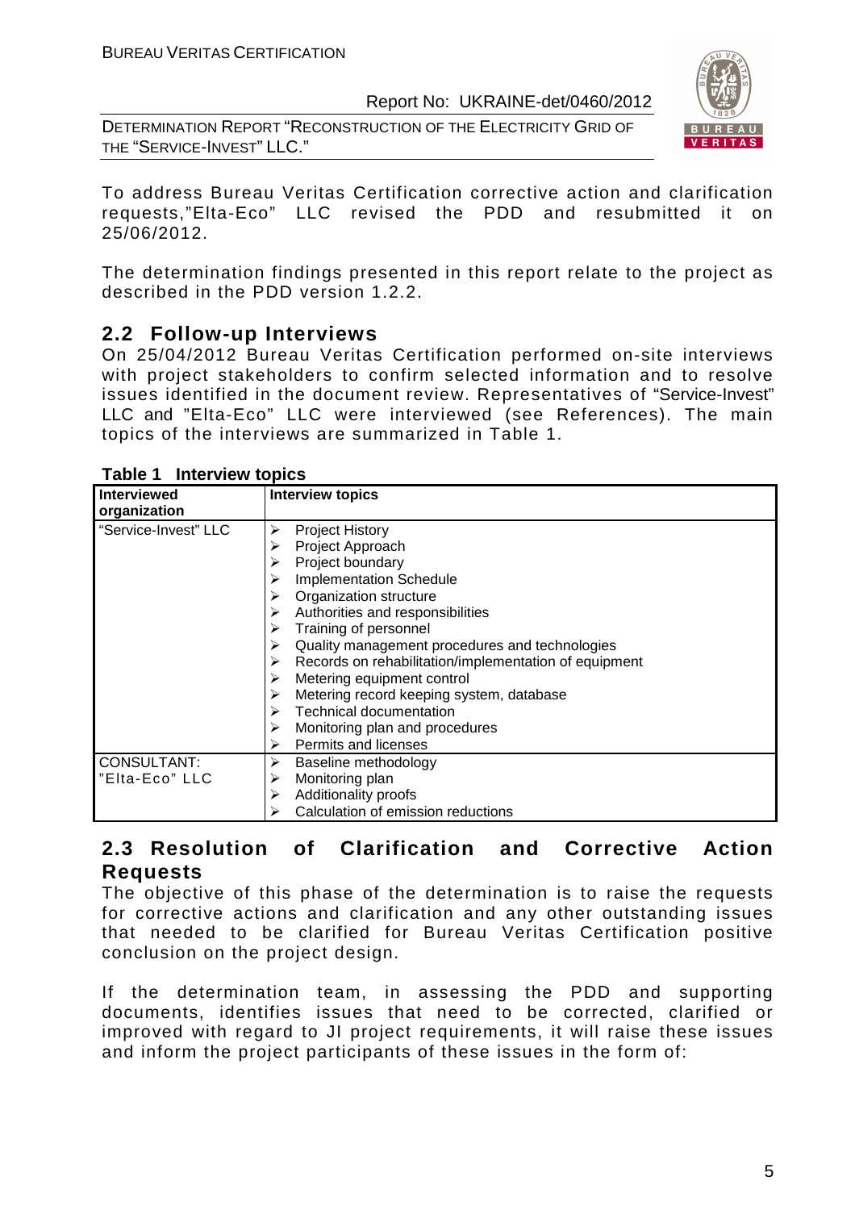To address Bureau Veritas Certification corrective action and clarification requests,"Elta-Eco" LLC revised the PDD and resubmitted it on 25/06/2012.

The determination findings presented in this report relate to the project as described in the PDD version 1.2.2.

## 2.2 Follow-up Interviews

On 25/04/2012 Bureau Veritas Certification performed on-site interviews with project stakeholders to confirm selected information and to resolve issues identified in the document review. Representatives of "Service-Invest" LLC and "Elta-Eco" LLC were interviewed (see References). The main topics of the interviews are summarized in Table 1.

**Table 1 Interview topics**

| Interviewed organization | Interview topics |
|---|---|
| "Service-Invest" LLC | ➢ Project History<br>➢ Project Approach<br>➢ Project boundary<br>➢ Implementation Schedule<br>➢ Organization structure<br>➢ Authorities and responsibilities<br>➢ Training of personnel<br>➢ Quality management procedures and technologies<br>➢ Records on rehabilitation/implementation of equipment<br>➢ Metering equipment control<br>➢ Metering record keeping system, database<br>➢ Technical documentation<br>➢ Monitoring plan and procedures<br>➢ Permits and licenses |
| CONSULTANT: "Elta-Eco" LLC | ➢ Baseline methodology<br>➢ Monitoring plan<br>➢ Additionality proofs<br>➢ Calculation of emission reductions |

## 2.3 Resolution of Clarification and Corrective Action Requests

The objective of this phase of the determination is to raise the requests for corrective actions and clarification and any other outstanding issues that needed to be clarified for Bureau Veritas Certification positive conclusion on the project design.

If the determination team, in assessing the PDD and supporting documents, identifies issues that need to be corrected, clarified or improved with regard to JI project requirements, it will raise these issues and inform the project participants of these issues in the form of: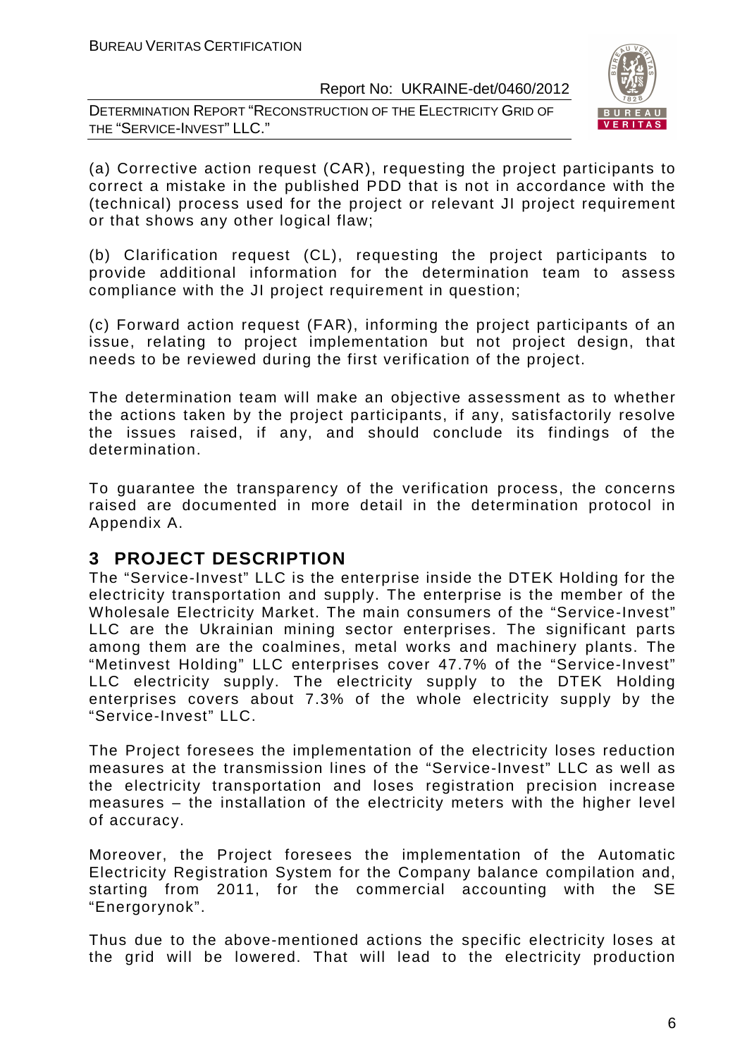(a) Corrective action request (CAR), requesting the project participants to correct a mistake in the published PDD that is not in accordance with the (technical) process used for the project or relevant JI project requirement or that shows any other logical flaw;

(b) Clarification request (CL), requesting the project participants to provide additional information for the determination team to assess compliance with the JI project requirement in question;

(c) Forward action request (FAR), informing the project participants of an issue, relating to project implementation but not project design, that needs to be reviewed during the first verification of the project.

The determination team will make an objective assessment as to whether the actions taken by the project participants, if any, satisfactorily resolve the issues raised, if any, and should conclude its findings of the determination.

To guarantee the transparency of the verification process, the concerns raised are documented in more detail in the determination protocol in Appendix A.

# 3 PROJECT DESCRIPTION

The "Service-Invest" LLC is the enterprise inside the DTEK Holding for the electricity transportation and supply. The enterprise is the member of the Wholesale Electricity Market. The main consumers of the "Service-Invest" LLC are the Ukrainian mining sector enterprises. The significant parts among them are the coalmines, metal works and machinery plants. The "Metinvest Holding" LLC enterprises cover 47.7% of the "Service-Invest" LLC electricity supply. The electricity supply to the DTEK Holding enterprises covers about 7.3% of the whole electricity supply by the "Service-Invest" LLC.

The Project foresees the implementation of the electricity loses reduction measures at the transmission lines of the "Service-Invest" LLC as well as the electricity transportation and loses registration precision increase measures – the installation of the electricity meters with the higher level of accuracy.

Moreover, the Project foresees the implementation of the Automatic Electricity Registration System for the Company balance compilation and, starting from 2011, for the commercial accounting with the SE "Energorynok".

Thus due to the above-mentioned actions the specific electricity loses at the grid will be lowered. That will lead to the electricity production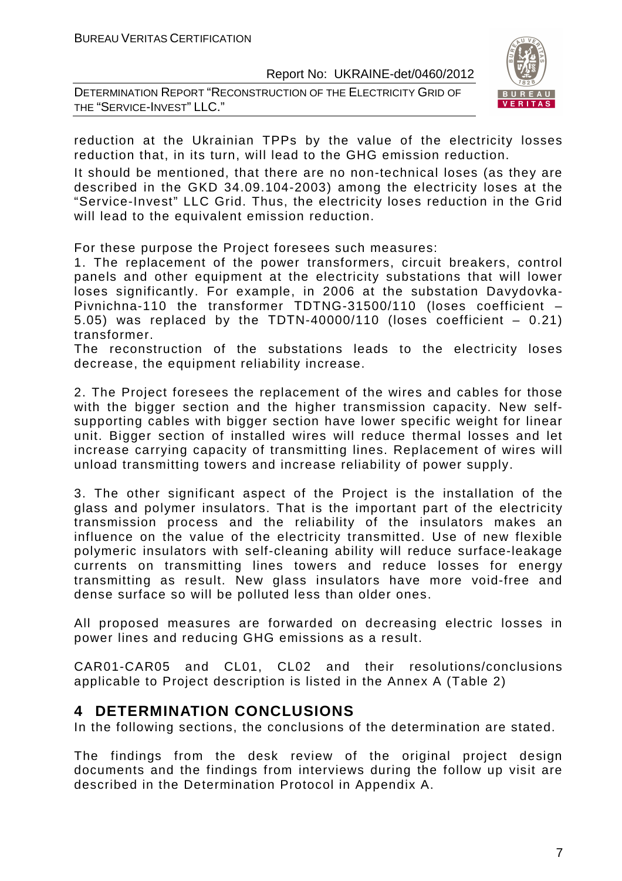reduction at the Ukrainian TPPs by the value of the electricity losses reduction that, in its turn, will lead to the GHG emission reduction.

It should be mentioned, that there are no non-technical loses (as they are described in the GKD 34.09.104-2003) among the electricity loses at the "Service-Invest" LLC Grid. Thus, the electricity loses reduction in the Grid will lead to the equivalent emission reduction.

For these purpose the Project foresees such measures:

1. The replacement of the power transformers, circuit breakers, control panels and other equipment at the electricity substations that will lower loses significantly. For example, in 2006 at the substation Davydovka-Pivnichna-110 the transformer TDTNG-31500/110 (loses coefficient – 5.05) was replaced by the TDTN-40000/110 (loses coefficient – 0.21) transformer.
The reconstruction of the substations leads to the electricity loses decrease, the equipment reliability increase.

2. The Project foresees the replacement of the wires and cables for those with the bigger section and the higher transmission capacity. New self-supporting cables with bigger section have lower specific weight for linear unit. Bigger section of installed wires will reduce thermal losses and let increase carrying capacity of transmitting lines. Replacement of wires will unload transmitting towers and increase reliability of power supply.

3. The other significant aspect of the Project is the installation of the glass and polymer insulators. That is the important part of the electricity transmission process and the reliability of the insulators makes an influence on the value of the electricity transmitted. Use of new flexible polymeric insulators with self-cleaning ability will reduce surface-leakage currents on transmitting lines towers and reduce losses for energy transmitting as result. New glass insulators have more void-free and dense surface so will be polluted less than older ones.

All proposed measures are forwarded on decreasing electric losses in power lines and reducing GHG emissions as a result.

CAR01-CAR05 and CL01, CL02 and their resolutions/conclusions applicable to Project description is listed in the Annex A (Table 2)

# 4 DETERMINATION CONCLUSIONS

In the following sections, the conclusions of the determination are stated.

The findings from the desk review of the original project design documents and the findings from interviews during the follow up visit are described in the Determination Protocol in Appendix A.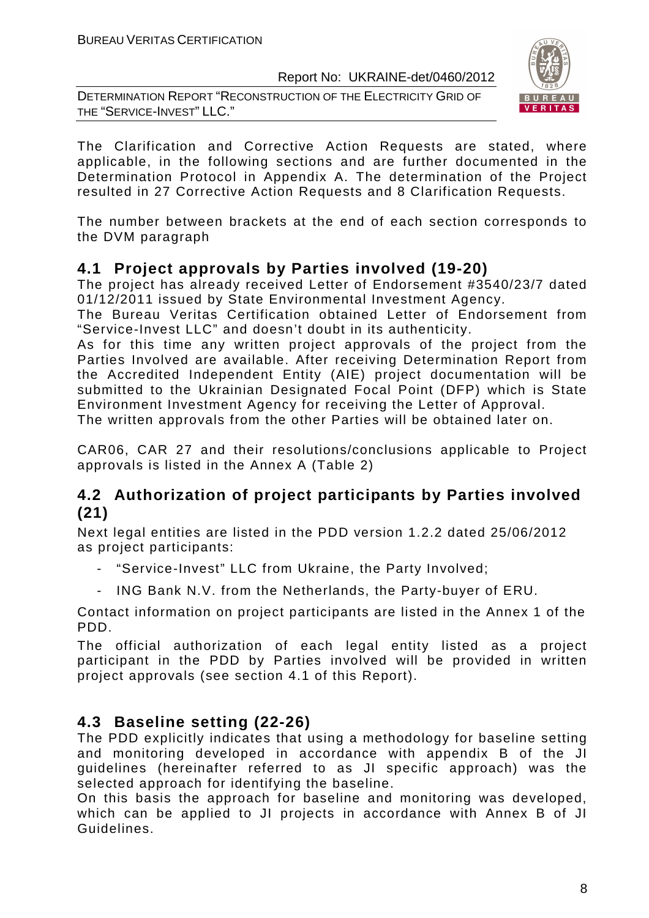The Clarification and Corrective Action Requests are stated, where applicable, in the following sections and are further documented in the Determination Protocol in Appendix A. The determination of the Project resulted in 27 Corrective Action Requests and 8 Clarification Requests.

The number between brackets at the end of each section corresponds to the DVM paragraph

## 4.1 Project approvals by Parties involved (19-20)

The project has already received Letter of Endorsement #3540/23/7 dated 01/12/2011 issued by State Environmental Investment Agency.

The Bureau Veritas Certification obtained Letter of Endorsement from "Service-Invest LLC" and doesn't doubt in its authenticity.

As for this time any written project approvals of the project from the Parties Involved are available. After receiving Determination Report from the Accredited Independent Entity (AIE) project documentation will be submitted to the Ukrainian Designated Focal Point (DFP) which is State Environment Investment Agency for receiving the Letter of Approval.

The written approvals from the other Parties will be obtained later on.

CAR06, CAR 27 and their resolutions/conclusions applicable to Project approvals is listed in the Annex A (Table 2)

## 4.2 Authorization of project participants by Parties involved (21)

Next legal entities are listed in the PDD version 1.2.2 dated 25/06/2012 as project participants:

- "Service-Invest" LLC from Ukraine, the Party Involved;
- ING Bank N.V. from the Netherlands, the Party-buyer of ERU.

Contact information on project participants are listed in the Annex 1 of the PDD.

The official authorization of each legal entity listed as a project participant in the PDD by Parties involved will be provided in written project approvals (see section 4.1 of this Report).

## 4.3 Baseline setting (22-26)

The PDD explicitly indicates that using a methodology for baseline setting and monitoring developed in accordance with appendix B of the JI guidelines (hereinafter referred to as JI specific approach) was the selected approach for identifying the baseline.

On this basis the approach for baseline and monitoring was developed, which can be applied to JI projects in accordance with Annex B of JI Guidelines.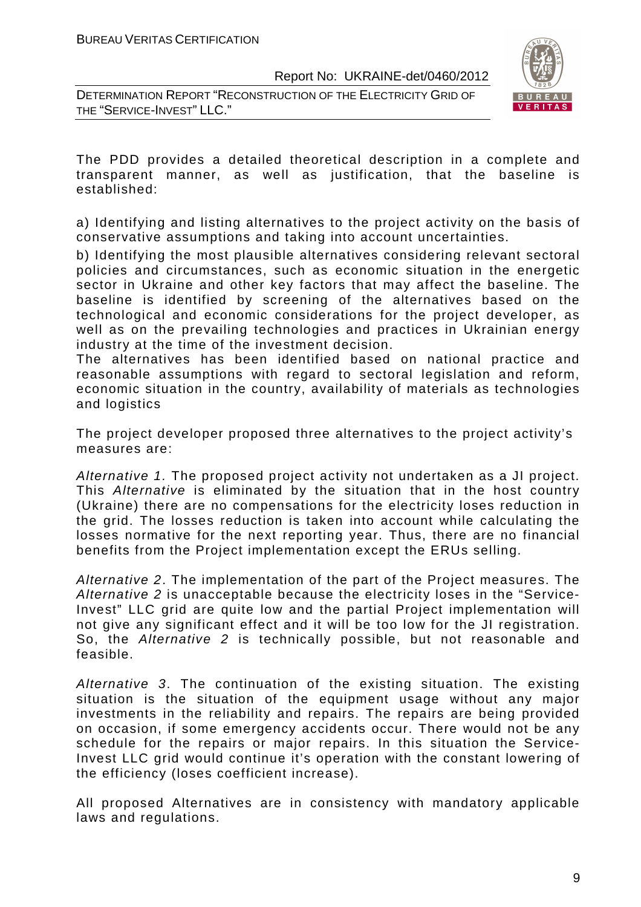The PDD provides a detailed theoretical description in a complete and transparent manner, as well as justification, that the baseline is established:

a) Identifying and listing alternatives to the project activity on the basis of conservative assumptions and taking into account uncertainties.

b) Identifying the most plausible alternatives considering relevant sectoral policies and circumstances, such as economic situation in the energetic sector in Ukraine and other key factors that may affect the baseline. The baseline is identified by screening of the alternatives based on the technological and economic considerations for the project developer, as well as on the prevailing technologies and practices in Ukrainian energy industry at the time of the investment decision.

The alternatives has been identified based on national practice and reasonable assumptions with regard to sectoral legislation and reform, economic situation in the country, availability of materials as technologies and logistics

The project developer proposed three alternatives to the project activity's measures are:

*Alternative 1.* The proposed project activity not undertaken as a JI project. This *Alternative* is eliminated by the situation that in the host country (Ukraine) there are no compensations for the electricity loses reduction in the grid. The losses reduction is taken into account while calculating the losses normative for the next reporting year. Thus, there are no financial benefits from the Project implementation except the ERUs selling.

*Alternative 2*. The implementation of the part of the Project measures. The *Alternative 2* is unacceptable because the electricity loses in the "Service-Invest" LLC grid are quite low and the partial Project implementation will not give any significant effect and it will be too low for the JI registration. So, the *Alternative 2* is technically possible, but not reasonable and feasible.

*Alternative 3*. The continuation of the existing situation. The existing situation is the situation of the equipment usage without any major investments in the reliability and repairs. The repairs are being provided on occasion, if some emergency accidents occur. There would not be any schedule for the repairs or major repairs. In this situation the Service-Invest LLC grid would continue it's operation with the constant lowering of the efficiency (loses coefficient increase).

All proposed Alternatives are in consistency with mandatory applicable laws and regulations.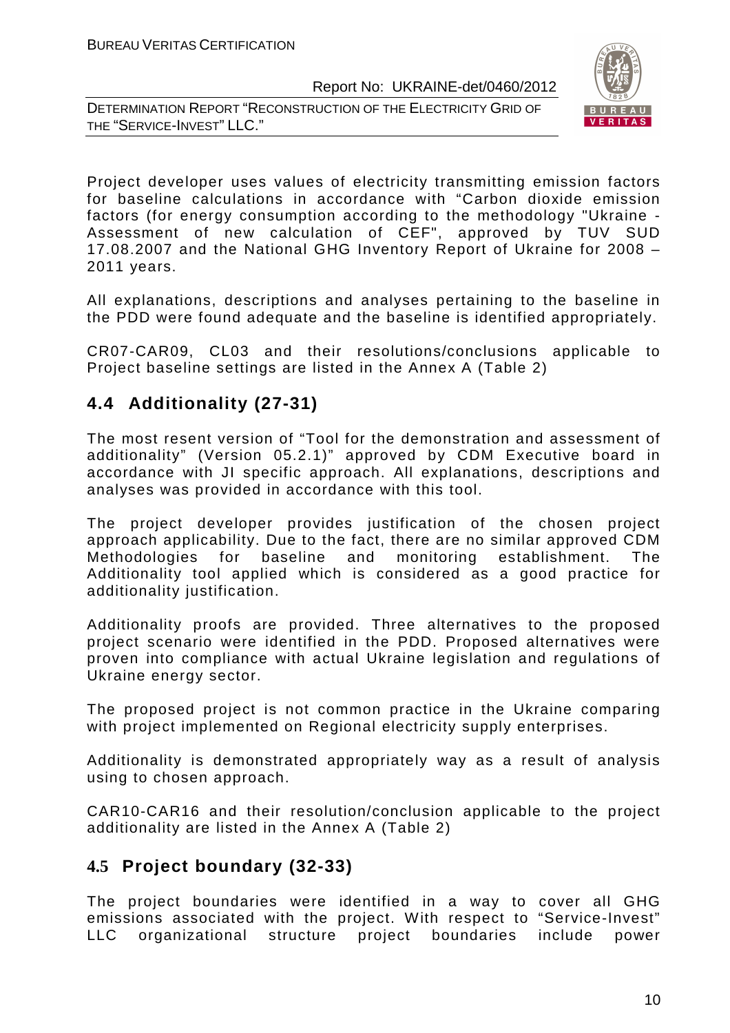Project developer uses values of electricity transmitting emission factors for baseline calculations in accordance with "Carbon dioxide emission factors (for energy consumption according to the methodology "Ukraine - Assessment of new calculation of CEF", approved by TUV SUD 17.08.2007 and the National GHG Inventory Report of Ukraine for 2008 – 2011 years.

All explanations, descriptions and analyses pertaining to the baseline in the PDD were found adequate and the baseline is identified appropriately.

CR07-CAR09, CL03 and their resolutions/conclusions applicable to Project baseline settings are listed in the Annex A (Table 2)

## 4.4 Additionality (27-31)

The most resent version of "Tool for the demonstration and assessment of additionality" (Version 05.2.1)" approved by CDM Executive board in accordance with JI specific approach. All explanations, descriptions and analyses was provided in accordance with this tool.

The project developer provides justification of the chosen project approach applicability. Due to the fact, there are no similar approved CDM Methodologies for baseline and monitoring establishment. The Additionality tool applied which is considered as a good practice for additionality justification.

Additionality proofs are provided. Three alternatives to the proposed project scenario were identified in the PDD. Proposed alternatives were proven into compliance with actual Ukraine legislation and regulations of Ukraine energy sector.

The proposed project is not common practice in the Ukraine comparing with project implemented on Regional electricity supply enterprises.

Additionality is demonstrated appropriately way as a result of analysis using to chosen approach.

CAR10-CAR16 and their resolution/conclusion applicable to the project additionality are listed in the Annex A (Table 2)

## 4.5 Project boundary (32-33)

The project boundaries were identified in a way to cover all GHG emissions associated with the project. With respect to "Service-Invest" LLC organizational structure project boundaries include power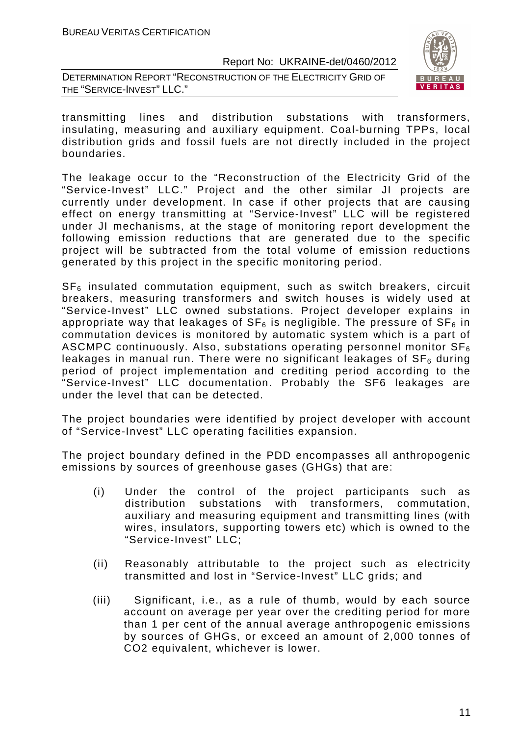transmitting lines and distribution substations with transformers, insulating, measuring and auxiliary equipment. Coal-burning TPPs, local distribution grids and fossil fuels are not directly included in the project boundaries.

The leakage occur to the "Reconstruction of the Electricity Grid of the "Service-Invest" LLC." Project and the other similar JI projects are currently under development. In case if other projects that are causing effect on energy transmitting at "Service-Invest" LLC will be registered under JI mechanisms, at the stage of monitoring report development the following emission reductions that are generated due to the specific project will be subtracted from the total volume of emission reductions generated by this project in the specific monitoring period.

$SF_6$ insulated commutation equipment, such as switch breakers, circuit breakers, measuring transformers and switch houses is widely used at "Service-Invest" LLC owned substations. Project developer explains in appropriate way that leakages of $SF_6$ is negligible. The pressure of $SF_6$ in commutation devices is monitored by automatic system which is a part of ASCMPC continuously. Also, substations operating personnel monitor $SF_6$ leakages in manual run. There were no significant leakages of $SF_6$ during period of project implementation and crediting period according to the "Service-Invest" LLC documentation. Probably the SF6 leakages are under the level that can be detected.

The project boundaries were identified by project developer with account of "Service-Invest" LLC operating facilities expansion.

The project boundary defined in the PDD encompasses all anthropogenic emissions by sources of greenhouse gases (GHGs) that are:

(i) Under the control of the project participants such as distribution substations with transformers, commutation, auxiliary and measuring equipment and transmitting lines (with wires, insulators, supporting towers etc) which is owned to the "Service-Invest" LLC;

(ii) Reasonably attributable to the project such as electricity transmitted and lost in "Service-Invest" LLC grids; and

(iii) Significant, i.e., as a rule of thumb, would by each source account on average per year over the crediting period for more than 1 per cent of the annual average anthropogenic emissions by sources of GHGs, or exceed an amount of 2,000 tonnes of CO2 equivalent, whichever is lower.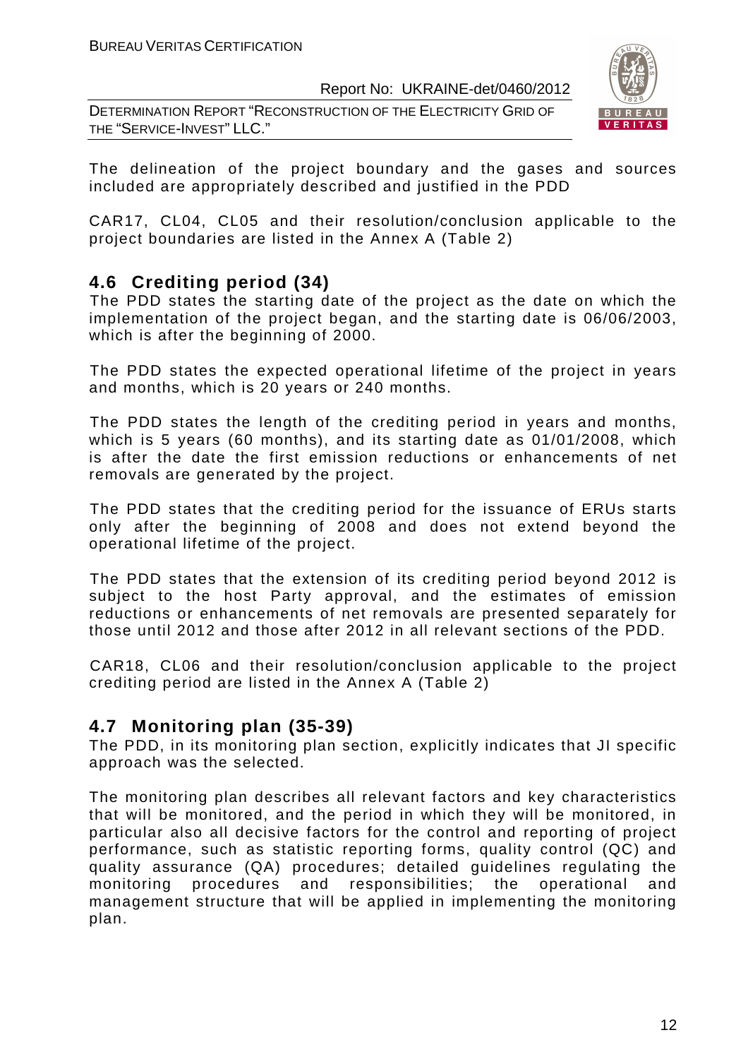The delineation of the project boundary and the gases and sources included are appropriately described and justified in the PDD

CAR17, CL04, CL05 and their resolution/conclusion applicable to the project boundaries are listed in the Annex A (Table 2)

## 4.6 Crediting period (34)

The PDD states the starting date of the project as the date on which the implementation of the project began, and the starting date is 06/06/2003, which is after the beginning of 2000.

The PDD states the expected operational lifetime of the project in years and months, which is 20 years or 240 months.

The PDD states the length of the crediting period in years and months, which is 5 years (60 months), and its starting date as 01/01/2008, which is after the date the first emission reductions or enhancements of net removals are generated by the project.

The PDD states that the crediting period for the issuance of ERUs starts only after the beginning of 2008 and does not extend beyond the operational lifetime of the project.

The PDD states that the extension of its crediting period beyond 2012 is subject to the host Party approval, and the estimates of emission reductions or enhancements of net removals are presented separately for those until 2012 and those after 2012 in all relevant sections of the PDD.

CAR18, CL06 and their resolution/conclusion applicable to the project crediting period are listed in the Annex A (Table 2)

## 4.7 Monitoring plan (35-39)

The PDD, in its monitoring plan section, explicitly indicates that JI specific approach was the selected.

The monitoring plan describes all relevant factors and key characteristics that will be monitored, and the period in which they will be monitored, in particular also all decisive factors for the control and reporting of project performance, such as statistic reporting forms, quality control (QC) and quality assurance (QA) procedures; detailed guidelines regulating the monitoring procedures and responsibilities; the operational and management structure that will be applied in implementing the monitoring plan.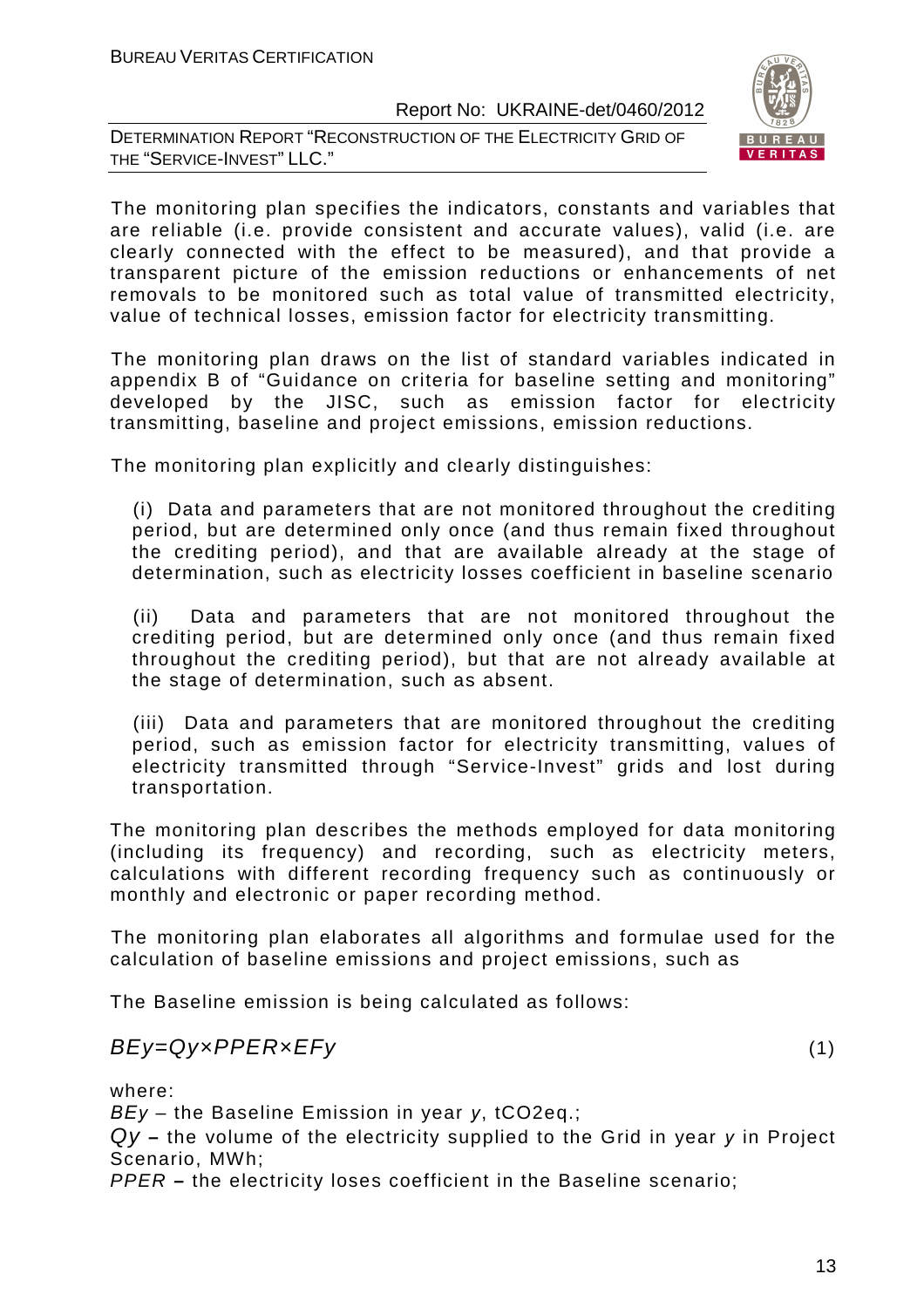The monitoring plan specifies the indicators, constants and variables that are reliable (i.e. provide consistent and accurate values), valid (i.e. are clearly connected with the effect to be measured), and that provide a transparent picture of the emission reductions or enhancements of net removals to be monitored such as total value of transmitted electricity, value of technical losses, emission factor for electricity transmitting.

The monitoring plan draws on the list of standard variables indicated in appendix B of "Guidance on criteria for baseline setting and monitoring" developed by the JISC, such as emission factor for electricity transmitting, baseline and project emissions, emission reductions.

The monitoring plan explicitly and clearly distinguishes:

(i) Data and parameters that are not monitored throughout the crediting period, but are determined only once (and thus remain fixed throughout the crediting period), and that are available already at the stage of determination, such as electricity losses coefficient in baseline scenario

(ii) Data and parameters that are not monitored throughout the crediting period, but are determined only once (and thus remain fixed throughout the crediting period), but that are not already available at the stage of determination, such as absent.

(iii) Data and parameters that are monitored throughout the crediting period, such as emission factor for electricity transmitting, values of electricity transmitted through "Service-Invest" grids and lost during transportation.

The monitoring plan describes the methods employed for data monitoring (including its frequency) and recording, such as electricity meters, calculations with different recording frequency such as continuously or monthly and electronic or paper recording method.

The monitoring plan elaborates all algorithms and formulae used for the calculation of baseline emissions and project emissions, such as

The Baseline emission is being calculated as follows:

$$BEy = Qy \times PPER \times EFy \quad (1)$$

where:

$BEy$ – the Baseline Emission in year $y$, $tCO_2eq.$;

$Qy$ – the volume of the electricity supplied to the Grid in year $y$ in Project Scenario, MWh;

$PPER$ – the electricity loses coefficient in the Baseline scenario;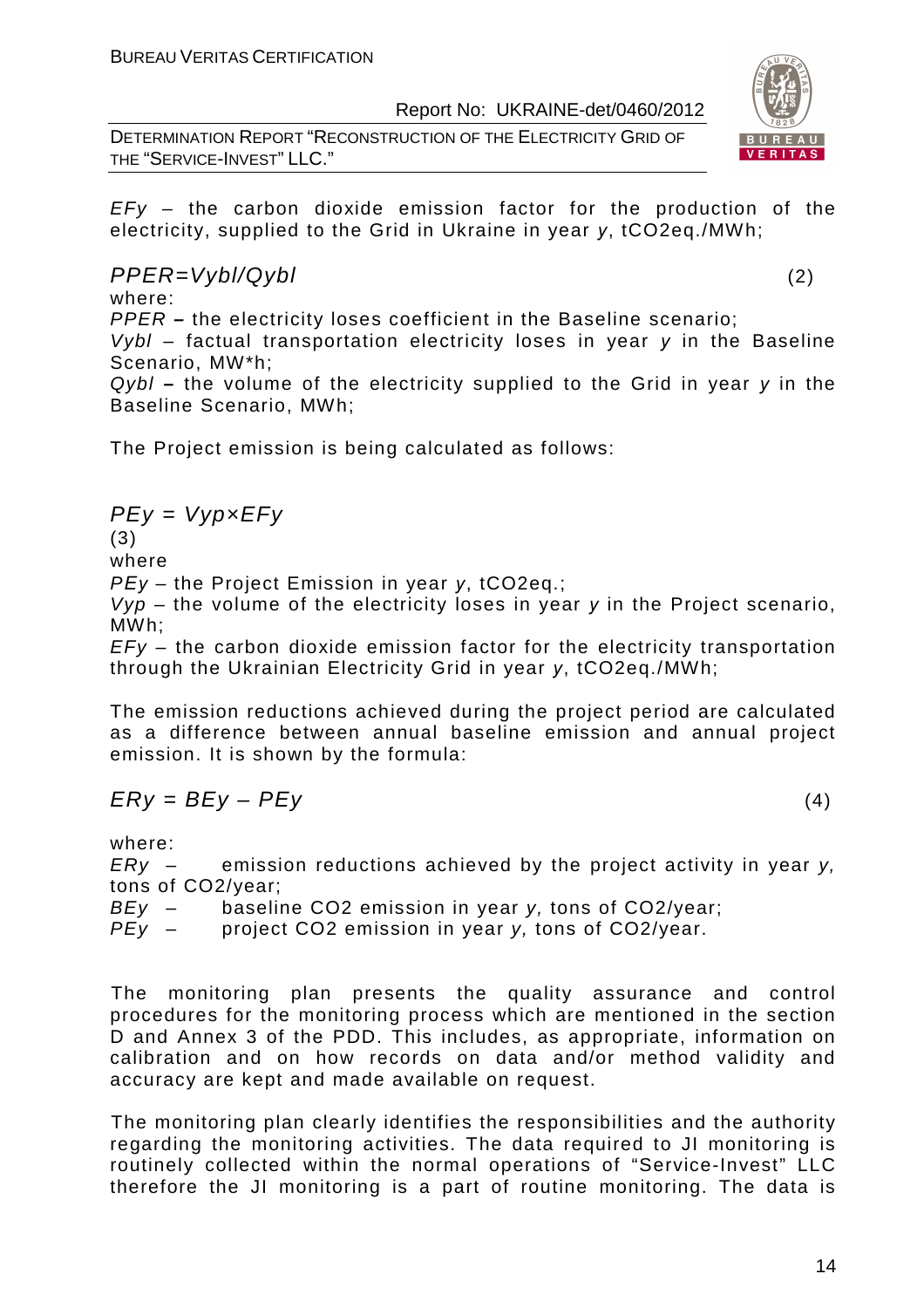$EFy$ – the carbon dioxide emission factor for the production of the electricity, supplied to the Grid in Ukraine in year $y$, $tCO_2eq./MWh$;

$$PPER=Vybl/Qybl \quad (2)$$

where:

$PPER$ **–** the electricity loses coefficient in the Baseline scenario;

$Vybl$ – factual transportation electricity loses in year $y$ in the Baseline Scenario, MW*h;

$Qybl$ **–** the volume of the electricity supplied to the Grid in year $y$ in the Baseline Scenario, MWh;

The Project emission is being calculated as follows:

$$PEy = Vyp \times EFy$$

(3)

where

$PEy$ – the Project Emission in year $y$, $tCO_2eq.$;

$Vyp$ – the volume of the electricity loses in year $y$ in the Project scenario, MWh;

$EFy$ – the carbon dioxide emission factor for the electricity transportation through the Ukrainian Electricity Grid in year $y$, $tCO_2eq./MWh$;

The emission reductions achieved during the project period are calculated as a difference between annual baseline emission and annual project emission. It is shown by the formula:

$$ERy = BEy – PEy \quad (4)$$

where:

$ERy$ – emission reductions achieved by the project activity in year $y$, tons of $CO_2$/year;

$BEy$ – baseline $CO_2$ emission in year $y$, tons of $CO_2$/year;

$PEy$ – project $CO_2$ emission in year $y$, tons of $CO_2$/year.

The monitoring plan presents the quality assurance and control procedures for the monitoring process which are mentioned in the section D and Annex 3 of the PDD. This includes, as appropriate, information on calibration and on how records on data and/or method validity and accuracy are kept and made available on request.

The monitoring plan clearly identifies the responsibilities and the authority regarding the monitoring activities. The data required to JI monitoring is routinely collected within the normal operations of "Service-Invest" LLC therefore the JI monitoring is a part of routine monitoring. The data is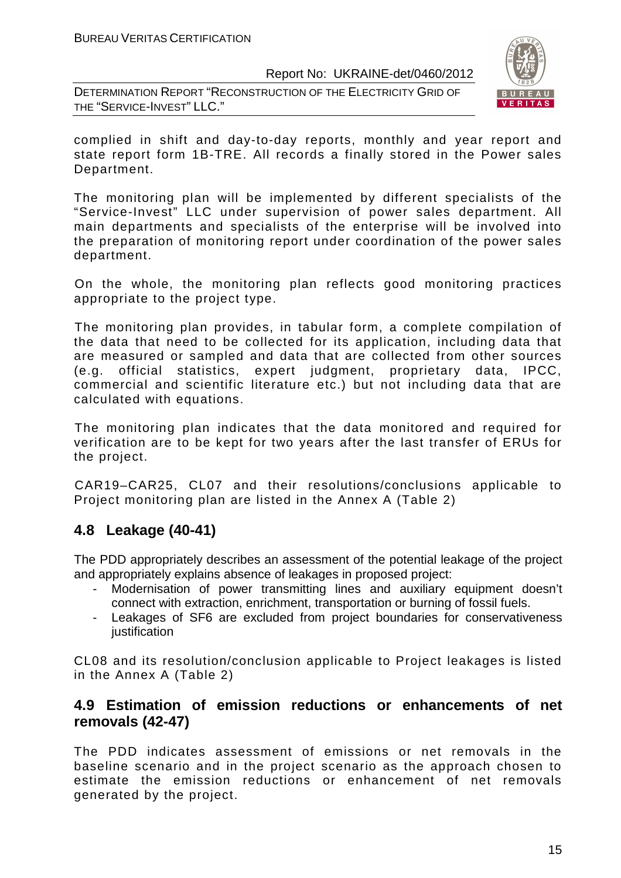complied in shift and day-to-day reports, monthly and year report and state report form 1B-TRE. All records a finally stored in the Power sales Department.

The monitoring plan will be implemented by different specialists of the "Service-Invest" LLC under supervision of power sales department. All main departments and specialists of the enterprise will be involved into the preparation of monitoring report under coordination of the power sales department.

On the whole, the monitoring plan reflects good monitoring practices appropriate to the project type.

The monitoring plan provides, in tabular form, a complete compilation of the data that need to be collected for its application, including data that are measured or sampled and data that are collected from other sources (e.g. official statistics, expert judgment, proprietary data, IPCC, commercial and scientific literature etc.) but not including data that are calculated with equations.

The monitoring plan indicates that the data monitored and required for verification are to be kept for two years after the last transfer of ERUs for the project.

CAR19–CAR25, CL07 and their resolutions/conclusions applicable to Project monitoring plan are listed in the Annex A (Table 2)

## 4.8 Leakage (40-41)

The PDD appropriately describes an assessment of the potential leakage of the project and appropriately explains absence of leakages in proposed project:

- Modernisation of power transmitting lines and auxiliary equipment doesn't connect with extraction, enrichment, transportation or burning of fossil fuels.
- Leakages of SF6 are excluded from project boundaries for conservativeness justification

CL08 and its resolution/conclusion applicable to Project leakages is listed in the Annex A (Table 2)

## 4.9 Estimation of emission reductions or enhancements of net removals (42-47)

The PDD indicates assessment of emissions or net removals in the baseline scenario and in the project scenario as the approach chosen to estimate the emission reductions or enhancement of net removals generated by the project.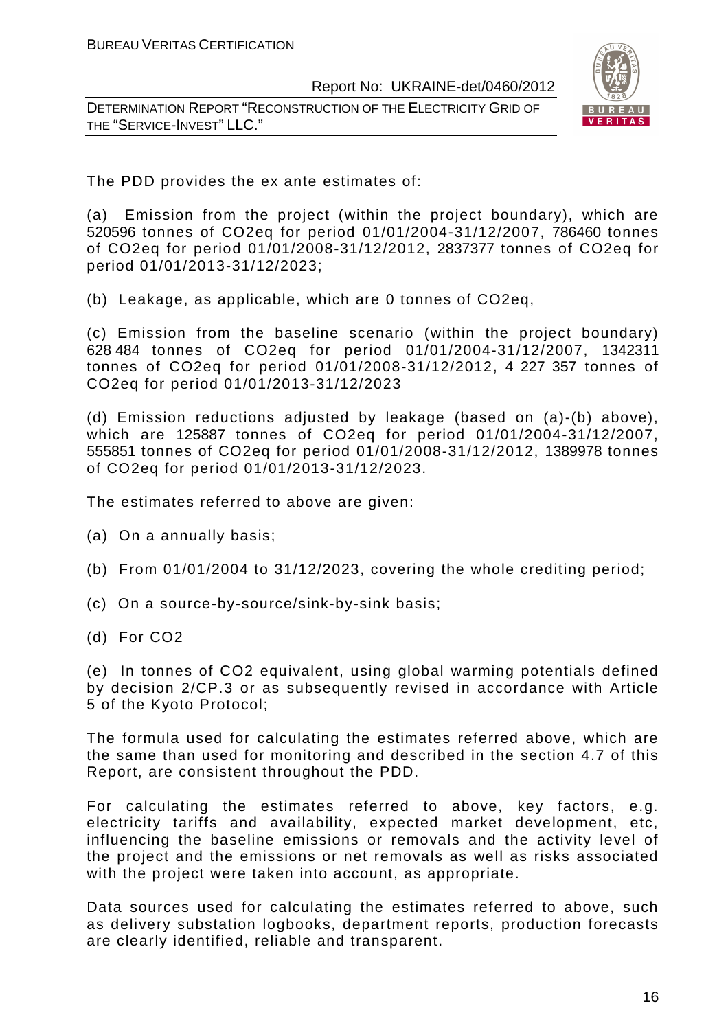The PDD provides the ex ante estimates of:

(a) Emission from the project (within the project boundary), which are 520596 tonnes of $CO_2$eq for period 01/01/2004-31/12/2007, 786460 tonnes of $CO_2$eq for period 01/01/2008-31/12/2012, 2837377 tonnes of $CO_2$eq for period 01/01/2013-31/12/2023;

(b) Leakage, as applicable, which are 0 tonnes of $CO_2$eq,

(c) Emission from the baseline scenario (within the project boundary) 628 484 tonnes of $CO_2$eq for period 01/01/2004-31/12/2007, 1342311 tonnes of $CO_2$eq for period 01/01/2008-31/12/2012, 4 227 357 tonnes of $CO_2$eq for period 01/01/2013-31/12/2023

(d) Emission reductions adjusted by leakage (based on (a)-(b) above), which are 125887 tonnes of $CO_2$eq for period 01/01/2004-31/12/2007, 555851 tonnes of $CO_2$eq for period 01/01/2008-31/12/2012, 1389978 tonnes of $CO_2$eq for period 01/01/2013-31/12/2023.

The estimates referred to above are given:

(a) On a annually basis;

(b) From 01/01/2004 to 31/12/2023, covering the whole crediting period;

(c) On a source-by-source/sink-by-sink basis;

(d) For $CO_2$

(e) In tonnes of $CO_2$ equivalent, using global warming potentials defined by decision 2/CP.3 or as subsequently revised in accordance with Article 5 of the Kyoto Protocol;

The formula used for calculating the estimates referred above, which are the same than used for monitoring and described in the section 4.7 of this Report, are consistent throughout the PDD.

For calculating the estimates referred to above, key factors, e.g. electricity tariffs and availability, expected market development, etc, influencing the baseline emissions or removals and the activity level of the project and the emissions or net removals as well as risks associated with the project were taken into account, as appropriate.

Data sources used for calculating the estimates referred to above, such as delivery substation logbooks, department reports, production forecasts are clearly identified, reliable and transparent.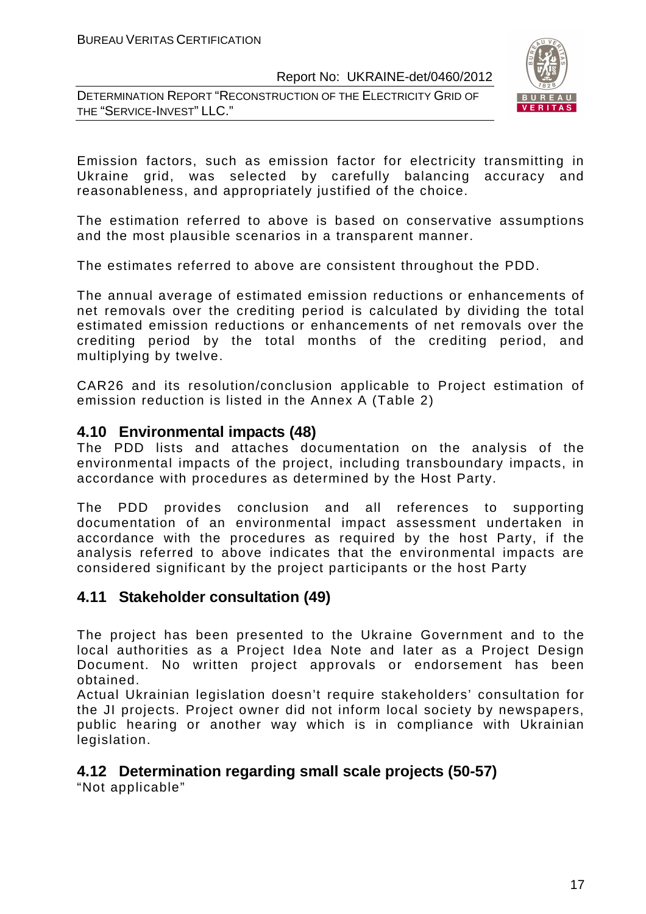Emission factors, such as emission factor for electricity transmitting in Ukraine grid, was selected by carefully balancing accuracy and reasonableness, and appropriately justified of the choice.

The estimation referred to above is based on conservative assumptions and the most plausible scenarios in a transparent manner.

The estimates referred to above are consistent throughout the PDD.

The annual average of estimated emission reductions or enhancements of net removals over the crediting period is calculated by dividing the total estimated emission reductions or enhancements of net removals over the crediting period by the total months of the crediting period, and multiplying by twelve.

CAR26 and its resolution/conclusion applicable to Project estimation of emission reduction is listed in the Annex A (Table 2)

## 4.10 Environmental impacts (48)

The PDD lists and attaches documentation on the analysis of the environmental impacts of the project, including transboundary impacts, in accordance with procedures as determined by the Host Party.

The PDD provides conclusion and all references to supporting documentation of an environmental impact assessment undertaken in accordance with the procedures as required by the host Party, if the analysis referred to above indicates that the environmental impacts are considered significant by the project participants or the host Party

## 4.11 Stakeholder consultation (49)

The project has been presented to the Ukraine Government and to the local authorities as a Project Idea Note and later as a Project Design Document. No written project approvals or endorsement has been obtained.
Actual Ukrainian legislation doesn't require stakeholders' consultation for the JI projects. Project owner did not inform local society by newspapers, public hearing or another way which is in compliance with Ukrainian legislation.

## 4.12 Determination regarding small scale projects (50-57)

"Not applicable"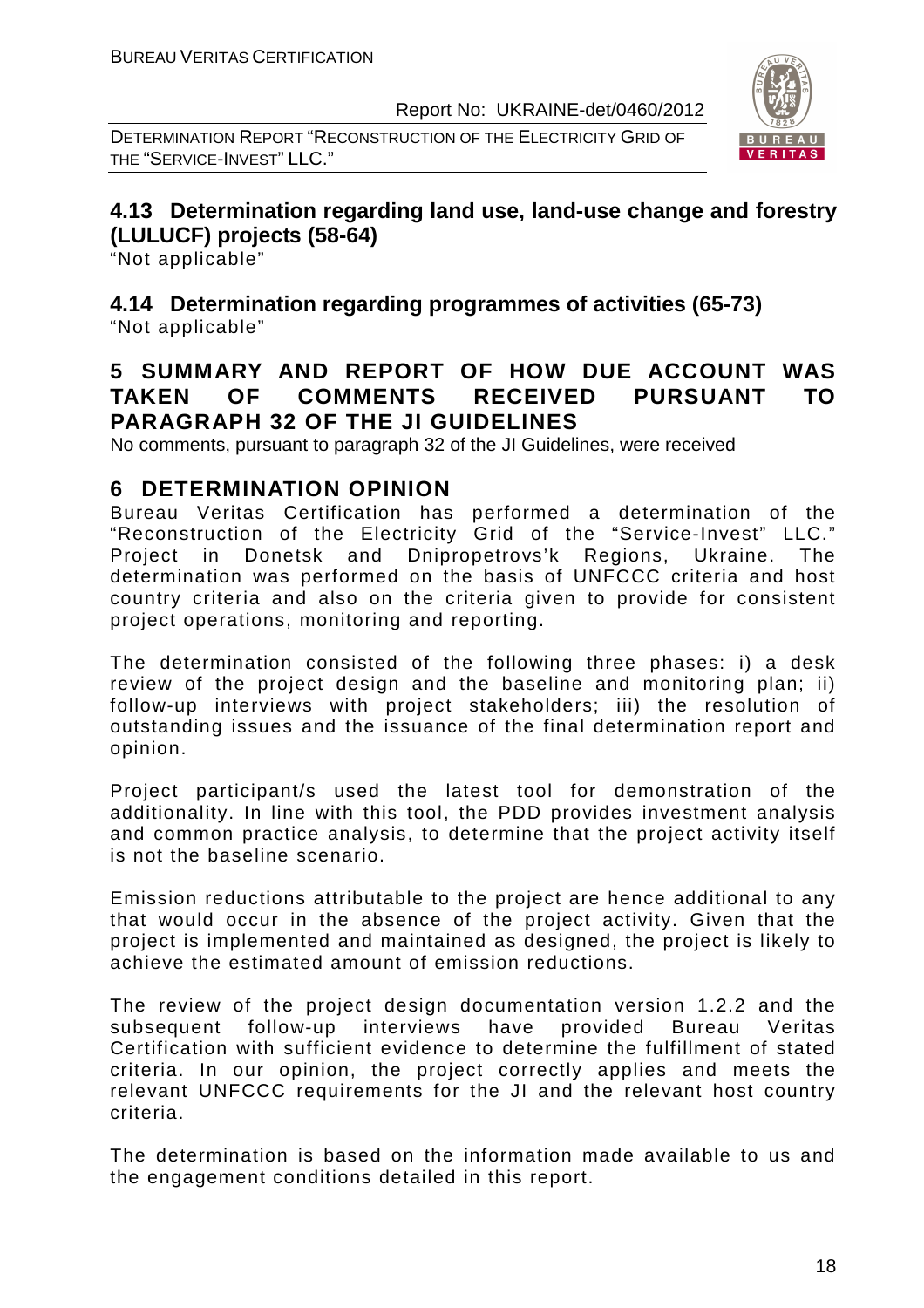## 4.13 Determination regarding land use, land-use change and forestry (LULUCF) projects (58-64)

"Not applicable"

## 4.14 Determination regarding programmes of activities (65-73)

"Not applicable"

# 5 SUMMARY AND REPORT OF HOW DUE ACCOUNT WAS TAKEN OF COMMENTS RECEIVED PURSUANT TO PARAGRAPH 32 OF THE JI GUIDELINES

No comments, pursuant to paragraph 32 of the JI Guidelines, were received

# 6 DETERMINATION OPINION

Bureau Veritas Certification has performed a determination of the "Reconstruction of the Electricity Grid of the "Service-Invest" LLC." Project in Donetsk and Dnipropetrovs'k Regions, Ukraine. The determination was performed on the basis of UNFCCC criteria and host country criteria and also on the criteria given to provide for consistent project operations, monitoring and reporting.

The determination consisted of the following three phases: i) a desk review of the project design and the baseline and monitoring plan; ii) follow-up interviews with project stakeholders; iii) the resolution of outstanding issues and the issuance of the final determination report and opinion.

Project participant/s used the latest tool for demonstration of the additionality. In line with this tool, the PDD provides investment analysis and common practice analysis, to determine that the project activity itself is not the baseline scenario.

Emission reductions attributable to the project are hence additional to any that would occur in the absence of the project activity. Given that the project is implemented and maintained as designed, the project is likely to achieve the estimated amount of emission reductions.

The review of the project design documentation version 1.2.2 and the subsequent follow-up interviews have provided Bureau Veritas Certification with sufficient evidence to determine the fulfillment of stated criteria. In our opinion, the project correctly applies and meets the relevant UNFCCC requirements for the JI and the relevant host country criteria.

The determination is based on the information made available to us and the engagement conditions detailed in this report.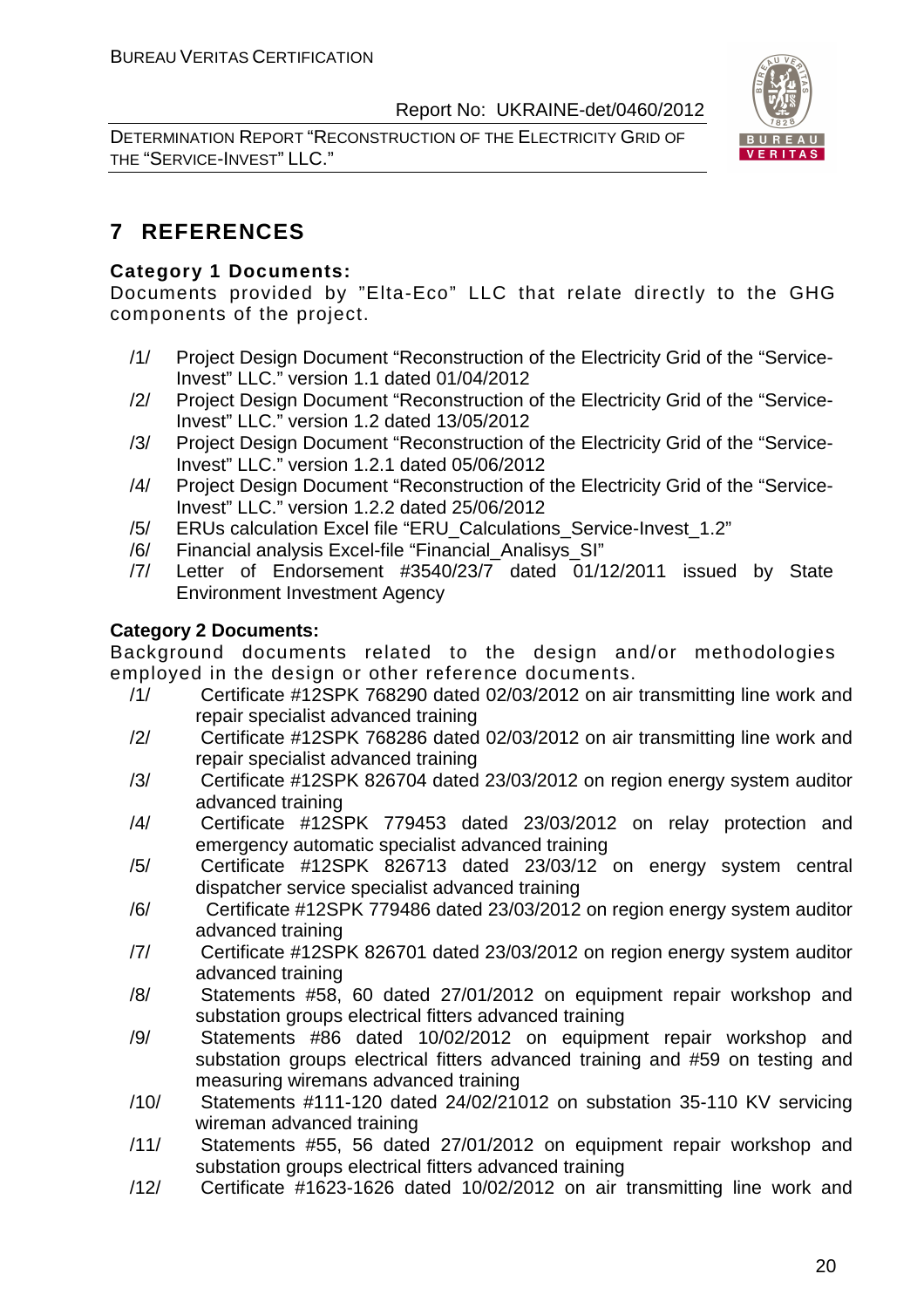## 7 REFERENCES

**Category 1 Documents:**

Documents provided by "Elta-Eco" LLC that relate directly to the GHG components of the project.

/1/ Project Design Document "Reconstruction of the Electricity Grid of the "Service-Invest" LLC." version 1.1 dated 01/04/2012

/2/ Project Design Document "Reconstruction of the Electricity Grid of the "Service-Invest" LLC." version 1.2 dated 13/05/2012

/3/ Project Design Document "Reconstruction of the Electricity Grid of the "Service-Invest" LLC." version 1.2.1 dated 05/06/2012

/4/ Project Design Document "Reconstruction of the Electricity Grid of the "Service-Invest" LLC." version 1.2.2 dated 25/06/2012

/5/ ERUs calculation Excel file "ERU_Calculations_Service-Invest_1.2"

/6/ Financial analysis Excel-file "Financial_Analisys_SI"

/7/ Letter of Endorsement #3540/23/7 dated 01/12/2011 issued by State Environment Investment Agency

**Category 2 Documents:**

Background documents related to the design and/or methodologies employed in the design or other reference documents.

/1/ Certificate #12SPK 768290 dated 02/03/2012 on air transmitting line work and repair specialist advanced training

/2/ Certificate #12SPK 768286 dated 02/03/2012 on air transmitting line work and repair specialist advanced training

/3/ Certificate #12SPK 826704 dated 23/03/2012 on region energy system auditor advanced training

/4/ Certificate #12SPK 779453 dated 23/03/2012 on relay protection and emergency automatic specialist advanced training

/5/ Certificate #12SPK 826713 dated 23/03/12 on energy system central dispatcher service specialist advanced training

/6/ Certificate #12SPK 779486 dated 23/03/2012 on region energy system auditor advanced training

/7/ Certificate #12SPK 826701 dated 23/03/2012 on region energy system auditor advanced training

/8/ Statements #58, 60 dated 27/01/2012 on equipment repair workshop and substation groups electrical fitters advanced training

/9/ Statements #86 dated 10/02/2012 on equipment repair workshop and substation groups electrical fitters advanced training and #59 on testing and measuring wiremans advanced training

/10/ Statements #111-120 dated 24/02/21012 on substation 35-110 KV servicing wireman advanced training

/11/ Statements #55, 56 dated 27/01/2012 on equipment repair workshop and substation groups electrical fitters advanced training

/12/ Certificate #1623-1626 dated 10/02/2012 on air transmitting line work and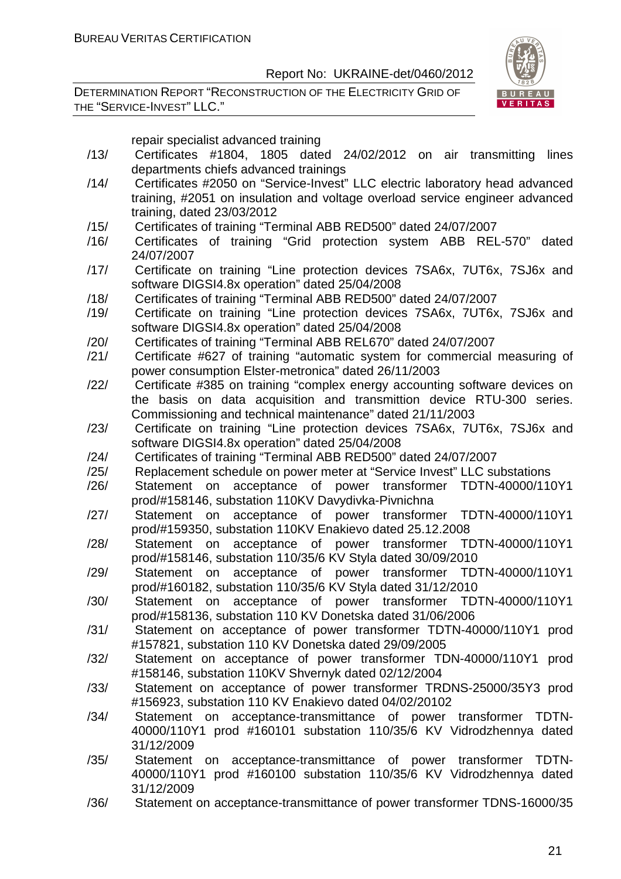repair specialist advanced training

/13/ Certificates #1804, 1805 dated 24/02/2012 on air transmitting lines departments chiefs advanced trainings

/14/ Certificates #2050 on "Service-Invest" LLC electric laboratory head advanced training, #2051 on insulation and voltage overload service engineer advanced training, dated 23/03/2012

/15/ Certificates of training "Terminal ABB RED500" dated 24/07/2007

/16/ Certificates of training "Grid protection system ABB REL-570" dated 24/07/2007

/17/ Certificate on training "Line protection devices 7SA6x, 7UT6x, 7SJ6x and software DIGSI4.8x operation" dated 25/04/2008

/18/ Certificates of training "Terminal ABB RED500" dated 24/07/2007

/19/ Certificate on training "Line protection devices 7SA6x, 7UT6x, 7SJ6x and software DIGSI4.8x operation" dated 25/04/2008

/20/ Certificates of training "Terminal ABB REL670" dated 24/07/2007

/21/ Certificate #627 of training "automatic system for commercial measuring of power consumption Elster-metronica" dated 26/11/2003

/22/ Certificate #385 on training "complex energy accounting software devices on the basis on data acquisition and transmittion device RTU-300 series. Commissioning and technical maintenance" dated 21/11/2003

/23/ Certificate on training "Line protection devices 7SA6x, 7UT6x, 7SJ6x and software DIGSI4.8x operation" dated 25/04/2008

/24/ Certificates of training "Terminal ABB RED500" dated 24/07/2007

/25/ Replacement schedule on power meter at "Service Invest" LLC substations

/26/ Statement on acceptance of power transformer TDTN-40000/110Y1 prod/#158146, substation 110KV Davydivka-Pivnichna

/27/ Statement on acceptance of power transformer TDTN-40000/110Y1 prod/#159350, substation 110KV Enakievo dated 25.12.2008

/28/ Statement on acceptance of power transformer TDTN-40000/110Y1 prod/#158146, substation 110/35/6 KV Styla dated 30/09/2010

/29/ Statement on acceptance of power transformer TDTN-40000/110Y1 prod/#160182, substation 110/35/6 KV Styla dated 31/12/2010

/30/ Statement on acceptance of power transformer TDTN-40000/110Y1 prod/#158136, substation 110 KV Donetska dated 31/06/2006

/31/ Statement on acceptance of power transformer TDTN-40000/110Y1 prod #157821, substation 110 KV Donetska dated 29/09/2005

/32/ Statement on acceptance of power transformer TDN-40000/110Y1 prod #158146, substation 110KV Shvernyk dated 02/12/2004

/33/ Statement on acceptance of power transformer TRDNS-25000/35Y3 prod #156923, substation 110 KV Enakievo dated 04/02/20102

/34/ Statement on acceptance-transmittance of power transformer TDTN-40000/110Y1 prod #160101 substation 110/35/6 KV Vidrodzhennya dated 31/12/2009

/35/ Statement on acceptance-transmittance of power transformer TDTN-40000/110Y1 prod #160100 substation 110/35/6 KV Vidrodzhennya dated 31/12/2009

/36/ Statement on acceptance-transmittance of power transformer TDNS-16000/35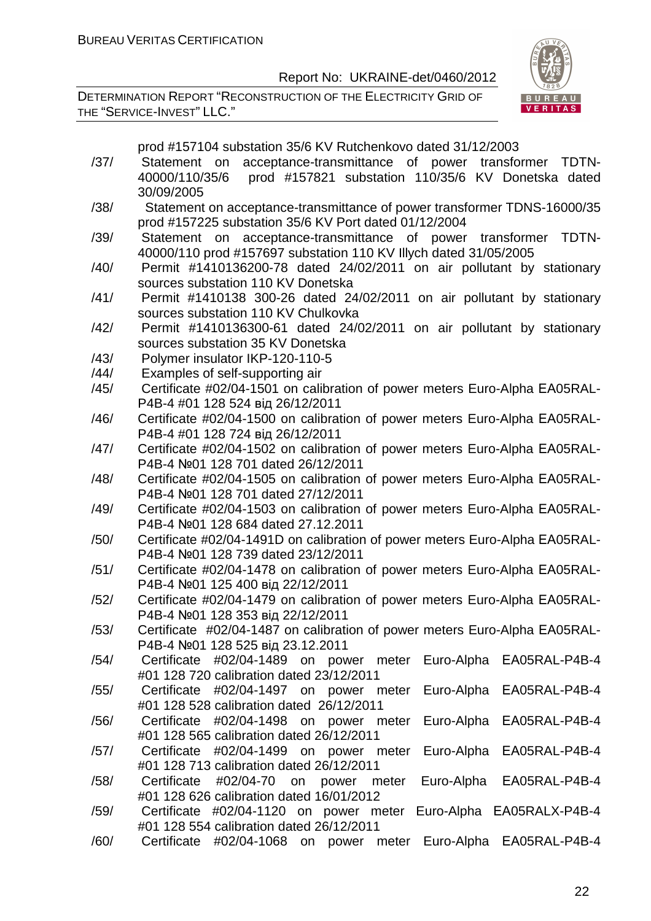prod #157104 substation 35/6 KV Rutchenkovo dated 31/12/2003

/37/ Statement on acceptance-transmittance of power transformer TDTN-40000/110/35/6 prod #157821 substation 110/35/6 KV Donetska dated 30/09/2005

/38/ Statement on acceptance-transmittance of power transformer TDNS-16000/35 prod #157225 substation 35/6 KV Port dated 01/12/2004

/39/ Statement on acceptance-transmittance of power transformer TDTN-40000/110 prod #157697 substation 110 KV Illych dated 31/05/2005

/40/ Permit #1410136200-78 dated 24/02/2011 on air pollutant by stationary sources substation 110 KV Donetska

/41/ Permit #1410138 300-26 dated 24/02/2011 on air pollutant by stationary sources substation 110 KV Chulkovka

/42/ Permit #1410136300-61 dated 24/02/2011 on air pollutant by stationary sources substation 35 KV Donetska

/43/ Polymer insulator IKP-120-110-5

/44/ Examples of self-supporting air

/45/ Certificate #02/04-1501 on calibration of power meters Euro-Alpha EA05RAL-P4B-4 #01 128 524 від 26/12/2011

/46/ Certificate #02/04-1500 on calibration of power meters Euro-Alpha EA05RAL-P4B-4 #01 128 724 від 26/12/2011

/47/ Certificate #02/04-1502 on calibration of power meters Euro-Alpha EA05RAL-P4B-4 №01 128 701 dated 26/12/2011

/48/ Certificate #02/04-1505 on calibration of power meters Euro-Alpha EA05RAL-P4B-4 №01 128 701 dated 27/12/2011

/49/ Certificate #02/04-1503 on calibration of power meters Euro-Alpha EA05RAL-P4B-4 №01 128 684 dated 27.12.2011

/50/ Certificate #02/04-1491D on calibration of power meters Euro-Alpha EA05RAL-P4B-4 №01 128 739 dated 23/12/2011

/51/ Certificate #02/04-1478 on calibration of power meters Euro-Alpha EA05RAL-P4B-4 №01 125 400 від 22/12/2011

/52/ Certificate #02/04-1479 on calibration of power meters Euro-Alpha EA05RAL-P4B-4 №01 128 353 від 22/12/2011

/53/ Certificate #02/04-1487 on calibration of power meters Euro-Alpha EA05RAL-P4B-4 №01 128 525 від 23.12.2011

/54/ Certificate #02/04-1489 on power meter Euro-Alpha EA05RAL-P4B-4 #01 128 720 calibration dated 23/12/2011

/55/ Certificate #02/04-1497 on power meter Euro-Alpha EA05RAL-P4B-4 #01 128 528 calibration dated 26/12/2011

/56/ Certificate #02/04-1498 on power meter Euro-Alpha EA05RAL-P4B-4 #01 128 565 calibration dated 26/12/2011

/57/ Certificate #02/04-1499 on power meter Euro-Alpha EA05RAL-P4B-4 #01 128 713 calibration dated 26/12/2011

/58/ Certificate #02/04-70 on power meter Euro-Alpha EA05RAL-P4B-4 #01 128 626 calibration dated 16/01/2012

/59/ Certificate #02/04-1120 on power meter Euro-Alpha EA05RALX-P4B-4 #01 128 554 calibration dated 26/12/2011

/60/ Certificate #02/04-1068 on power meter Euro-Alpha EA05RAL-P4B-4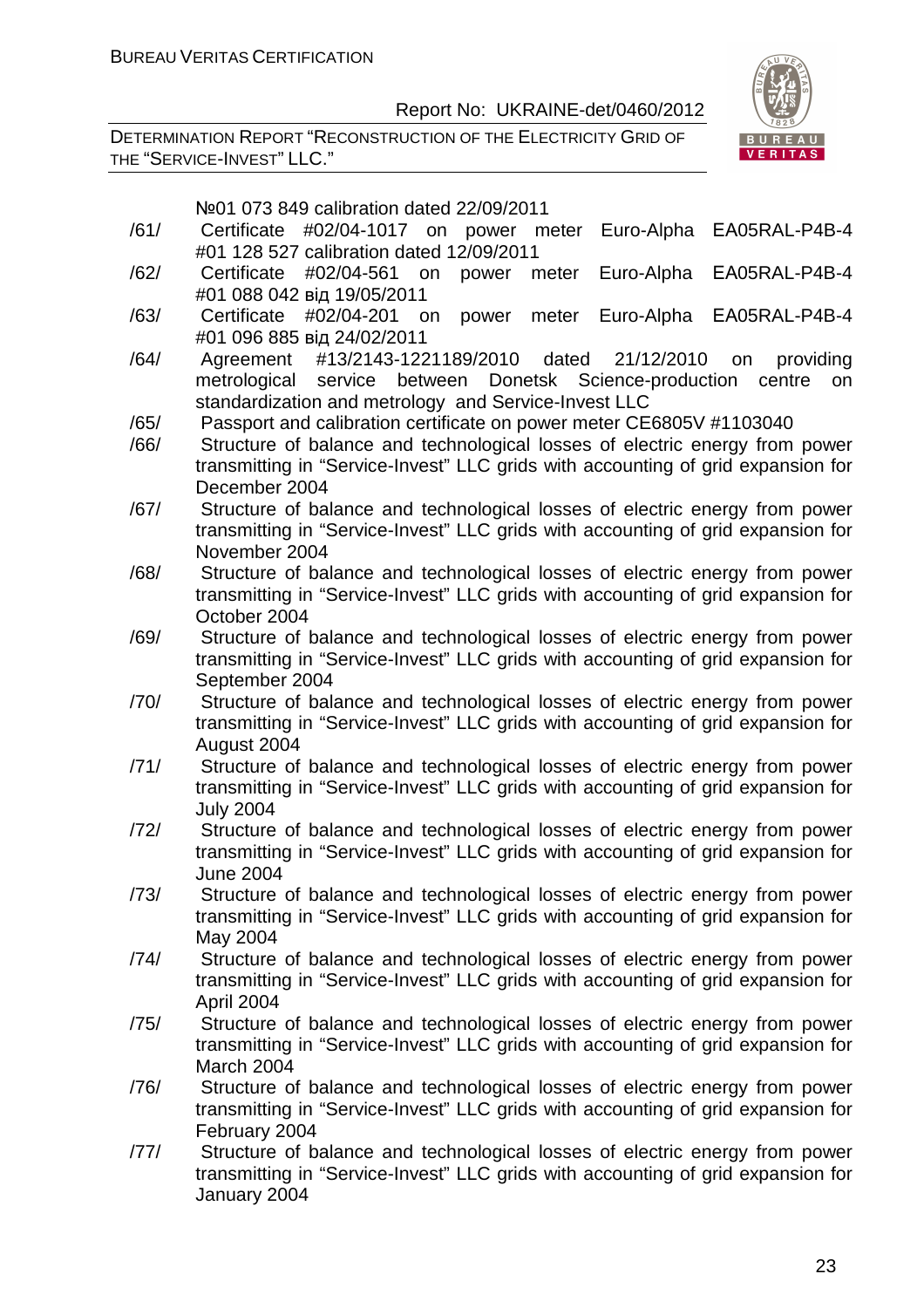№01 073 849 calibration dated 22/09/2011

/61/ Certificate #02/04-1017 on power meter Euro-Alpha EA05RAL-P4B-4 #01 128 527 calibration dated 12/09/2011

/62/ Certificate #02/04-561 on power meter Euro-Alpha EA05RAL-P4B-4 #01 088 042 від 19/05/2011

/63/ Certificate #02/04-201 on power meter Euro-Alpha EA05RAL-P4B-4 #01 096 885 від 24/02/2011

/64/ Agreement #13/2143-1221189/2010 dated 21/12/2010 on providing metrological service between Donetsk Science-production centre on standardization and metrology and Service-Invest LLC

/65/ Passport and calibration certificate on power meter CE6805V #1103040

/66/ Structure of balance and technological losses of electric energy from power transmitting in "Service-Invest" LLC grids with accounting of grid expansion for December 2004

/67/ Structure of balance and technological losses of electric energy from power transmitting in "Service-Invest" LLC grids with accounting of grid expansion for November 2004

/68/ Structure of balance and technological losses of electric energy from power transmitting in "Service-Invest" LLC grids with accounting of grid expansion for October 2004

/69/ Structure of balance and technological losses of electric energy from power transmitting in "Service-Invest" LLC grids with accounting of grid expansion for September 2004

/70/ Structure of balance and technological losses of electric energy from power transmitting in "Service-Invest" LLC grids with accounting of grid expansion for August 2004

/71/ Structure of balance and technological losses of electric energy from power transmitting in "Service-Invest" LLC grids with accounting of grid expansion for July 2004

/72/ Structure of balance and technological losses of electric energy from power transmitting in "Service-Invest" LLC grids with accounting of grid expansion for June 2004

/73/ Structure of balance and technological losses of electric energy from power transmitting in "Service-Invest" LLC grids with accounting of grid expansion for May 2004

/74/ Structure of balance and technological losses of electric energy from power transmitting in "Service-Invest" LLC grids with accounting of grid expansion for April 2004

/75/ Structure of balance and technological losses of electric energy from power transmitting in "Service-Invest" LLC grids with accounting of grid expansion for March 2004

/76/ Structure of balance and technological losses of electric energy from power transmitting in "Service-Invest" LLC grids with accounting of grid expansion for February 2004

/77/ Structure of balance and technological losses of electric energy from power transmitting in "Service-Invest" LLC grids with accounting of grid expansion for January 2004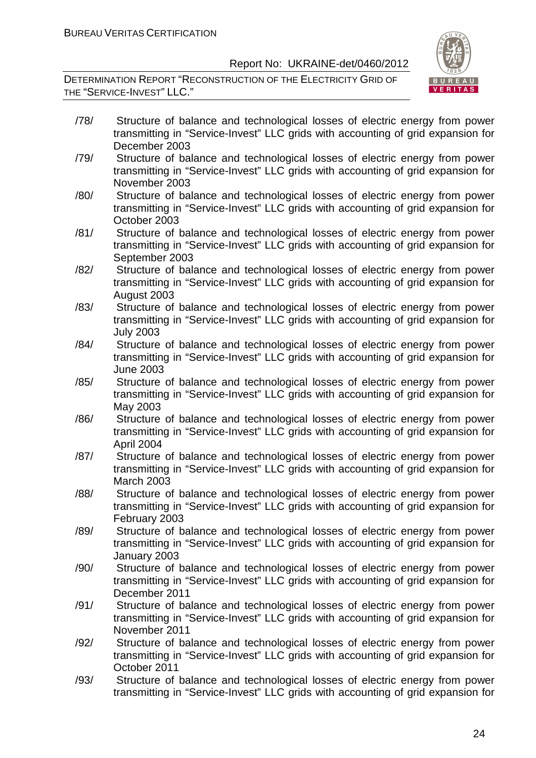/78/ Structure of balance and technological losses of electric energy from power transmitting in "Service-Invest" LLC grids with accounting of grid expansion for December 2003

/79/ Structure of balance and technological losses of electric energy from power transmitting in "Service-Invest" LLC grids with accounting of grid expansion for November 2003

/80/ Structure of balance and technological losses of electric energy from power transmitting in "Service-Invest" LLC grids with accounting of grid expansion for October 2003

/81/ Structure of balance and technological losses of electric energy from power transmitting in "Service-Invest" LLC grids with accounting of grid expansion for September 2003

/82/ Structure of balance and technological losses of electric energy from power transmitting in "Service-Invest" LLC grids with accounting of grid expansion for August 2003

/83/ Structure of balance and technological losses of electric energy from power transmitting in "Service-Invest" LLC grids with accounting of grid expansion for July 2003

/84/ Structure of balance and technological losses of electric energy from power transmitting in "Service-Invest" LLC grids with accounting of grid expansion for June 2003

/85/ Structure of balance and technological losses of electric energy from power transmitting in "Service-Invest" LLC grids with accounting of grid expansion for May 2003

/86/ Structure of balance and technological losses of electric energy from power transmitting in "Service-Invest" LLC grids with accounting of grid expansion for April 2004

/87/ Structure of balance and technological losses of electric energy from power transmitting in "Service-Invest" LLC grids with accounting of grid expansion for March 2003

/88/ Structure of balance and technological losses of electric energy from power transmitting in "Service-Invest" LLC grids with accounting of grid expansion for February 2003

/89/ Structure of balance and technological losses of electric energy from power transmitting in "Service-Invest" LLC grids with accounting of grid expansion for January 2003

/90/ Structure of balance and technological losses of electric energy from power transmitting in "Service-Invest" LLC grids with accounting of grid expansion for December 2011

/91/ Structure of balance and technological losses of electric energy from power transmitting in "Service-Invest" LLC grids with accounting of grid expansion for November 2011

/92/ Structure of balance and technological losses of electric energy from power transmitting in "Service-Invest" LLC grids with accounting of grid expansion for October 2011

/93/ Structure of balance and technological losses of electric energy from power transmitting in "Service-Invest" LLC grids with accounting of grid expansion for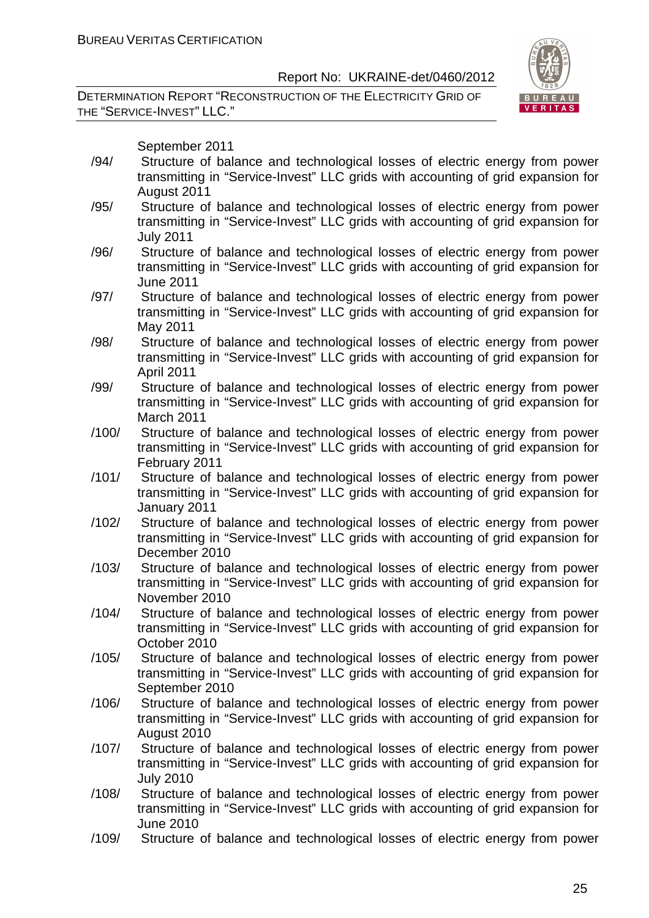September 2011

/94/ Structure of balance and technological losses of electric energy from power transmitting in "Service-Invest" LLC grids with accounting of grid expansion for August 2011

/95/ Structure of balance and technological losses of electric energy from power transmitting in "Service-Invest" LLC grids with accounting of grid expansion for July 2011

/96/ Structure of balance and technological losses of electric energy from power transmitting in "Service-Invest" LLC grids with accounting of grid expansion for June 2011

/97/ Structure of balance and technological losses of electric energy from power transmitting in "Service-Invest" LLC grids with accounting of grid expansion for May 2011

/98/ Structure of balance and technological losses of electric energy from power transmitting in "Service-Invest" LLC grids with accounting of grid expansion for April 2011

/99/ Structure of balance and technological losses of electric energy from power transmitting in "Service-Invest" LLC grids with accounting of grid expansion for March 2011

/100/ Structure of balance and technological losses of electric energy from power transmitting in "Service-Invest" LLC grids with accounting of grid expansion for February 2011

/101/ Structure of balance and technological losses of electric energy from power transmitting in "Service-Invest" LLC grids with accounting of grid expansion for January 2011

/102/ Structure of balance and technological losses of electric energy from power transmitting in "Service-Invest" LLC grids with accounting of grid expansion for December 2010

/103/ Structure of balance and technological losses of electric energy from power transmitting in "Service-Invest" LLC grids with accounting of grid expansion for November 2010

/104/ Structure of balance and technological losses of electric energy from power transmitting in "Service-Invest" LLC grids with accounting of grid expansion for October 2010

/105/ Structure of balance and technological losses of electric energy from power transmitting in "Service-Invest" LLC grids with accounting of grid expansion for September 2010

/106/ Structure of balance and technological losses of electric energy from power transmitting in "Service-Invest" LLC grids with accounting of grid expansion for August 2010

/107/ Structure of balance and technological losses of electric energy from power transmitting in "Service-Invest" LLC grids with accounting of grid expansion for July 2010

/108/ Structure of balance and technological losses of electric energy from power transmitting in "Service-Invest" LLC grids with accounting of grid expansion for June 2010

/109/ Structure of balance and technological losses of electric energy from power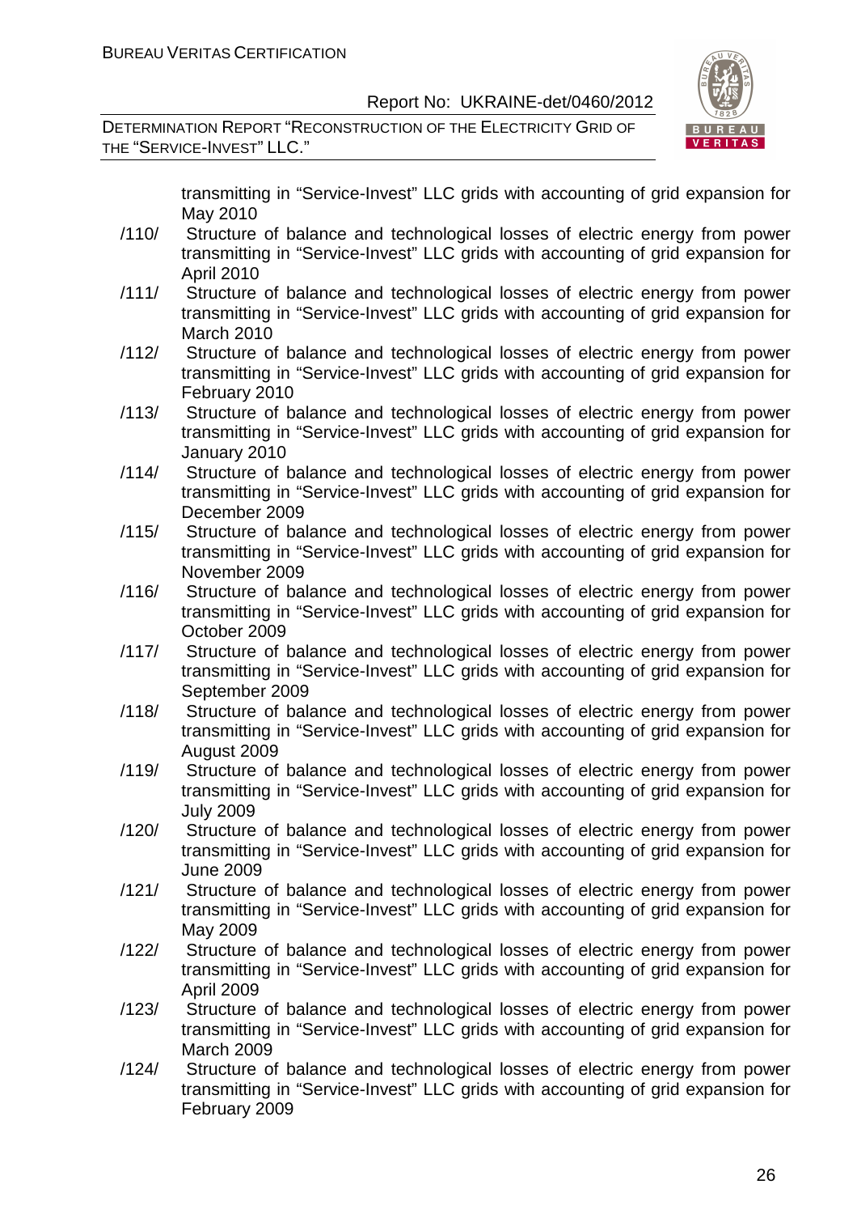transmitting in "Service-Invest" LLC grids with accounting of grid expansion for May 2010

/110/ Structure of balance and technological losses of electric energy from power transmitting in "Service-Invest" LLC grids with accounting of grid expansion for April 2010

/111/ Structure of balance and technological losses of electric energy from power transmitting in "Service-Invest" LLC grids with accounting of grid expansion for March 2010

/112/ Structure of balance and technological losses of electric energy from power transmitting in "Service-Invest" LLC grids with accounting of grid expansion for February 2010

/113/ Structure of balance and technological losses of electric energy from power transmitting in "Service-Invest" LLC grids with accounting of grid expansion for January 2010

/114/ Structure of balance and technological losses of electric energy from power transmitting in "Service-Invest" LLC grids with accounting of grid expansion for December 2009

/115/ Structure of balance and technological losses of electric energy from power transmitting in "Service-Invest" LLC grids with accounting of grid expansion for November 2009

/116/ Structure of balance and technological losses of electric energy from power transmitting in "Service-Invest" LLC grids with accounting of grid expansion for October 2009

/117/ Structure of balance and technological losses of electric energy from power transmitting in "Service-Invest" LLC grids with accounting of grid expansion for September 2009

/118/ Structure of balance and technological losses of electric energy from power transmitting in "Service-Invest" LLC grids with accounting of grid expansion for August 2009

/119/ Structure of balance and technological losses of electric energy from power transmitting in "Service-Invest" LLC grids with accounting of grid expansion for July 2009

/120/ Structure of balance and technological losses of electric energy from power transmitting in "Service-Invest" LLC grids with accounting of grid expansion for June 2009

/121/ Structure of balance and technological losses of electric energy from power transmitting in "Service-Invest" LLC grids with accounting of grid expansion for May 2009

/122/ Structure of balance and technological losses of electric energy from power transmitting in "Service-Invest" LLC grids with accounting of grid expansion for April 2009

/123/ Structure of balance and technological losses of electric energy from power transmitting in "Service-Invest" LLC grids with accounting of grid expansion for March 2009

/124/ Structure of balance and technological losses of electric energy from power transmitting in "Service-Invest" LLC grids with accounting of grid expansion for February 2009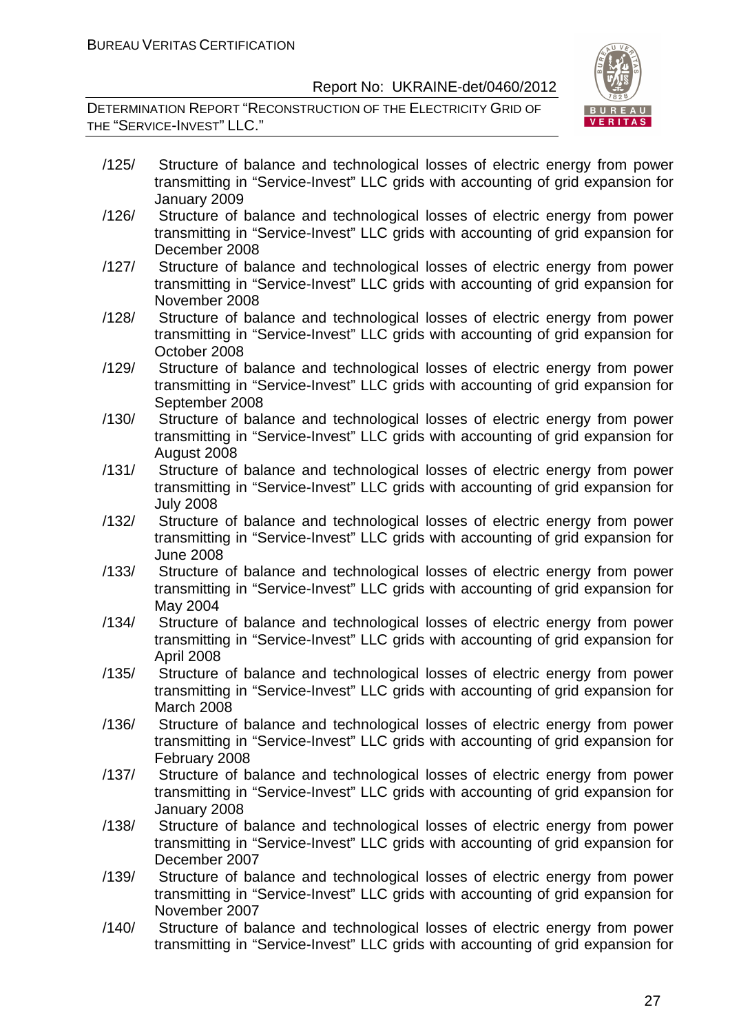/125/ Structure of balance and technological losses of electric energy from power transmitting in "Service-Invest" LLC grids with accounting of grid expansion for January 2009

/126/ Structure of balance and technological losses of electric energy from power transmitting in "Service-Invest" LLC grids with accounting of grid expansion for December 2008

/127/ Structure of balance and technological losses of electric energy from power transmitting in "Service-Invest" LLC grids with accounting of grid expansion for November 2008

/128/ Structure of balance and technological losses of electric energy from power transmitting in "Service-Invest" LLC grids with accounting of grid expansion for October 2008

/129/ Structure of balance and technological losses of electric energy from power transmitting in "Service-Invest" LLC grids with accounting of grid expansion for September 2008

/130/ Structure of balance and technological losses of electric energy from power transmitting in "Service-Invest" LLC grids with accounting of grid expansion for August 2008

/131/ Structure of balance and technological losses of electric energy from power transmitting in "Service-Invest" LLC grids with accounting of grid expansion for July 2008

/132/ Structure of balance and technological losses of electric energy from power transmitting in "Service-Invest" LLC grids with accounting of grid expansion for June 2008

/133/ Structure of balance and technological losses of electric energy from power transmitting in "Service-Invest" LLC grids with accounting of grid expansion for May 2004

/134/ Structure of balance and technological losses of electric energy from power transmitting in "Service-Invest" LLC grids with accounting of grid expansion for April 2008

/135/ Structure of balance and technological losses of electric energy from power transmitting in "Service-Invest" LLC grids with accounting of grid expansion for March 2008

/136/ Structure of balance and technological losses of electric energy from power transmitting in "Service-Invest" LLC grids with accounting of grid expansion for February 2008

/137/ Structure of balance and technological losses of electric energy from power transmitting in "Service-Invest" LLC grids with accounting of grid expansion for January 2008

/138/ Structure of balance and technological losses of electric energy from power transmitting in "Service-Invest" LLC grids with accounting of grid expansion for December 2007

/139/ Structure of balance and technological losses of electric energy from power transmitting in "Service-Invest" LLC grids with accounting of grid expansion for November 2007

/140/ Structure of balance and technological losses of electric energy from power transmitting in "Service-Invest" LLC grids with accounting of grid expansion for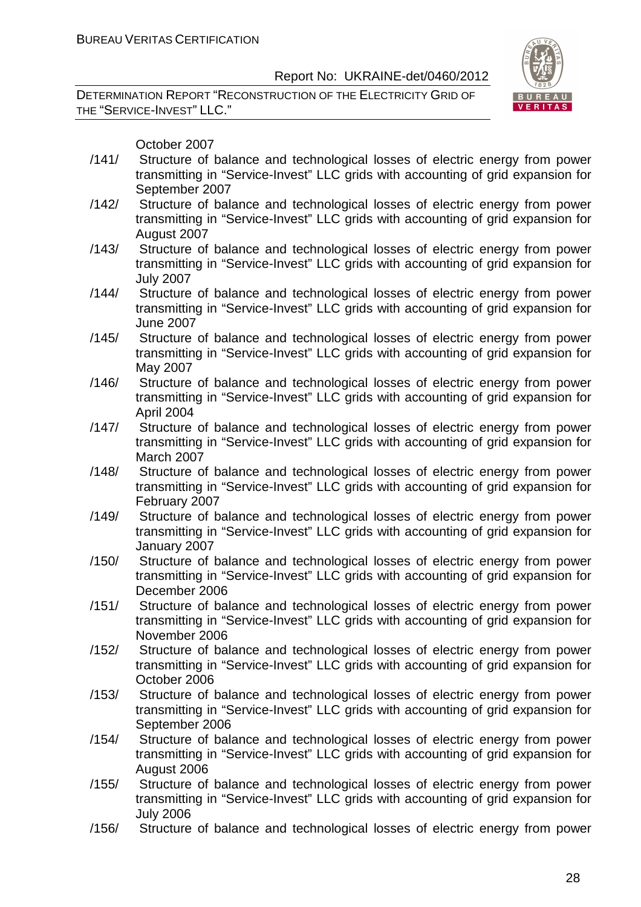October 2007

/141/ Structure of balance and technological losses of electric energy from power transmitting in "Service-Invest" LLC grids with accounting of grid expansion for September 2007

/142/ Structure of balance and technological losses of electric energy from power transmitting in "Service-Invest" LLC grids with accounting of grid expansion for August 2007

/143/ Structure of balance and technological losses of electric energy from power transmitting in "Service-Invest" LLC grids with accounting of grid expansion for July 2007

/144/ Structure of balance and technological losses of electric energy from power transmitting in "Service-Invest" LLC grids with accounting of grid expansion for June 2007

/145/ Structure of balance and technological losses of electric energy from power transmitting in "Service-Invest" LLC grids with accounting of grid expansion for May 2007

/146/ Structure of balance and technological losses of electric energy from power transmitting in "Service-Invest" LLC grids with accounting of grid expansion for April 2004

/147/ Structure of balance and technological losses of electric energy from power transmitting in "Service-Invest" LLC grids with accounting of grid expansion for March 2007

/148/ Structure of balance and technological losses of electric energy from power transmitting in "Service-Invest" LLC grids with accounting of grid expansion for February 2007

/149/ Structure of balance and technological losses of electric energy from power transmitting in "Service-Invest" LLC grids with accounting of grid expansion for January 2007

/150/ Structure of balance and technological losses of electric energy from power transmitting in "Service-Invest" LLC grids with accounting of grid expansion for December 2006

/151/ Structure of balance and technological losses of electric energy from power transmitting in "Service-Invest" LLC grids with accounting of grid expansion for November 2006

/152/ Structure of balance and technological losses of electric energy from power transmitting in "Service-Invest" LLC grids with accounting of grid expansion for October 2006

/153/ Structure of balance and technological losses of electric energy from power transmitting in "Service-Invest" LLC grids with accounting of grid expansion for September 2006

/154/ Structure of balance and technological losses of electric energy from power transmitting in "Service-Invest" LLC grids with accounting of grid expansion for August 2006

/155/ Structure of balance and technological losses of electric energy from power transmitting in "Service-Invest" LLC grids with accounting of grid expansion for July 2006

/156/ Structure of balance and technological losses of electric energy from power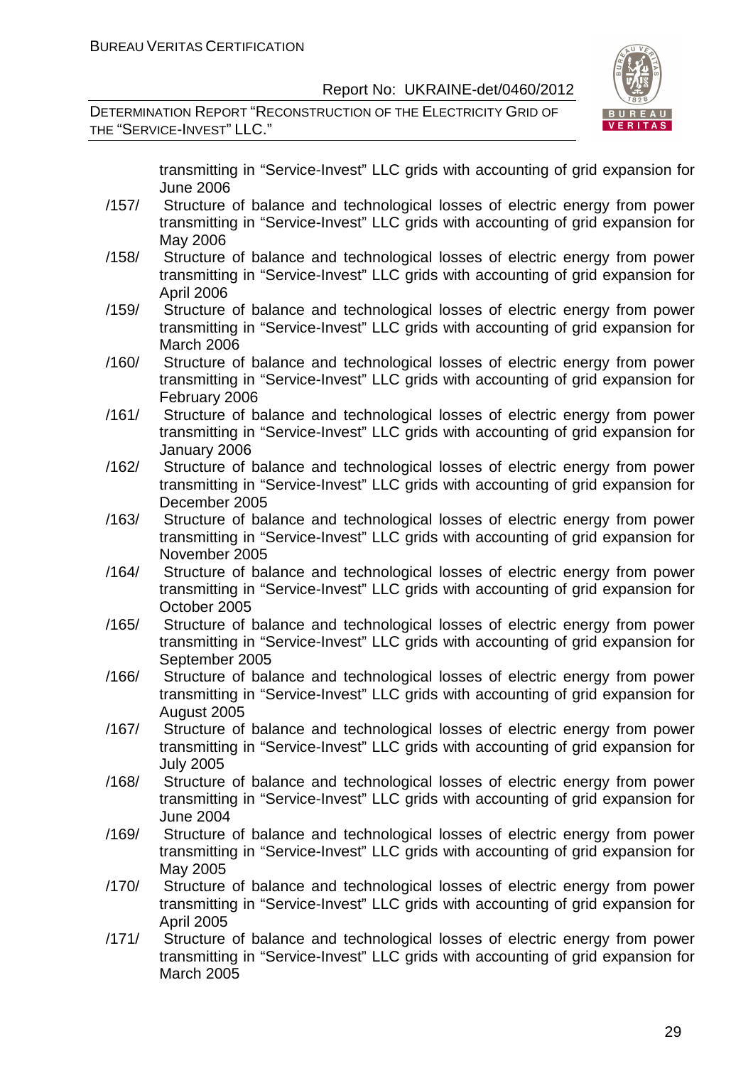transmitting in "Service-Invest" LLC grids with accounting of grid expansion for June 2006

/157/ Structure of balance and technological losses of electric energy from power transmitting in "Service-Invest" LLC grids with accounting of grid expansion for May 2006

/158/ Structure of balance and technological losses of electric energy from power transmitting in "Service-Invest" LLC grids with accounting of grid expansion for April 2006

/159/ Structure of balance and technological losses of electric energy from power transmitting in "Service-Invest" LLC grids with accounting of grid expansion for March 2006

/160/ Structure of balance and technological losses of electric energy from power transmitting in "Service-Invest" LLC grids with accounting of grid expansion for February 2006

/161/ Structure of balance and technological losses of electric energy from power transmitting in "Service-Invest" LLC grids with accounting of grid expansion for January 2006

/162/ Structure of balance and technological losses of electric energy from power transmitting in "Service-Invest" LLC grids with accounting of grid expansion for December 2005

/163/ Structure of balance and technological losses of electric energy from power transmitting in "Service-Invest" LLC grids with accounting of grid expansion for November 2005

/164/ Structure of balance and technological losses of electric energy from power transmitting in "Service-Invest" LLC grids with accounting of grid expansion for October 2005

/165/ Structure of balance and technological losses of electric energy from power transmitting in "Service-Invest" LLC grids with accounting of grid expansion for September 2005

/166/ Structure of balance and technological losses of electric energy from power transmitting in "Service-Invest" LLC grids with accounting of grid expansion for August 2005

/167/ Structure of balance and technological losses of electric energy from power transmitting in "Service-Invest" LLC grids with accounting of grid expansion for July 2005

/168/ Structure of balance and technological losses of electric energy from power transmitting in "Service-Invest" LLC grids with accounting of grid expansion for June 2004

/169/ Structure of balance and technological losses of electric energy from power transmitting in "Service-Invest" LLC grids with accounting of grid expansion for May 2005

/170/ Structure of balance and technological losses of electric energy from power transmitting in "Service-Invest" LLC grids with accounting of grid expansion for April 2005

/171/ Structure of balance and technological losses of electric energy from power transmitting in "Service-Invest" LLC grids with accounting of grid expansion for March 2005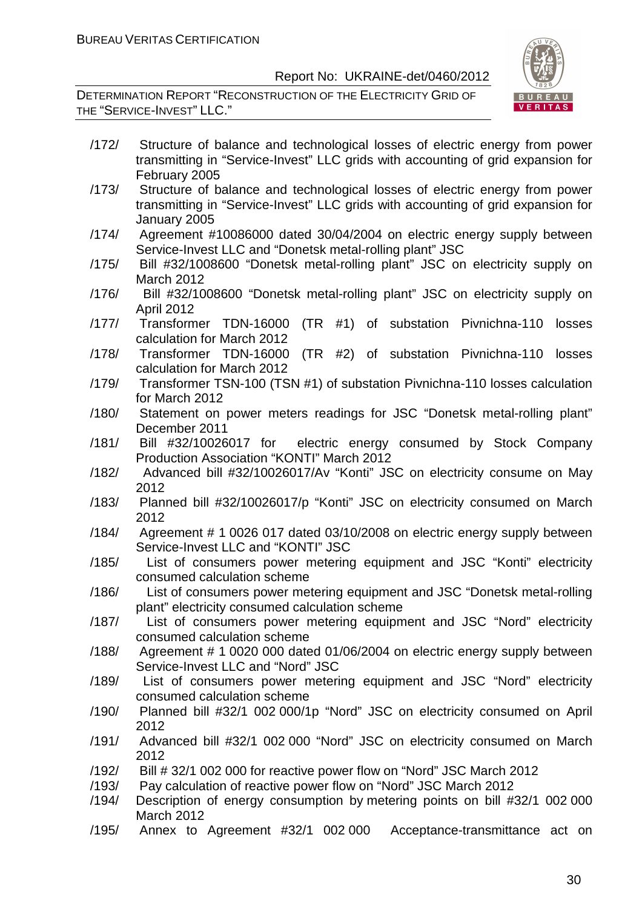/172/ Structure of balance and technological losses of electric energy from power transmitting in "Service-Invest" LLC grids with accounting of grid expansion for February 2005

/173/ Structure of balance and technological losses of electric energy from power transmitting in "Service-Invest" LLC grids with accounting of grid expansion for January 2005

/174/ Agreement #10086000 dated 30/04/2004 on electric energy supply between Service-Invest LLC and "Donetsk metal-rolling plant" JSC

/175/ Bill #32/1008600 "Donetsk metal-rolling plant" JSC on electricity supply on March 2012

/176/ Bill #32/1008600 "Donetsk metal-rolling plant" JSC on electricity supply on April 2012

/177/ Transformer TDN-16000 (TR #1) of substation Pivnichna-110 losses calculation for March 2012

/178/ Transformer TDN-16000 (TR #2) of substation Pivnichna-110 losses calculation for March 2012

/179/ Transformer TSN-100 (TSN #1) of substation Pivnichna-110 losses calculation for March 2012

/180/ Statement on power meters readings for JSC "Donetsk metal-rolling plant" December 2011

/181/ Bill #32/10026017 for electric energy consumed by Stock Company Production Association "KONTI" March 2012

/182/ Advanced bill #32/10026017/Av "Konti" JSC on electricity consume on May 2012

/183/ Planned bill #32/10026017/p "Konti" JSC on electricity consumed on March 2012

/184/ Agreement # 1 0026 017 dated 03/10/2008 on electric energy supply between Service-Invest LLC and "KONTI" JSC

/185/ List of consumers power metering equipment and JSC "Konti" electricity consumed calculation scheme

/186/ List of consumers power metering equipment and JSC "Donetsk metal-rolling plant" electricity consumed calculation scheme

/187/ List of consumers power metering equipment and JSC "Nord" electricity consumed calculation scheme

/188/ Agreement # 1 0020 000 dated 01/06/2004 on electric energy supply between Service-Invest LLC and "Nord" JSC

/189/ List of consumers power metering equipment and JSC "Nord" electricity consumed calculation scheme

/190/ Planned bill #32/1 002 000/1p "Nord" JSC on electricity consumed on April 2012

/191/ Advanced bill #32/1 002 000 "Nord" JSC on electricity consumed on March 2012

/192/ Bill # 32/1 002 000 for reactive power flow on "Nord" JSC March 2012

/193/ Pay calculation of reactive power flow on "Nord" JSC March 2012

/194/ Description of energy consumption by metering points on bill #32/1 002 000 March 2012

/195/ Annex to Agreement #32/1 002 000 Acceptance-transmittance act on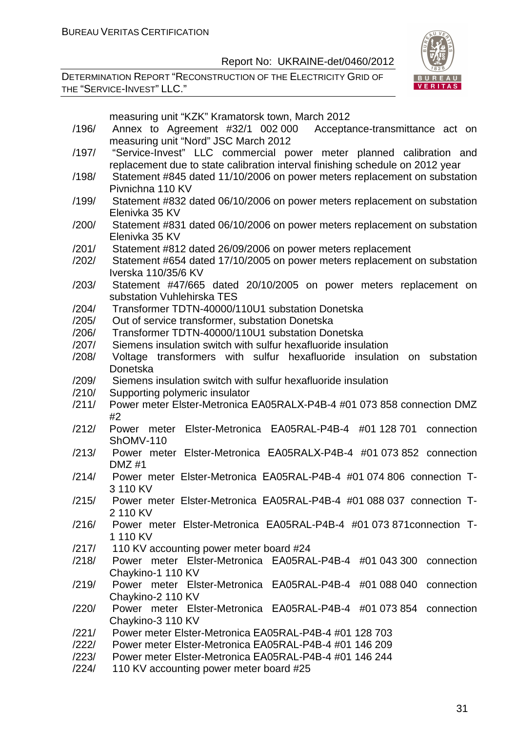measuring unit "KZK" Kramatorsk town, March 2012

/196/ Annex to Agreement #32/1 002 000 Acceptance-transmittance act on measuring unit "Nord" JSC March 2012

/197/ "Service-Invest" LLC commercial power meter planned calibration and replacement due to state calibration interval finishing schedule on 2012 year

/198/ Statement #845 dated 11/10/2006 on power meters replacement on substation Pivnichna 110 KV

/199/ Statement #832 dated 06/10/2006 on power meters replacement on substation Elenivka 35 KV

/200/ Statement #831 dated 06/10/2006 on power meters replacement on substation Elenivka 35 KV

/201/ Statement #812 dated 26/09/2006 on power meters replacement

/202/ Statement #654 dated 17/10/2005 on power meters replacement on substation Iverska 110/35/6 KV

/203/ Statement #47/665 dated 20/10/2005 on power meters replacement on substation Vuhlehirska TES

/204/ Transformer TDTN-40000/110U1 substation Donetska

/205/ Out of service transformer, substation Donetska

/206/ Transformer TDTN-40000/110U1 substation Donetska

/207/ Siemens insulation switch with sulfur hexafluoride insulation

/208/ Voltage transformers with sulfur hexafluoride insulation on substation Donetska

/209/ Siemens insulation switch with sulfur hexafluoride insulation

/210/ Supporting polymeric insulator

/211/ Power meter Elster-Metronica EA05RALX-P4B-4 #01 073 858 connection DMZ #2

/212/ Power meter Elster-Metronica EA05RAL-P4B-4 #01 128 701 connection ShOMV-110

/213/ Power meter Elster-Metronica EA05RALX-P4B-4 #01 073 852 connection DMZ #1

/214/ Power meter Elster-Metronica EA05RAL-P4B-4 #01 074 806 connection T-3 110 KV

/215/ Power meter Elster-Metronica EA05RAL-P4B-4 #01 088 037 connection T-2 110 KV

/216/ Power meter Elster-Metronica EA05RAL-P4B-4 #01 073 871connection T-1 110 KV

/217/ 110 KV accounting power meter board #24

/218/ Power meter Elster-Metronica EA05RAL-P4B-4 #01 043 300 connection Chaykino-1 110 KV

/219/ Power meter Elster-Metronica EA05RAL-P4B-4 #01 088 040 connection Chaykino-2 110 KV

/220/ Power meter Elster-Metronica EA05RAL-P4B-4 #01 073 854 connection Chaykino-3 110 KV

/221/ Power meter Elster-Metronica EA05RAL-P4B-4 #01 128 703

/222/ Power meter Elster-Metronica EA05RAL-P4B-4 #01 146 209

/223/ Power meter Elster-Metronica EA05RAL-P4B-4 #01 146 244

/224/ 110 KV accounting power meter board #25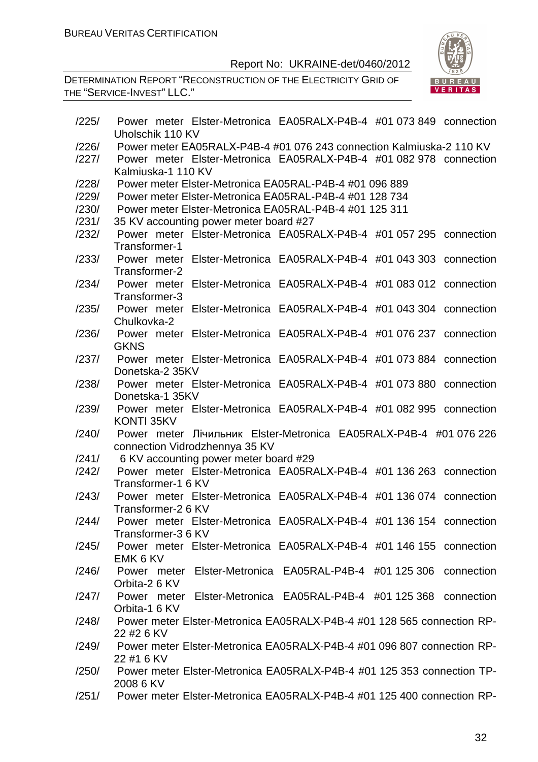/225/ Power meter Elster-Metronica EA05RALX-P4B-4 #01 073 849 connection Uholschik 110 KV

/226/ Power meter EA05RALX-P4B-4 #01 076 243 connection Kalmiuska-2 110 KV

/227/ Power meter Elster-Metronica EA05RALX-P4B-4 #01 082 978 connection Kalmiuska-1 110 KV

/228/ Power meter Elster-Metronica EA05RAL-P4B-4 #01 096 889

/229/ Power meter Elster-Metronica EA05RAL-P4B-4 #01 128 734

/230/ Power meter Elster-Metronica EA05RAL-P4B-4 #01 125 311

/231/ 35 KV accounting power meter board #27

/232/ Power meter Elster-Metronica EA05RALX-P4B-4 #01 057 295 connection Transformer-1

/233/ Power meter Elster-Metronica EA05RALX-P4B-4 #01 043 303 connection Transformer-2

/234/ Power meter Elster-Metronica EA05RALX-P4B-4 #01 083 012 connection Transformer-3

/235/ Power meter Elster-Metronica EA05RALX-P4B-4 #01 043 304 connection Chulkovka-2

/236/ Power meter Elster-Metronica EA05RALX-P4B-4 #01 076 237 connection GKNS

/237/ Power meter Elster-Metronica EA05RALX-P4B-4 #01 073 884 connection Donetska-2 35KV

/238/ Power meter Elster-Metronica EA05RALX-P4B-4 #01 073 880 connection Donetska-1 35KV

/239/ Power meter Elster-Metronica EA05RALX-P4B-4 #01 082 995 connection KONTI 35KV

/240/ Power meter Лічильник Elster-Metronica EA05RALX-P4B-4 #01 076 226 connection Vidrodzhennya 35 KV

/241/ 6 KV accounting power meter board #29

/242/ Power meter Elster-Metronica EA05RALX-P4B-4 #01 136 263 connection Transformer-1 6 KV

/243/ Power meter Elster-Metronica EA05RALX-P4B-4 #01 136 074 connection Transformer-2 6 KV

/244/ Power meter Elster-Metronica EA05RALX-P4B-4 #01 136 154 connection Transformer-3 6 KV

/245/ Power meter Elster-Metronica EA05RALX-P4B-4 #01 146 155 connection EMK 6 KV

/246/ Power meter Elster-Metronica EA05RAL-P4B-4 #01 125 306 connection Orbita-2 6 KV

/247/ Power meter Elster-Metronica EA05RAL-P4B-4 #01 125 368 connection Orbita-1 6 KV

/248/ Power meter Elster-Metronica EA05RALX-P4B-4 #01 128 565 connection RP-22 #2 6 KV

/249/ Power meter Elster-Metronica EA05RALX-P4B-4 #01 096 807 connection RP-22 #1 6 KV

/250/ Power meter Elster-Metronica EA05RALX-P4B-4 #01 125 353 connection TP-2008 6 KV

/251/ Power meter Elster-Metronica EA05RALX-P4B-4 #01 125 400 connection RP-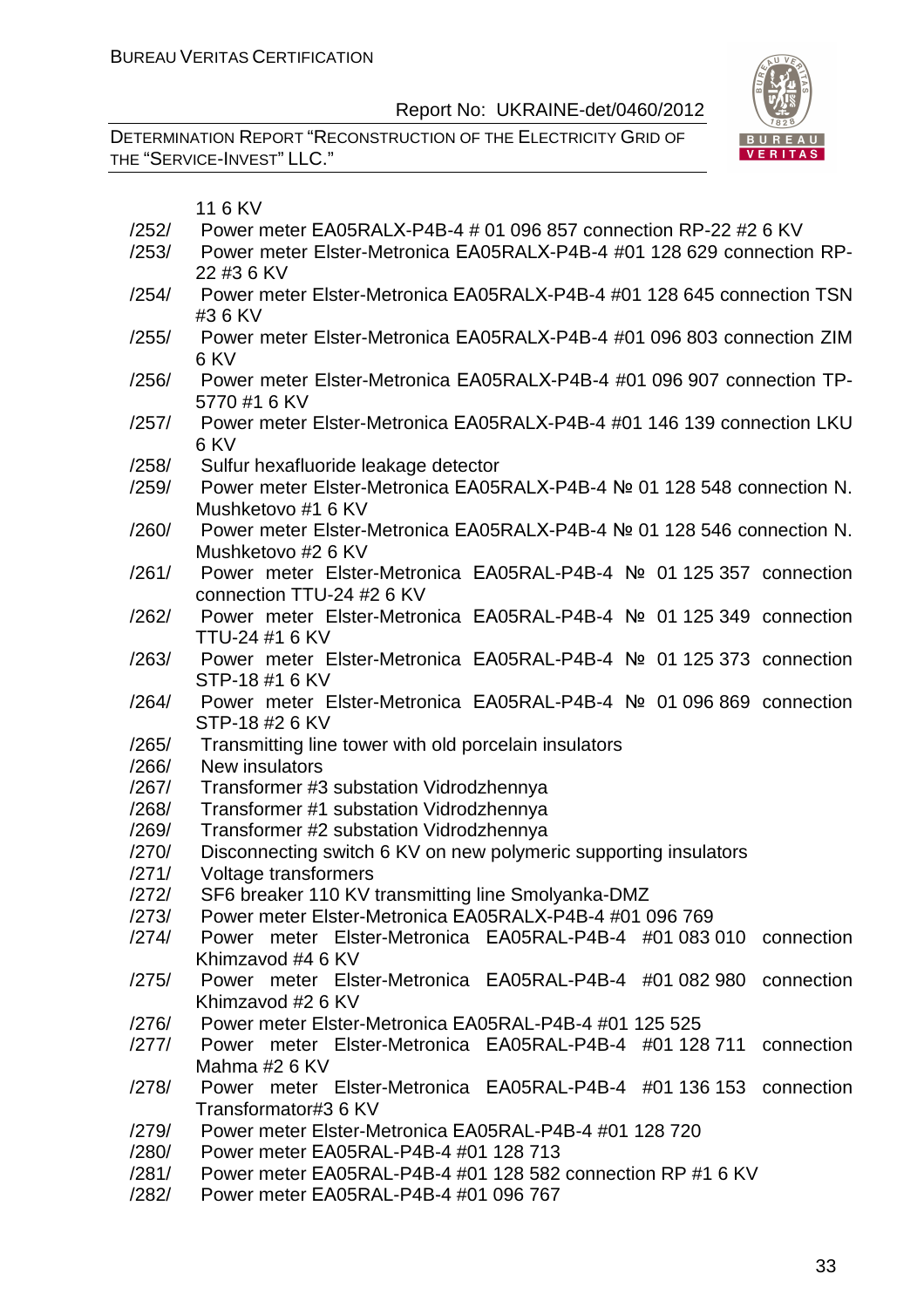11 6 KV

/252/ Power meter EA05RALX-P4B-4 # 01 096 857 connection RP-22 #2 6 KV

/253/ Power meter Elster-Metronica EA05RALX-P4B-4 #01 128 629 connection RP-22 #3 6 KV

/254/ Power meter Elster-Metronica EA05RALX-P4B-4 #01 128 645 connection TSN #3 6 KV

/255/ Power meter Elster-Metronica EA05RALX-P4B-4 #01 096 803 connection ZIM 6 KV

/256/ Power meter Elster-Metronica EA05RALX-P4B-4 #01 096 907 connection TP-5770 #1 6 KV

/257/ Power meter Elster-Metronica EA05RALX-P4B-4 #01 146 139 connection LKU 6 KV

/258/ Sulfur hexafluoride leakage detector

/259/ Power meter Elster-Metronica EA05RALX-P4B-4 № 01 128 548 connection N. Mushketovo #1 6 KV

/260/ Power meter Elster-Metronica EA05RALX-P4B-4 № 01 128 546 connection N. Mushketovo #2 6 KV

/261/ Power meter Elster-Metronica EA05RAL-P4B-4 № 01 125 357 connection connection TTU-24 #2 6 KV

/262/ Power meter Elster-Metronica EA05RAL-P4B-4 № 01 125 349 connection TTU-24 #1 6 KV

/263/ Power meter Elster-Metronica EA05RAL-P4B-4 № 01 125 373 connection STP-18 #1 6 KV

/264/ Power meter Elster-Metronica EA05RAL-P4B-4 № 01 096 869 connection STP-18 #2 6 KV

/265/ Transmitting line tower with old porcelain insulators

/266/ New insulators

/267/ Transformer #3 substation Vidrodzhennya

/268/ Transformer #1 substation Vidrodzhennya

/269/ Transformer #2 substation Vidrodzhennya

/270/ Disconnecting switch 6 KV on new polymeric supporting insulators

/271/ Voltage transformers

/272/ SF6 breaker 110 KV transmitting line Smolyanka-DMZ

/273/ Power meter Elster-Metronica EA05RALX-P4B-4 #01 096 769

/274/ Power meter Elster-Metronica EA05RAL-P4B-4 #01 083 010 connection Khimzavod #4 6 KV

/275/ Power meter Elster-Metronica EA05RAL-P4B-4 #01 082 980 connection Khimzavod #2 6 KV

/276/ Power meter Elster-Metronica EA05RAL-P4B-4 #01 125 525

/277/ Power meter Elster-Metronica EA05RAL-P4B-4 #01 128 711 connection Mahma #2 6 KV

/278/ Power meter Elster-Metronica EA05RAL-P4B-4 #01 136 153 connection Transformator#3 6 KV

/279/ Power meter Elster-Metronica EA05RAL-P4B-4 #01 128 720

/280/ Power meter EA05RAL-P4B-4 #01 128 713

/281/ Power meter EA05RAL-P4B-4 #01 128 582 connection RP #1 6 KV

/282/ Power meter EA05RAL-P4B-4 #01 096 767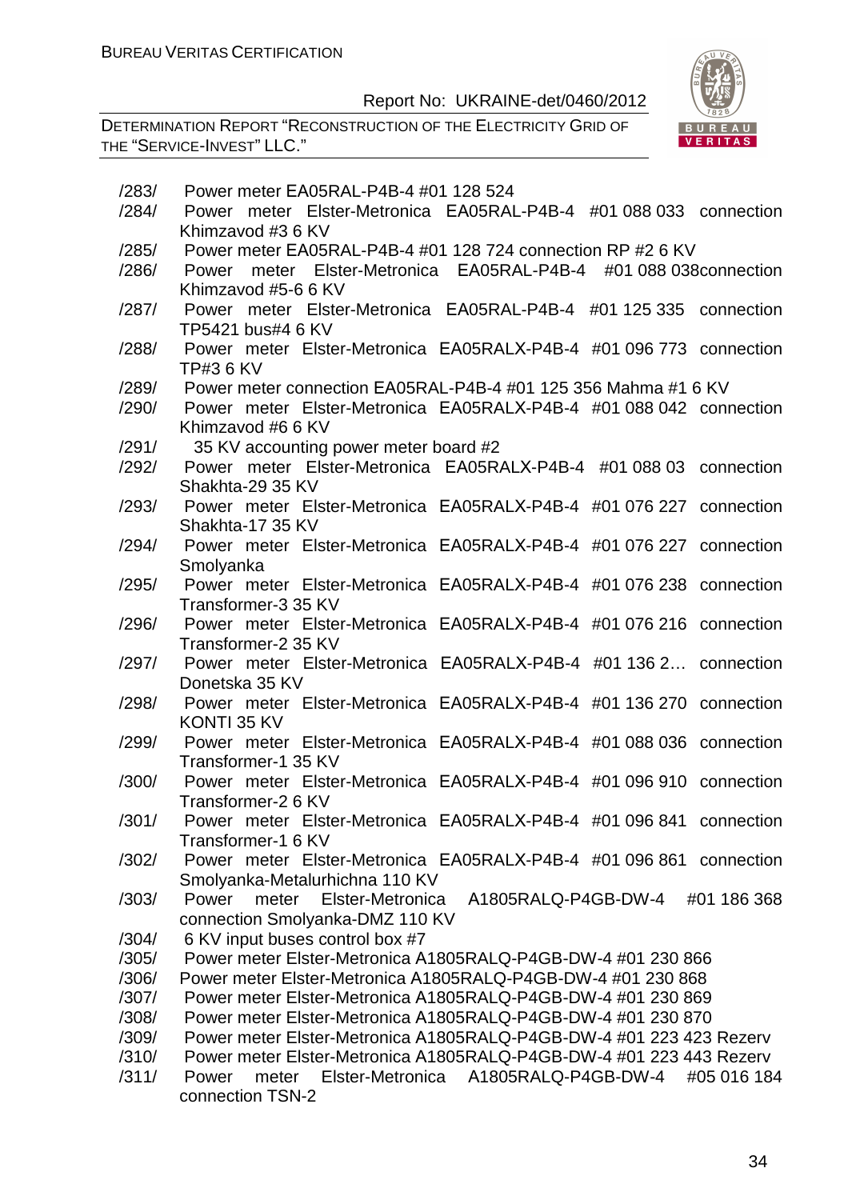/283/ Power meter EA05RAL-P4B-4 #01 128 524

/284/ Power meter Elster-Metronica EA05RAL-P4B-4 #01 088 033 connection Khimzavod #3 6 KV

/285/ Power meter EA05RAL-P4B-4 #01 128 724 connection RP #2 6 KV

/286/ Power meter Elster-Metronica EA05RAL-P4B-4 #01 088 038connection Khimzavod #5-6 6 KV

/287/ Power meter Elster-Metronica EA05RAL-P4B-4 #01 125 335 connection TP5421 bus#4 6 KV

/288/ Power meter Elster-Metronica EA05RALX-P4B-4 #01 096 773 connection TP#3 6 KV

/289/ Power meter connection EA05RAL-P4B-4 #01 125 356 Mahma #1 6 KV

/290/ Power meter Elster-Metronica EA05RALX-P4B-4 #01 088 042 connection Khimzavod #6 6 KV

/291/ 35 KV accounting power meter board #2

/292/ Power meter Elster-Metronica EA05RALX-P4B-4 #01 088 03 connection Shakhta-29 35 KV

/293/ Power meter Elster-Metronica EA05RALX-P4B-4 #01 076 227 connection Shakhta-17 35 KV

/294/ Power meter Elster-Metronica EA05RALX-P4B-4 #01 076 227 connection Smolyanka

/295/ Power meter Elster-Metronica EA05RALX-P4B-4 #01 076 238 connection Transformer-3 35 KV

/296/ Power meter Elster-Metronica EA05RALX-P4B-4 #01 076 216 connection Transformer-2 35 KV

/297/ Power meter Elster-Metronica EA05RALX-P4B-4 #01 136 2… connection Donetska 35 KV

/298/ Power meter Elster-Metronica EA05RALX-P4B-4 #01 136 270 connection KONTI 35 KV

/299/ Power meter Elster-Metronica EA05RALX-P4B-4 #01 088 036 connection Transformer-1 35 KV

/300/ Power meter Elster-Metronica EA05RALX-P4B-4 #01 096 910 connection Transformer-2 6 KV

/301/ Power meter Elster-Metronica EA05RALX-P4B-4 #01 096 841 connection Transformer-1 6 KV

/302/ Power meter Elster-Metronica EA05RALX-P4B-4 #01 096 861 connection Smolyanka-Metalurhichna 110 KV

/303/ Power meter Elster-Metronica A1805RALQ-P4GB-DW-4 #01 186 368 connection Smolyanka-DMZ 110 KV

/304/ 6 KV input buses control box #7

/305/ Power meter Elster-Metronica A1805RALQ-P4GB-DW-4 #01 230 866

/306/ Power meter Elster-Metronica A1805RALQ-P4GB-DW-4 #01 230 868

/307/ Power meter Elster-Metronica A1805RALQ-P4GB-DW-4 #01 230 869

/308/ Power meter Elster-Metronica A1805RALQ-P4GB-DW-4 #01 230 870

/309/ Power meter Elster-Metronica A1805RALQ-P4GB-DW-4 #01 223 423 Rezerv

/310/ Power meter Elster-Metronica A1805RALQ-P4GB-DW-4 #01 223 443 Rezerv

/311/ Power meter Elster-Metronica A1805RALQ-P4GB-DW-4 #05 016 184 connection TSN-2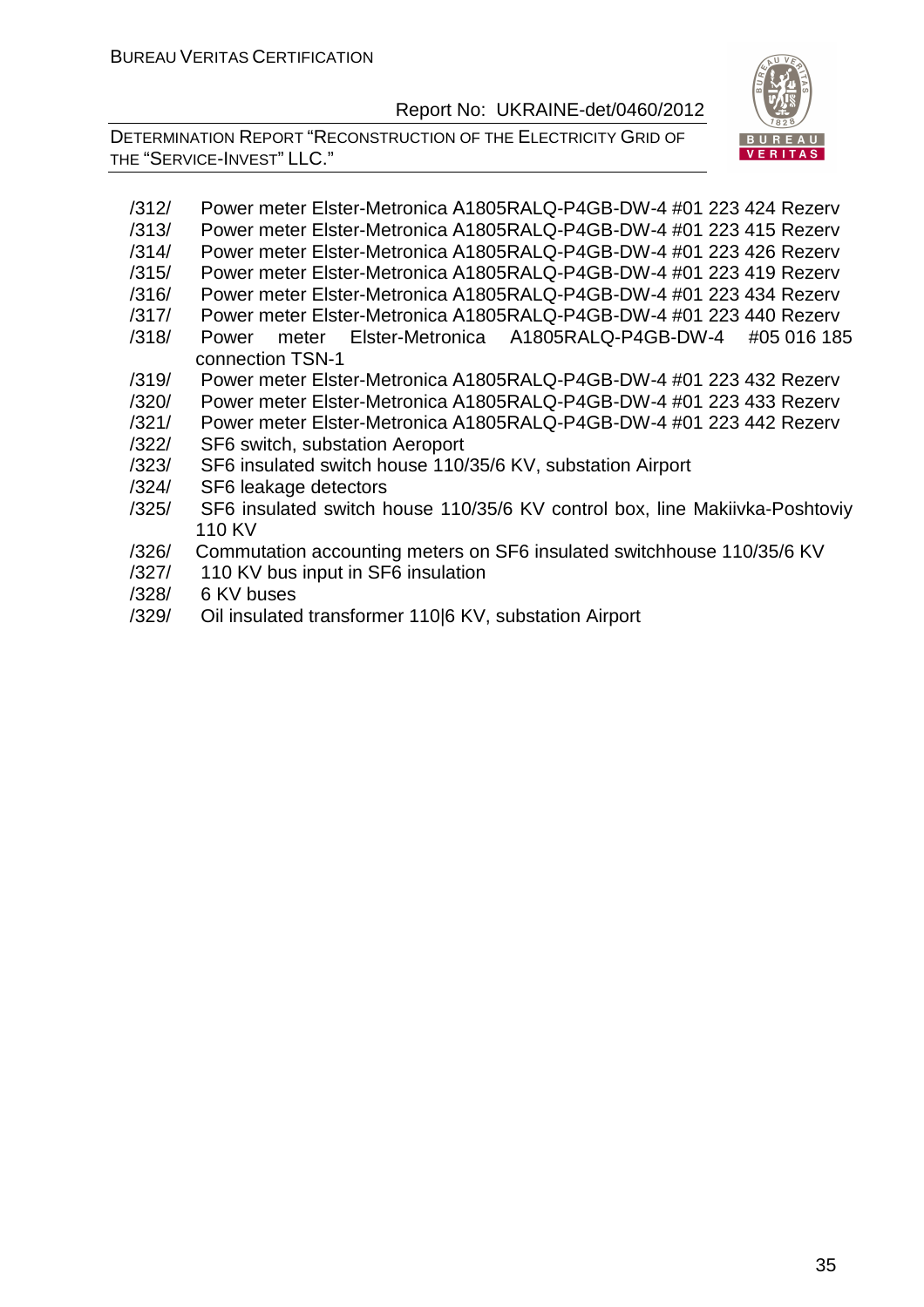/312/ Power meter Elster-Metronica A1805RALQ-P4GB-DW-4 #01 223 424 Rezerv
/313/ Power meter Elster-Metronica A1805RALQ-P4GB-DW-4 #01 223 415 Rezerv
/314/ Power meter Elster-Metronica A1805RALQ-P4GB-DW-4 #01 223 426 Rezerv
/315/ Power meter Elster-Metronica A1805RALQ-P4GB-DW-4 #01 223 419 Rezerv
/316/ Power meter Elster-Metronica A1805RALQ-P4GB-DW-4 #01 223 434 Rezerv
/317/ Power meter Elster-Metronica A1805RALQ-P4GB-DW-4 #01 223 440 Rezerv
/318/ Power meter Elster-Metronica A1805RALQ-P4GB-DW-4 #05 016 185 connection TSN-1
/319/ Power meter Elster-Metronica A1805RALQ-P4GB-DW-4 #01 223 432 Rezerv
/320/ Power meter Elster-Metronica A1805RALQ-P4GB-DW-4 #01 223 433 Rezerv
/321/ Power meter Elster-Metronica A1805RALQ-P4GB-DW-4 #01 223 442 Rezerv
/322/ SF6 switch, substation Aeroport
/323/ SF6 insulated switch house 110/35/6 KV, substation Airport
/324/ SF6 leakage detectors
/325/ SF6 insulated switch house 110/35/6 KV control box, line Makiivka-Poshtoviy 110 KV
/326/ Commutation accounting meters on SF6 insulated switchhouse 110/35/6 KV
/327/ 110 KV bus input in SF6 insulation
/328/ 6 KV buses
/329/ Oil insulated transformer 110|6 KV, substation Airport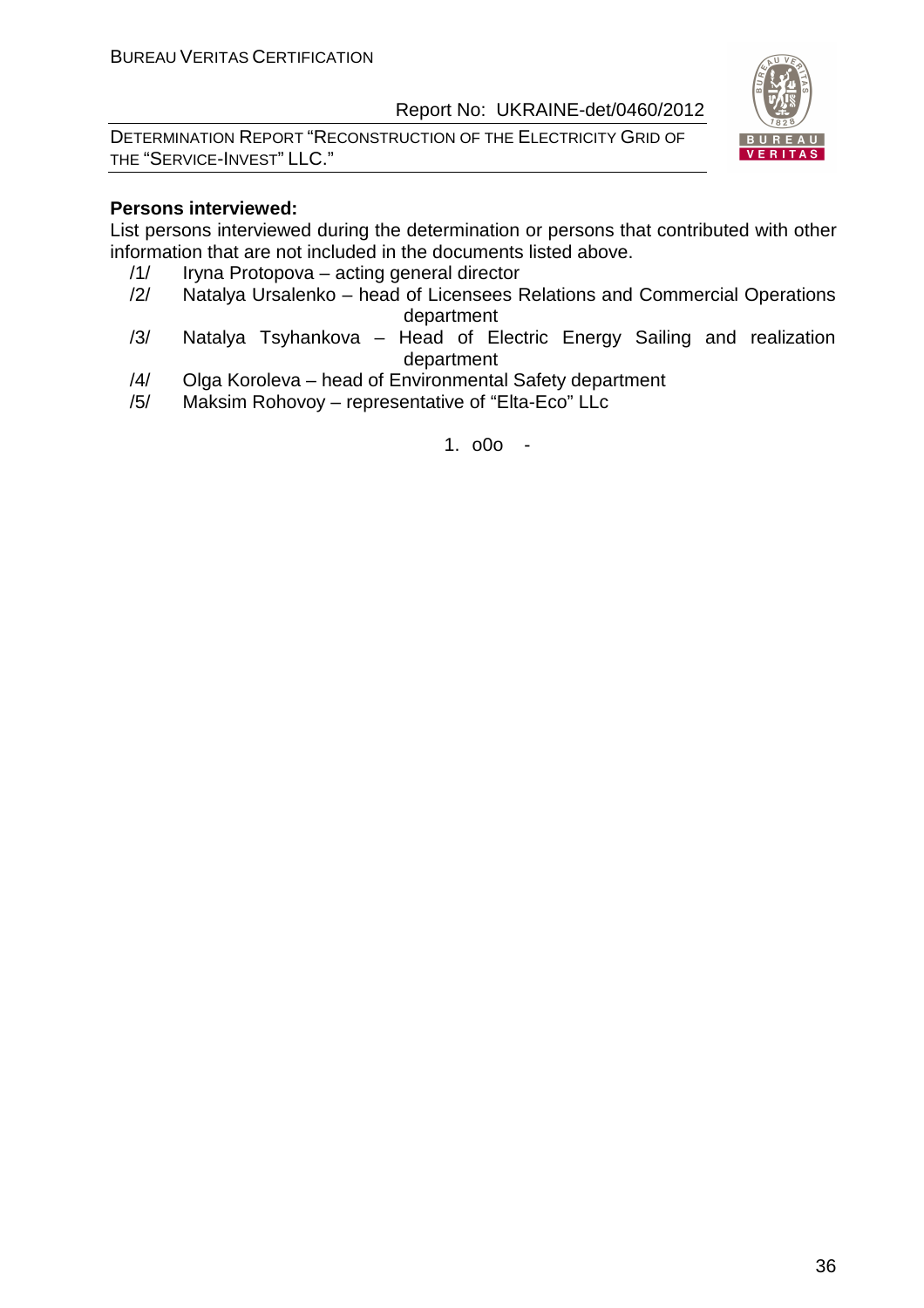**Persons interviewed:**

List persons interviewed during the determination or persons that contributed with other information that are not included in the documents listed above.

/1/ Iryna Protopova – acting general director

/2/ Natalya Ursalenko – head of Licensees Relations and Commercial Operations department

/3/ Natalya Tsyhankova – Head of Electric Energy Sailing and realization department

/4/ Olga Koroleva – head of Environmental Safety department

/5/ Maksim Rohovoy – representative of "Elta-Eco" LLc

1. o0o -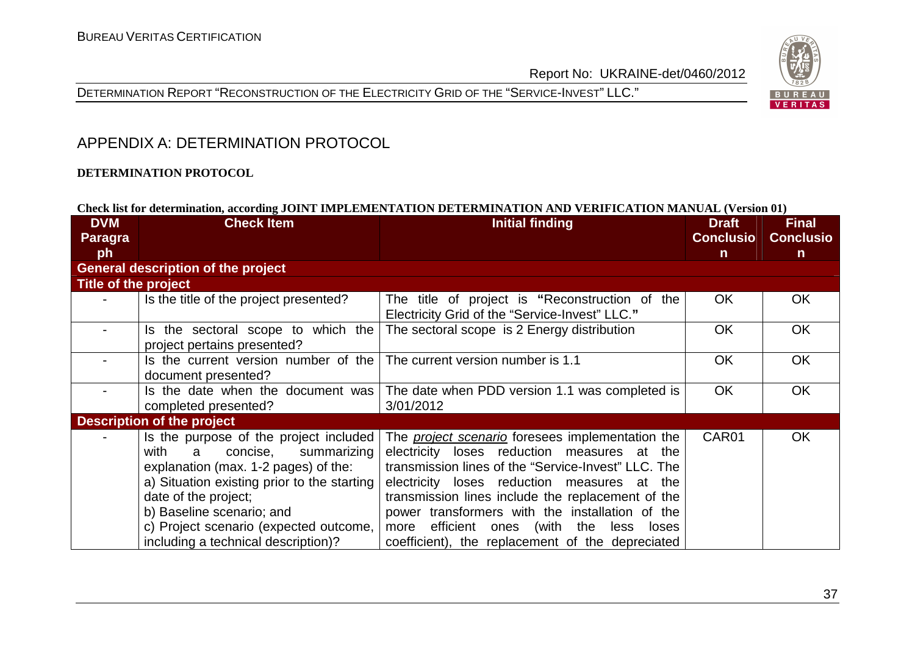## APPENDIX A: DETERMINATION PROTOCOL

**DETERMINATION PROTOCOL**

**Check list for determination, according JOINT IMPLEMENTATION DETERMINATION AND VERIFICATION MANUAL (Version 01)**

| DVM Paragraph | Check Item | Initial finding | Draft Conclusion | Final Conclusion |
|---|---|---|---|---|
| **General description of the project** | | | | |
| **Title of the project** | | | | |
| - | Is the title of the project presented? | The title of project is **"**Reconstruction of the Electricity Grid of the "Service-Invest" LLC.**"** | OK | OK |
| - | Is the sectoral scope to which the project pertains presented? | The sectoral scope is 2 Energy distribution | OK | OK |
| - | Is the current version number of the document presented? | The current version number is 1.1 | OK | OK |
| - | Is the date when the document was completed presented? | The date when PDD version 1.1 was completed is 3/01/2012 | OK | OK |
| **Description of the project** | | | | |
| - | Is the purpose of the project included with a concise, summarizing explanation (max. 1-2 pages) of the:<br>a) Situation existing prior to the starting date of the project;<br>b) Baseline scenario; and<br>c) Project scenario (expected outcome, including a technical description)? | The *project scenario* foresees implementation the electricity loses reduction measures at the transmission lines of the "Service-Invest" LLC. The electricity loses reduction measures at the transmission lines include the replacement of the power transformers with the installation of the more efficient ones (with the less loses coefficient), the replacement of the depreciated | CAR01 | OK |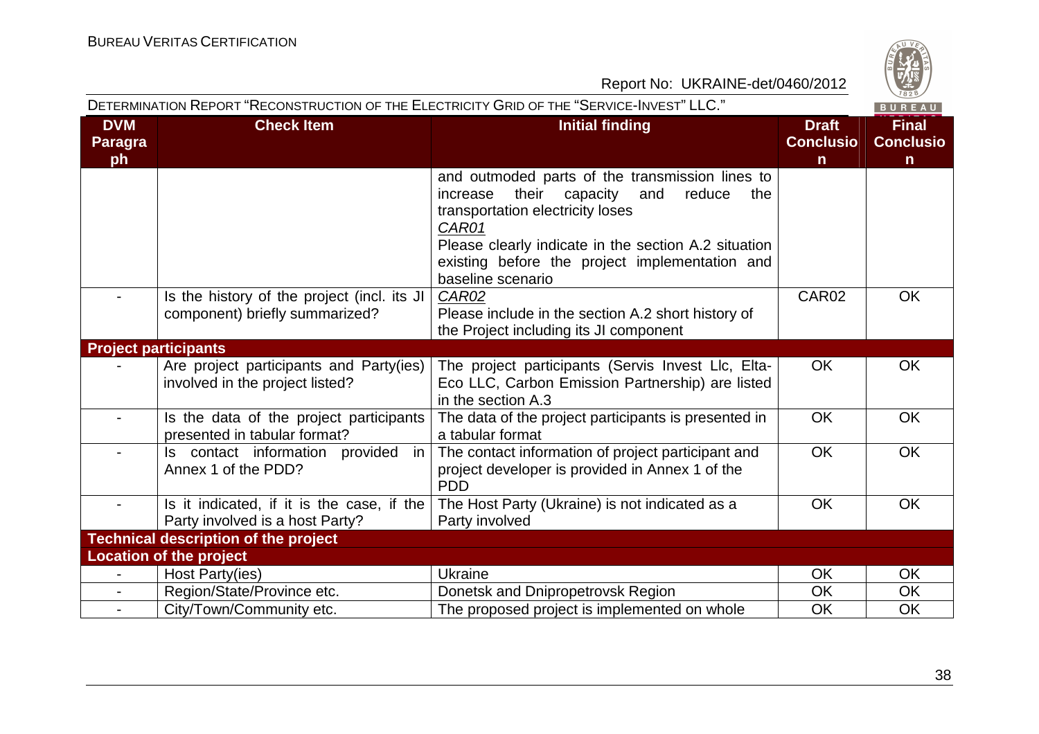| DVM Paragraph | Check Item | Initial finding | Draft Conclusion | Final Conclusion |
|---|---|---|---|---|
| | | and outmoded parts of the transmission lines to increase their capacity and reduce the transportation electricity loses<br>*CAR01*<br>Please clearly indicate in the section A.2 situation existing before the project implementation and baseline scenario | | |
| - | Is the history of the project (incl. its JI component) briefly summarized? | *CAR02*<br>Please include in the section A.2 short history of the Project including its JI component | CAR02 | OK |
| **Project participants** | | | | |
| - | Are project participants and Party(ies) involved in the project listed? | The project participants (Servis Invest Llc, Elta-Eco LLC, Carbon Emission Partnership) are listed in the section A.3 | OK | OK |
| - | Is the data of the project participants presented in tabular format? | The data of the project participants is presented in a tabular format | OK | OK |
| - | Is contact information provided in Annex 1 of the PDD? | The contact information of project participant and project developer is provided in Annex 1 of the PDD | OK | OK |
| - | Is it indicated, if it is the case, if the Party involved is a host Party? | The Host Party (Ukraine) is not indicated as a Party involved | OK | OK |
| **Technical description of the project** | | | | |
| **Location of the project** | | | | |
| - | Host Party(ies) | Ukraine | OK | OK |
| - | Region/State/Province etc. | Donetsk and Dnipropetrovsk Region | OK | OK |
| - | City/Town/Community etc. | The proposed project is implemented on whole | OK | OK |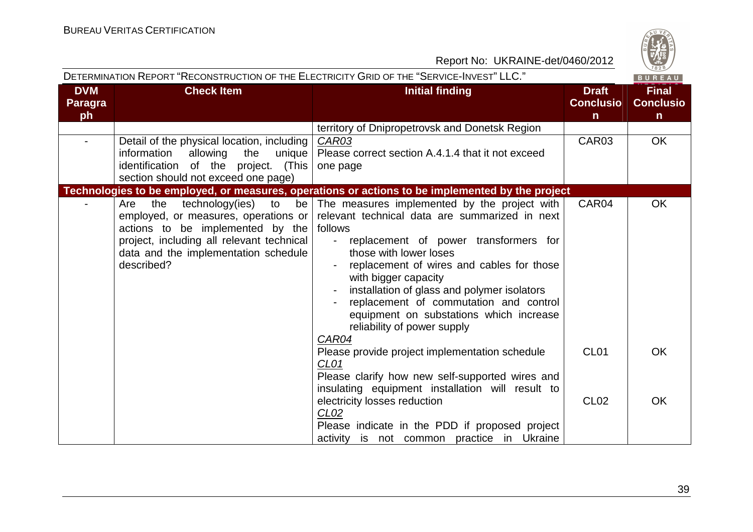| DVM Paragraph | Check Item | Initial finding | Draft Conclusion | Final Conclusion |
|---|---|---|---|---|
| | | territory of Dnipropetrovsk and Donetsk Region | | |
| - | Detail of the physical location, including information allowing the unique identification of the project. (This section should not exceed one page) | *CAR03*<br>Please correct section A.4.1.4 that it not exceed one page | CAR03 | OK |
| **Technologies to be employed, or measures, operations or actions to be implemented by the project** | | | | |
| - | Are the technology(ies) to be employed, or measures, operations or actions to be implemented by the project, including all relevant technical data and the implementation schedule described? | The measures implemented by the project with relevant technical data are summarized in next follows<br>- replacement of power transformers for those with lower loses<br>- replacement of wires and cables for those with bigger capacity<br>- installation of glass and polymer isolators<br>- replacement of commutation and control equipment on substations which increase reliability of power supply<br>*CAR04*<br>Please provide project implementation schedule<br>*CL01*<br>Please clarify how new self-supported wires and insulating equipment installation will result to electricity losses reduction<br>*CL02*<br>Please indicate in the PDD if proposed project activity is not common practice in Ukraine | CAR04<br><br><br><br><br><br><br><br>CL01<br><br>CL02 | OK<br><br><br><br><br><br><br><br>OK<br><br>OK |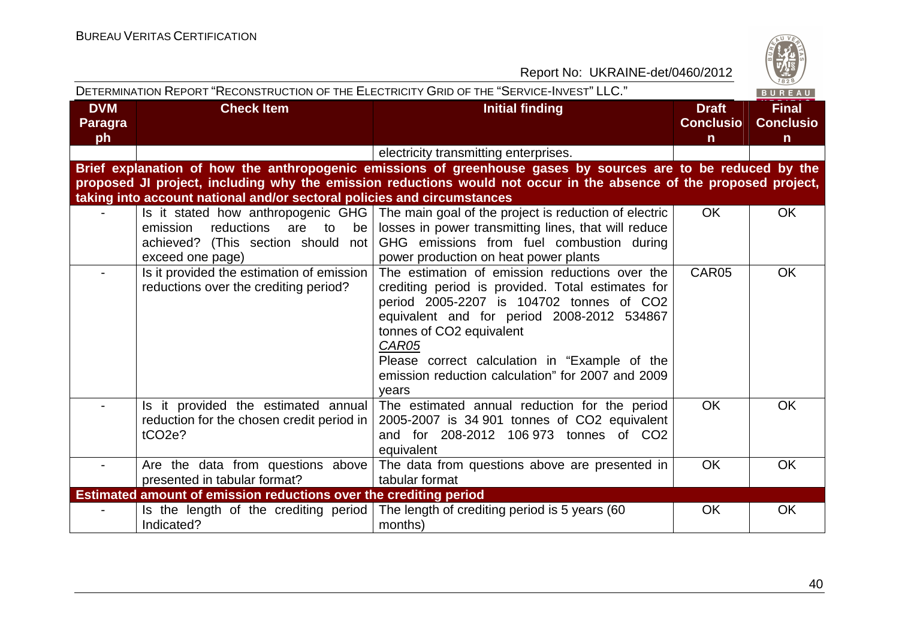| DVM Paragraph | Check Item | Initial finding | Draft Conclusion | Final Conclusion |
|---|---|---|---|---|
| | | electricity transmitting enterprises. | | |
| **Brief explanation of how the anthropogenic emissions of greenhouse gases by sources are to be reduced by the proposed JI project, including why the emission reductions would not occur in the absence of the proposed project, taking into account national and/or sectoral policies and circumstances** | | | | |
| - | Is it stated how anthropogenic GHG emission reductions are to be achieved? (This section should not exceed one page) | The main goal of the project is reduction of electric losses in power transmitting lines, that will reduce GHG emissions from fuel combustion during power production on heat power plants | OK | OK |
| - | Is it provided the estimation of emission reductions over the crediting period? | The estimation of emission reductions over the crediting period is provided. Total estimates for period 2005-2207 is 104702 tonnes of CO2 equivalent and for period 2008-2012 534867 tonnes of CO2 equivalent <br> *CAR05* <br> Please correct calculation in "Example of the emission reduction calculation" for 2007 and 2009 years | CAR05 | OK |
| - | Is it provided the estimated annual reduction for the chosen credit period in tCO2e? | The estimated annual reduction for the period 2005-2007 is 34 901 tonnes of CO2 equivalent and for 208-2012 106 973 tonnes of CO2 equivalent | OK | OK |
| - | Are the data from questions above presented in tabular format? | The data from questions above are presented in tabular format | OK | OK |
| **Estimated amount of emission reductions over the crediting period** | | | | |
| - | Is the length of the crediting period Indicated? | The length of crediting period is 5 years (60 months) | OK | OK |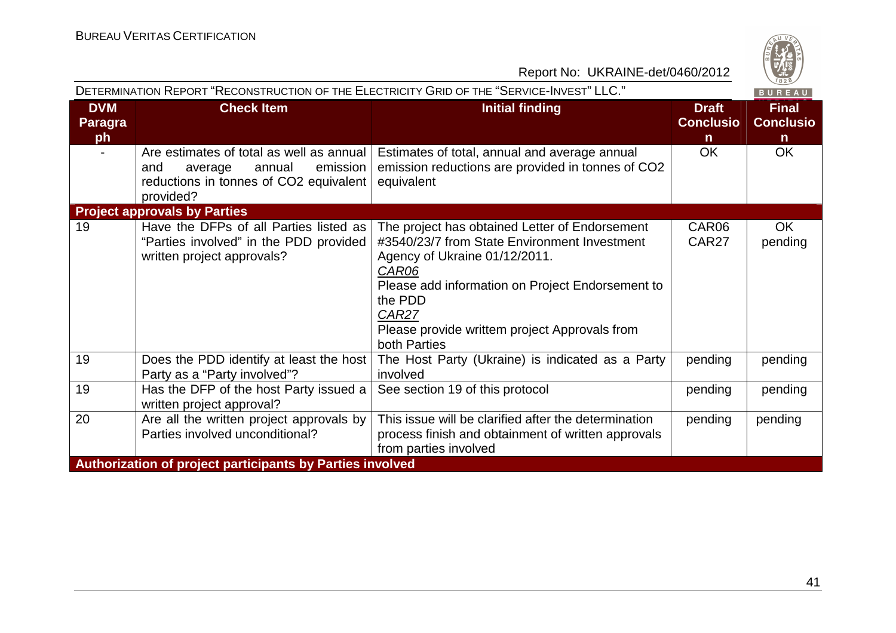| DVM Paragraph | Check Item | Initial finding | Draft Conclusion | Final Conclusion |
|---|---|---|---|---|
| - | Are estimates of total as well as annual and average annual emission reductions in tonnes of CO2 equivalent provided? | Estimates of total, annual and average annual emission reductions are provided in tonnes of CO2 equivalent | OK | OK |
| **Project approvals by Parties** | | | | |
| 19 | Have the DFPs of all Parties listed as "Parties involved" in the PDD provided written project approvals? | The project has obtained Letter of Endorsement #3540/23/7 from State Environment Investment Agency of Ukraine 01/12/2011.<br>*CAR06*<br>Please add information on Project Endorsement to the PDD<br>*CAR27*<br>Please provide writtem project Approvals from both Parties | CAR06<br>CAR27 | OK<br>pending |
| 19 | Does the PDD identify at least the host Party as a "Party involved"? | The Host Party (Ukraine) is indicated as a Party involved | pending | pending |
| 19 | Has the DFP of the host Party issued a written project approval? | See section 19 of this protocol | pending | pending |
| 20 | Are all the written project approvals by Parties involved unconditional? | This issue will be clarified after the determination process finish and obtainment of written approvals from parties involved | pending | pending |
| **Authorization of project participants by Parties involved** | | | | |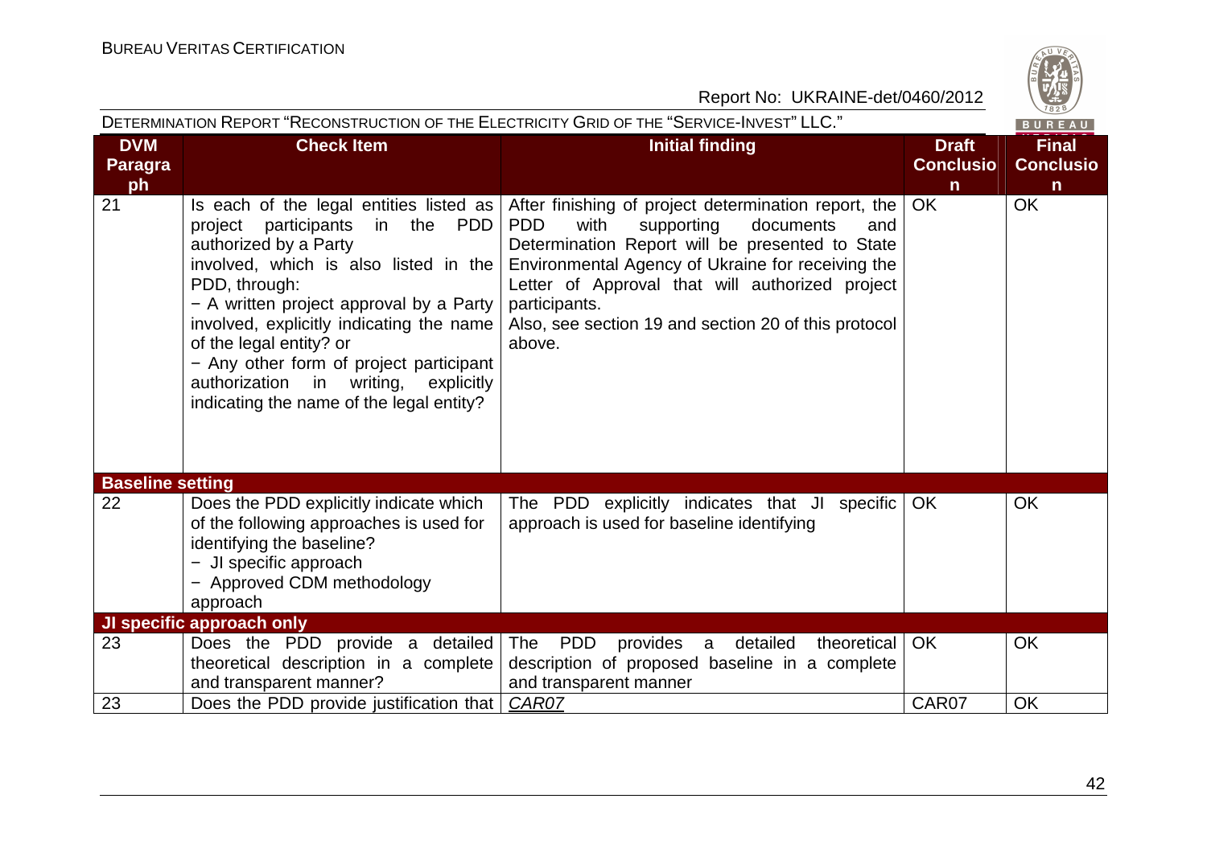| DVM Paragraph | Check Item | Initial finding | Draft Conclusion | Final Conclusion |
|---|---|---|---|---|
| 21 | Is each of the legal entities listed as project participants in the PDD authorized by a Party involved, which is also listed in the PDD, through:<br>− A written project approval by a Party involved, explicitly indicating the name of the legal entity? or<br>− Any other form of project participant authorization in writing, explicitly indicating the name of the legal entity? | After finishing of project determination report, the PDD with supporting documents and Determination Report will be presented to State Environmental Agency of Ukraine for receiving the Letter of Approval that will authorized project participants.<br>Also, see section 19 and section 20 of this protocol above. | OK | OK |
| **Baseline setting** | | | | |
| 22 | Does the PDD explicitly indicate which of the following approaches is used for identifying the baseline?<br>− JI specific approach<br>− Approved CDM methodology approach | The PDD explicitly indicates that JI specific approach is used for baseline identifying | OK | OK |
| **JI specific approach only** | | | | |
| 23 | Does the PDD provide a detailed theoretical description in a complete and transparent manner? | The PDD provides a detailed theoretical description of proposed baseline in a complete and transparent manner | OK | OK |
| 23 | Does the PDD provide justification that | CAR07 | CAR07 | OK |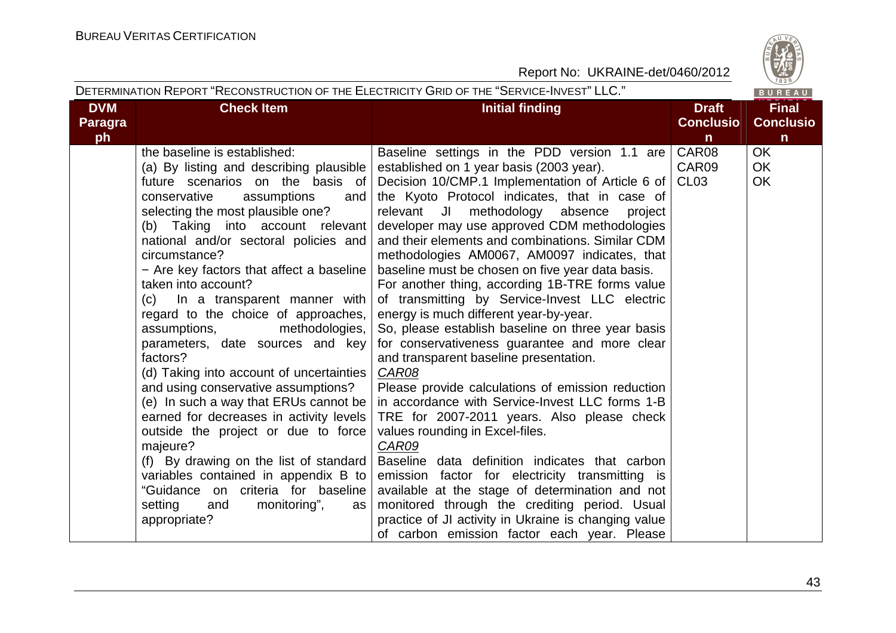| DVM Paragraph | Check Item | Initial finding | Draft Conclusion | Final Conclusion |
|---|---|---|---|---|
| | the baseline is established:<br>(a) By listing and describing plausible future scenarios on the basis of conservative assumptions and selecting the most plausible one?<br>(b) Taking into account relevant national and/or sectoral policies and circumstance?<br>− Are key factors that affect a baseline taken into account?<br>(c) In a transparent manner with regard to the choice of approaches, assumptions, methodologies, parameters, date sources and key factors?<br>(d) Taking into account of uncertainties and using conservative assumptions?<br>(e) In such a way that ERUs cannot be earned for decreases in activity levels outside the project or due to force majeure?<br>(f) By drawing on the list of standard variables contained in appendix B to "Guidance on criteria for baseline setting and monitoring", as appropriate? | Baseline settings in the PDD version 1.1 are established on 1 year basis (2003 year).<br>Decision 10/CMP.1 Implementation of Article 6 of the Kyoto Protocol indicates, that in case of relevant JI methodology absence project developer may use approved CDM methodologies and their elements and combinations. Similar CDM methodologies AM0067, AM0097 indicates, that baseline must be chosen on five year data basis.<br>For another thing, according 1B-TRE forms value of transmitting by Service-Invest LLC electric energy is much different year-by-year.<br>So, please establish baseline on three year basis for conservativeness guarantee and more clear and transparent baseline presentation.<br>*CAR08*<br>Please provide calculations of emission reduction in accordance with Service-Invest LLC forms 1-B TRE for 2007-2011 years. Also please check values rounding in Excel-files.<br>*CAR09*<br>Baseline data definition indicates that carbon emission factor for electricity transmitting is available at the stage of determination and not monitored through the crediting period. Usual practice of JI activity in Ukraine is changing value of carbon emission factor each year. Please | CAR08<br>CAR09<br>CL03 | OK<br>OK<br>OK |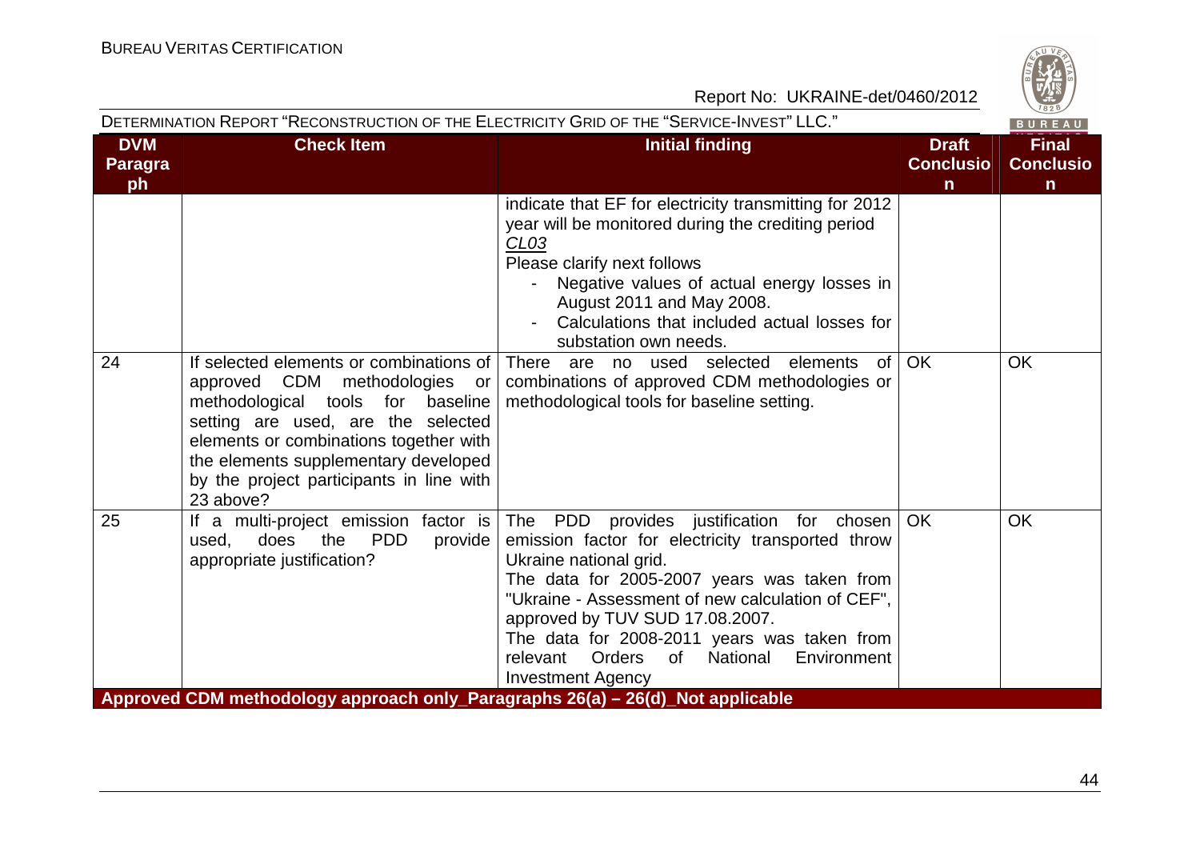| DVM Paragraph | Check Item | Initial finding | Draft Conclusion | Final Conclusion |
|---|---|---|---|---|
| | | indicate that EF for electricity transmitting for 2012 year will be monitored during the crediting period<br>*CL03*<br>Please clarify next follows<br>- Negative values of actual energy losses in August 2011 and May 2008.<br>- Calculations that included actual losses for substation own needs. | | |
| 24 | If selected elements or combinations of approved CDM methodologies or methodological tools for baseline setting are used, are the selected elements or combinations together with the elements supplementary developed by the project participants in line with 23 above? | There are no used selected elements of combinations of approved CDM methodologies or methodological tools for baseline setting. | OK | OK |
| 25 | If a multi-project emission factor is used, does the PDD provide appropriate justification? | The PDD provides justification for chosen emission factor for electricity transported throw Ukraine national grid.<br>The data for 2005-2007 years was taken from "Ukraine - Assessment of new calculation of CEF", approved by TUV SUD 17.08.2007.<br>The data for 2008-2011 years was taken from relevant Orders of National Environment Investment Agency | OK | OK |
| **Approved CDM methodology approach only_Paragraphs 26(a) – 26(d)_Not applicable** | | | | |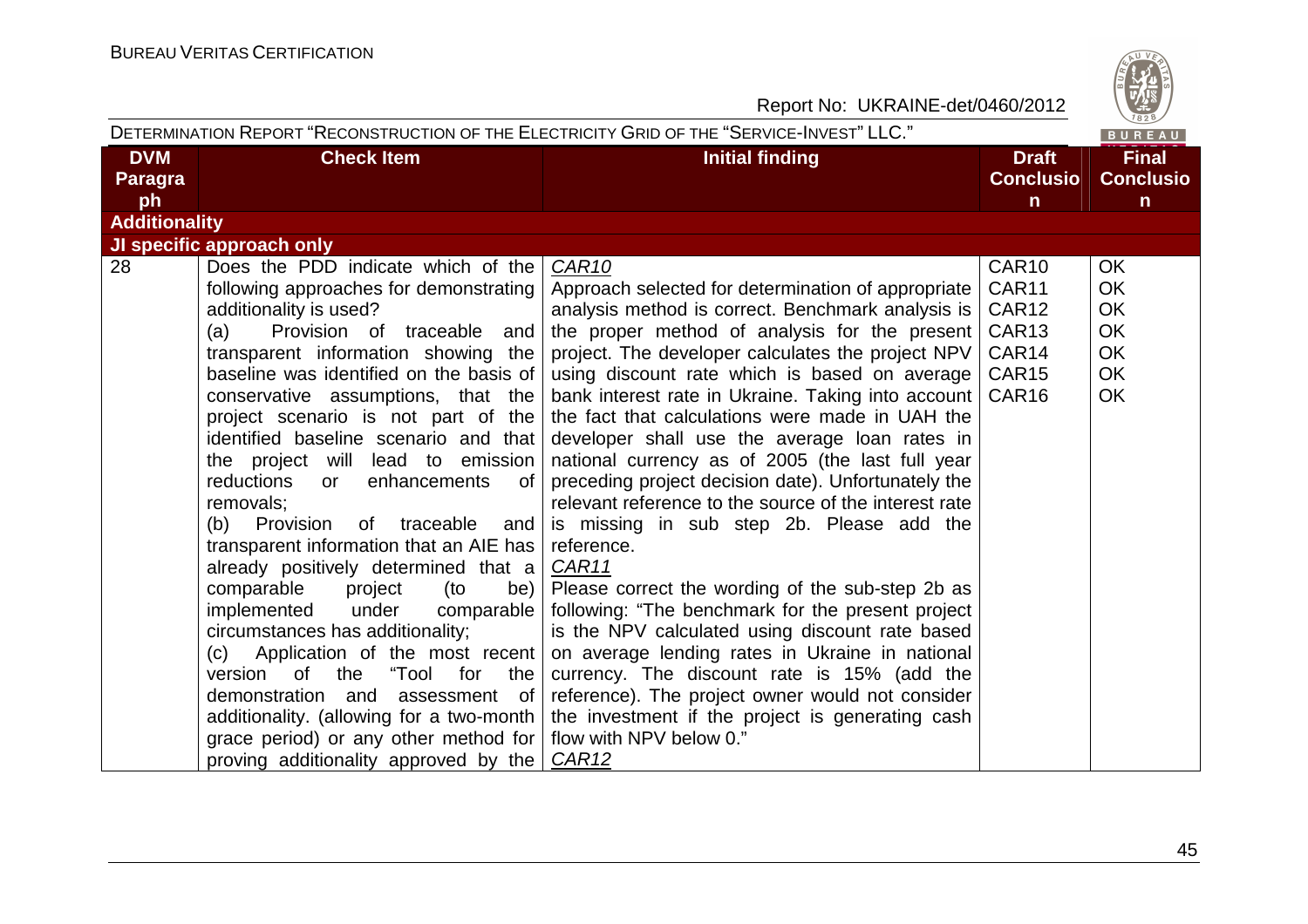| DVM Paragraph | Check Item | Initial finding | Draft Conclusion | Final Conclusion |
|---|---|---|---|---|
| **Additionality** | | | | |
| **JI specific approach only** | | | | |
| 28 | Does the PDD indicate which of the following approaches for demonstrating additionality is used?<br>(a) Provision of traceable and transparent information showing the baseline was identified on the basis of conservative assumptions, that the project scenario is not part of the identified baseline scenario and that the project will lead to emission reductions or enhancements of removals;<br>(b) Provision of traceable and transparent information that an AIE has already positively determined that a comparable project (to be) implemented under comparable circumstances has additionality;<br>(c) Application of the most recent version of the "Tool for the demonstration and assessment of additionality. (allowing for a two-month grace period) or any other method for proving additionality approved by the | *CAR10*<br>Approach selected for determination of appropriate analysis method is correct. Benchmark analysis is the proper method of analysis for the present project. The developer calculates the project NPV using discount rate which is based on average bank interest rate in Ukraine. Taking into account the fact that calculations were made in UAH the developer shall use the average loan rates in national currency as of 2005 (the last full year preceding project decision date). Unfortunately the relevant reference to the source of the interest rate is missing in sub step 2b. Please add the reference.<br>*CAR11*<br>Please correct the wording of the sub-step 2b as following: "The benchmark for the present project is the NPV calculated using discount rate based on average lending rates in Ukraine in national currency. The discount rate is 15% (add the reference). The project owner would not consider the investment if the project is generating cash flow with NPV below 0."<br>*CAR12* | CAR10<br>CAR11<br>CAR12<br>CAR13<br>CAR14<br>CAR15<br>CAR16 | OK<br>OK<br>OK<br>OK<br>OK<br>OK<br>OK |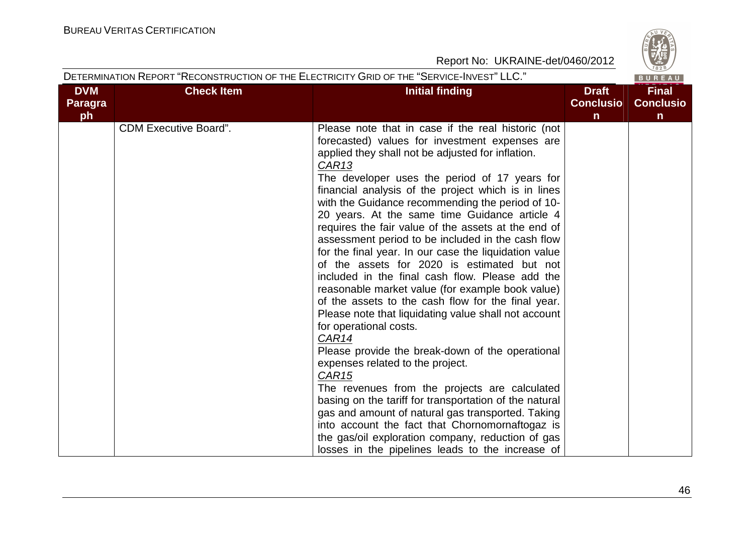| DVM Paragraph | Check Item | Initial finding | Draft Conclusion | Final Conclusion |
|---|---|---|---|---|
| | CDM Executive Board". | Please note that in case if the real historic (not forecasted) values for investment expenses are applied they shall not be adjusted for inflation.<br>CAR13<br>The developer uses the period of 17 years for financial analysis of the project which is in lines with the Guidance recommending the period of 10-20 years. At the same time Guidance article 4 requires the fair value of the assets at the end of assessment period to be included in the cash flow for the final year. In our case the liquidation value of the assets for 2020 is estimated but not included in the final cash flow. Please add the reasonable market value (for example book value) of the assets to the cash flow for the final year. Please note that liquidating value shall not account for operational costs.<br>CAR14<br>Please provide the break-down of the operational expenses related to the project.<br>CAR15<br>The revenues from the projects are calculated basing on the tariff for transportation of the natural gas and amount of natural gas transported. Taking into account the fact that Chornomornaftogaz is the gas/oil exploration company, reduction of gas losses in the pipelines leads to the increase of | | |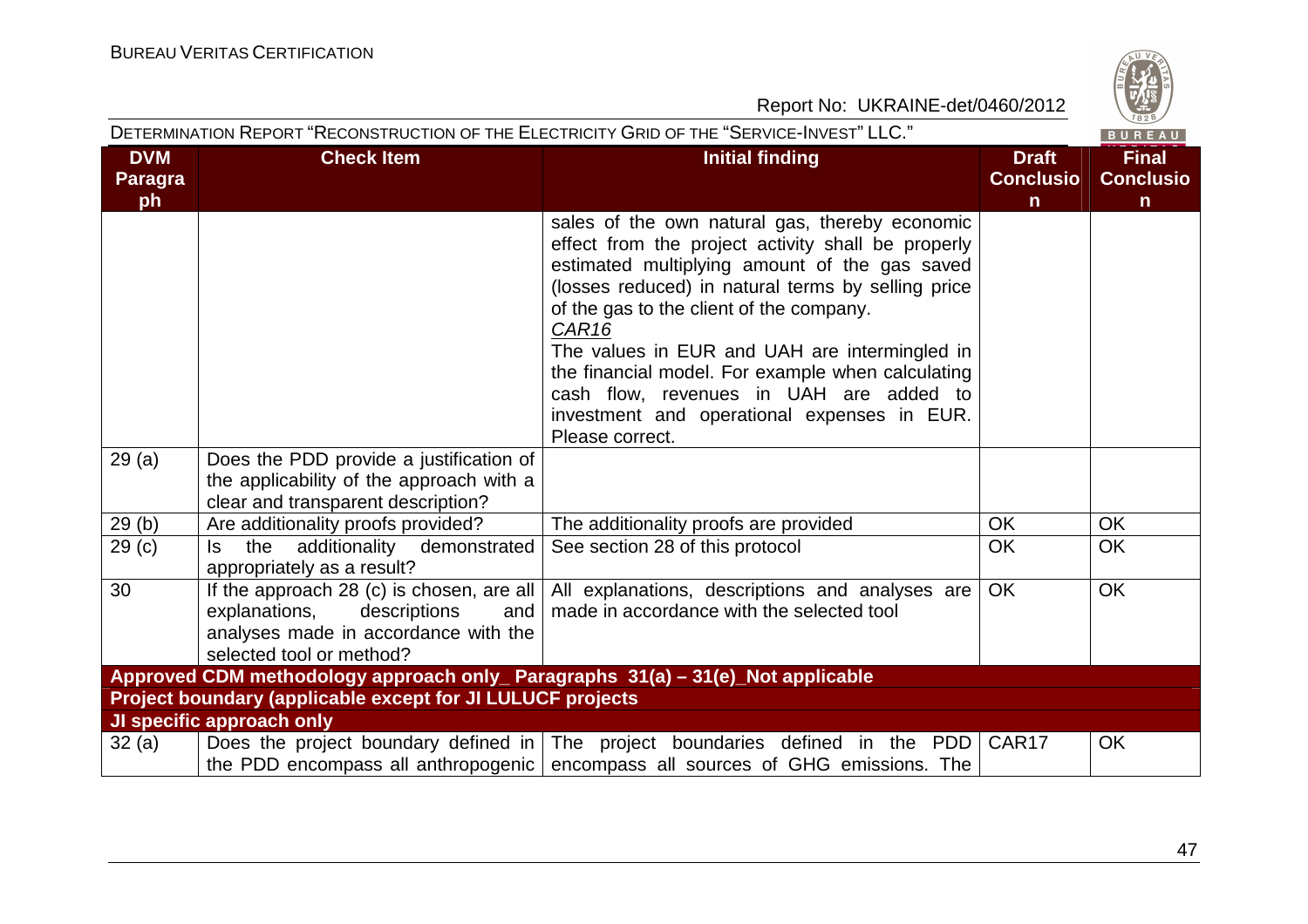| DVM Paragraph | Check Item | Initial finding | Draft Conclusion | Final Conclusion |
|---|---|---|---|---|
| | | sales of the own natural gas, thereby economic effect from the project activity shall be properly estimated multiplying amount of the gas saved (losses reduced) in natural terms by selling price of the gas to the client of the company.<br>_CAR16_<br>The values in EUR and UAH are intermingled in the financial model. For example when calculating cash flow, revenues in UAH are added to investment and operational expenses in EUR. Please correct. | | |
| 29 (a) | Does the PDD provide a justification of the applicability of the approach with a clear and transparent description? | | | |
| 29 (b) | Are additionality proofs provided? | The additionality proofs are provided | OK | OK |
| 29 (c) | Is the additionality demonstrated appropriately as a result? | See section 28 of this protocol | OK | OK |
| 30 | If the approach 28 (c) is chosen, are all explanations, descriptions and analyses made in accordance with the selected tool or method? | All explanations, descriptions and analyses are made in accordance with the selected tool | OK | OK |
| **Approved CDM methodology approach only_ Paragraphs 31(a) – 31(e)_Not applicable** | | | | |
| **Project boundary (applicable except for JI LULUCF projects** | | | | |
| **JI specific approach only** | | | | |
| 32 (a) | Does the project boundary defined in the PDD encompass all anthropogenic | The project boundaries defined in the PDD encompass all sources of GHG emissions. The | CAR17 | OK |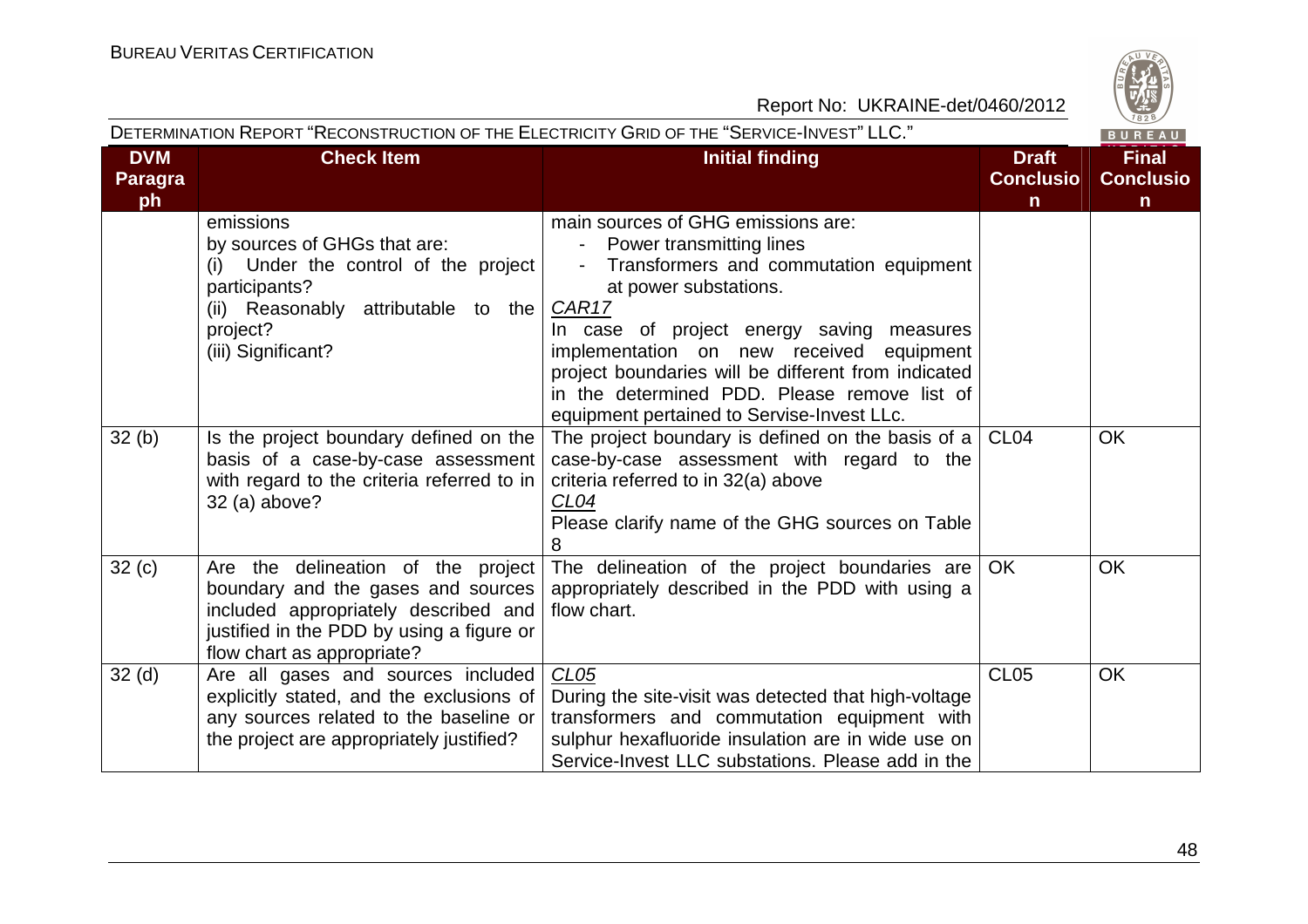| DVM Paragraph | Check Item | Initial finding | Draft Conclusion | Final Conclusion |
|---|---|---|---|---|
| | emissions by sources of GHGs that are: (i) Under the control of the project participants? (ii) Reasonably attributable to the project? (iii) Significant? | main sources of GHG emissions are: - Power transmitting lines - Transformers and commutation equipment at power substations. *CAR17* In case of project energy saving measures implementation on new received equipment project boundaries will be different from indicated in the determined PDD. Please remove list of equipment pertained to Servise-Invest LLc. | | |
| 32 (b) | Is the project boundary defined on the basis of a case-by-case assessment with regard to the criteria referred to in 32 (a) above? | The project boundary is defined on the basis of a case-by-case assessment with regard to the criteria referred to in 32(a) above *CL04* Please clarify name of the GHG sources on Table 8 | CL04 | OK |
| 32 (c) | Are the delineation of the project boundary and the gases and sources included appropriately described and justified in the PDD by using a figure or flow chart as appropriate? | The delineation of the project boundaries are appropriately described in the PDD with using a flow chart. | OK | OK |
| 32 (d) | Are all gases and sources included explicitly stated, and the exclusions of any sources related to the baseline or the project are appropriately justified? | *CL05* During the site-visit was detected that high-voltage transformers and commutation equipment with sulphur hexafluoride insulation are in wide use on Service-Invest LLC substations. Please add in the | CL05 | OK |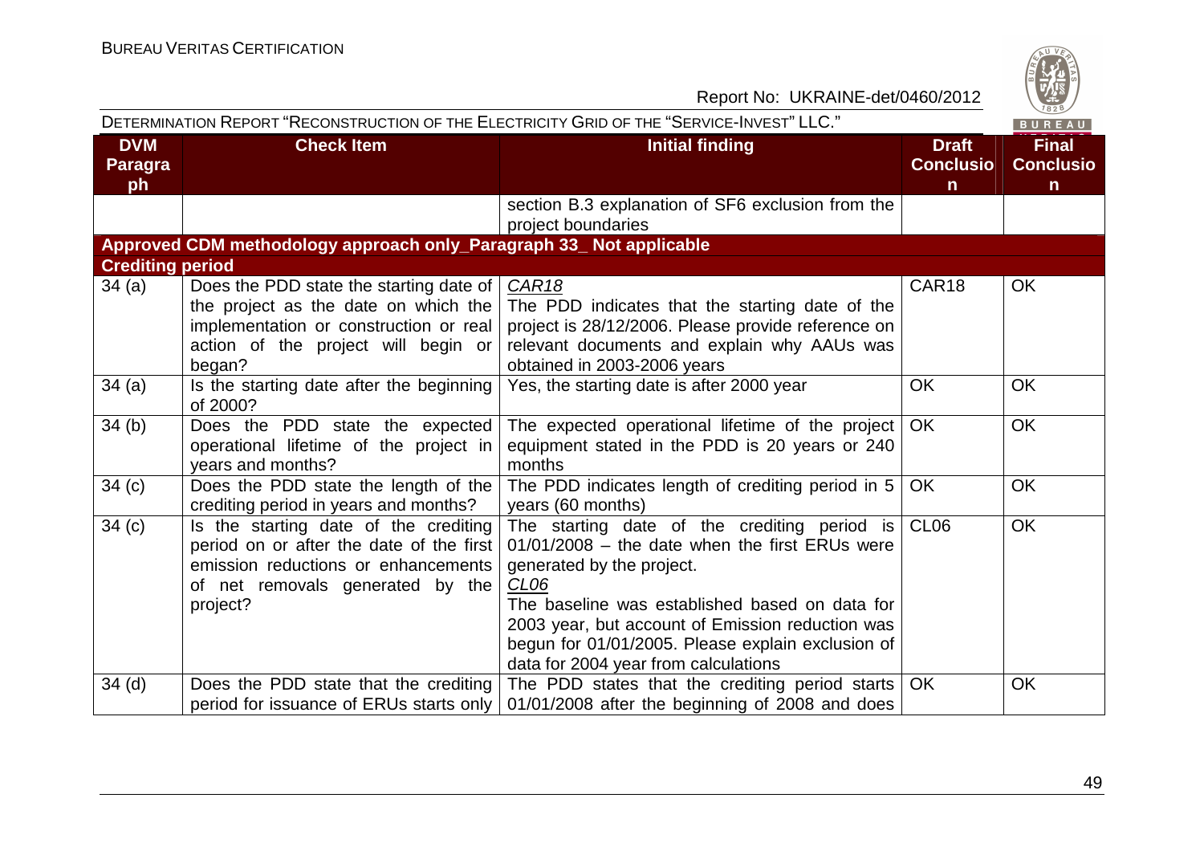| DVM Paragraph | Check Item | Initial finding | Draft Conclusion | Final Conclusion |
|---|---|---|---|---|
| | | section B.3 explanation of SF6 exclusion from the project boundaries | | |
| **Approved CDM methodology approach only_Paragraph 33_ Not applicable** | | | | |
| **Crediting period** | | | | |
| 34 (a) | Does the PDD state the starting date of the project as the date on which the implementation or construction or real action of the project will begin or began? | *CAR18*<br>The PDD indicates that the starting date of the project is 28/12/2006. Please provide reference on relevant documents and explain why AAUs was obtained in 2003-2006 years | CAR18 | OK |
| 34 (a) | Is the starting date after the beginning of 2000? | Yes, the starting date is after 2000 year | OK | OK |
| 34 (b) | Does the PDD state the expected operational lifetime of the project in years and months? | The expected operational lifetime of the project equipment stated in the PDD is 20 years or 240 months | OK | OK |
| 34 (c) | Does the PDD state the length of the crediting period in years and months? | The PDD indicates length of crediting period in 5 years (60 months) | OK | OK |
| 34 (c) | Is the starting date of the crediting period on or after the date of the first emission reductions or enhancements of net removals generated by the project? | The starting date of the crediting period is 01/01/2008 – the date when the first ERUs were generated by the project.<br>*CL06*<br>The baseline was established based on data for 2003 year, but account of Emission reduction was begun for 01/01/2005. Please explain exclusion of data for 2004 year from calculations | CL06 | OK |
| 34 (d) | Does the PDD state that the crediting period for issuance of ERUs starts only | The PDD states that the crediting period starts 01/01/2008 after the beginning of 2008 and does | OK | OK |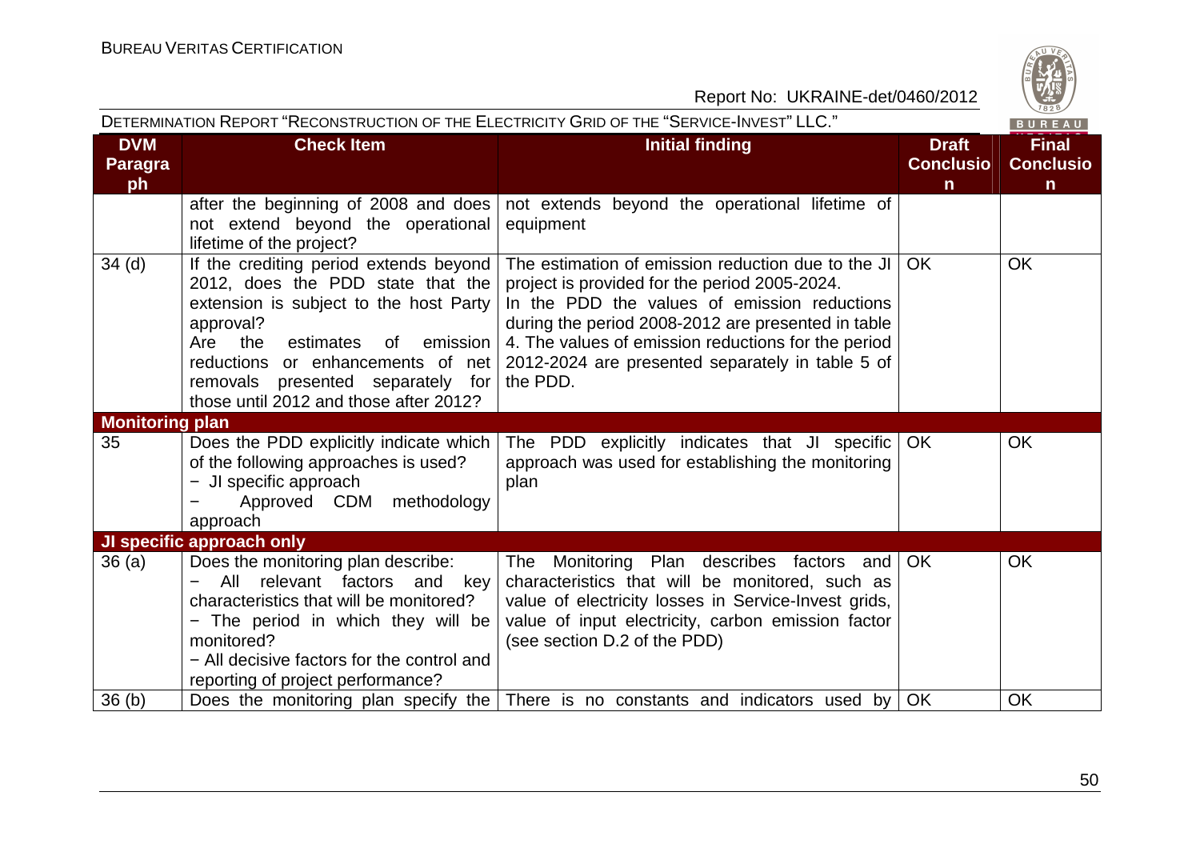| DVM Paragraph | Check Item | Initial finding | Draft Conclusion | Final Conclusion |
|---|---|---|---|---|
| | after the beginning of 2008 and does not extend beyond the operational lifetime of the project? | not extends beyond the operational lifetime of equipment | | |
| 34 (d) | If the crediting period extends beyond 2012, does the PDD state that the extension is subject to the host Party approval? Are the estimates of emission reductions or enhancements of net removals presented separately for those until 2012 and those after 2012? | The estimation of emission reduction due to the JI project is provided for the period 2005-2024. In the PDD the values of emission reductions during the period 2008-2012 are presented in table 4. The values of emission reductions for the period 2012-2024 are presented separately in table 5 of the PDD. | OK | OK |
| **Monitoring plan** | | | | |
| 35 | Does the PDD explicitly indicate which of the following approaches is used? − JI specific approach − Approved CDM methodology approach | The PDD explicitly indicates that JI specific approach was used for establishing the monitoring plan | OK | OK |
| **JI specific approach only** | | | | |
| 36 (a) | Does the monitoring plan describe: − All relevant factors and key characteristics that will be monitored? − The period in which they will be monitored? − All decisive factors for the control and reporting of project performance? | The Monitoring Plan describes factors and characteristics that will be monitored, such as value of electricity losses in Service-Invest grids, value of input electricity, carbon emission factor (see section D.2 of the PDD) | OK | OK |
| 36 (b) | Does the monitoring plan specify the | There is no constants and indicators used by | OK | OK |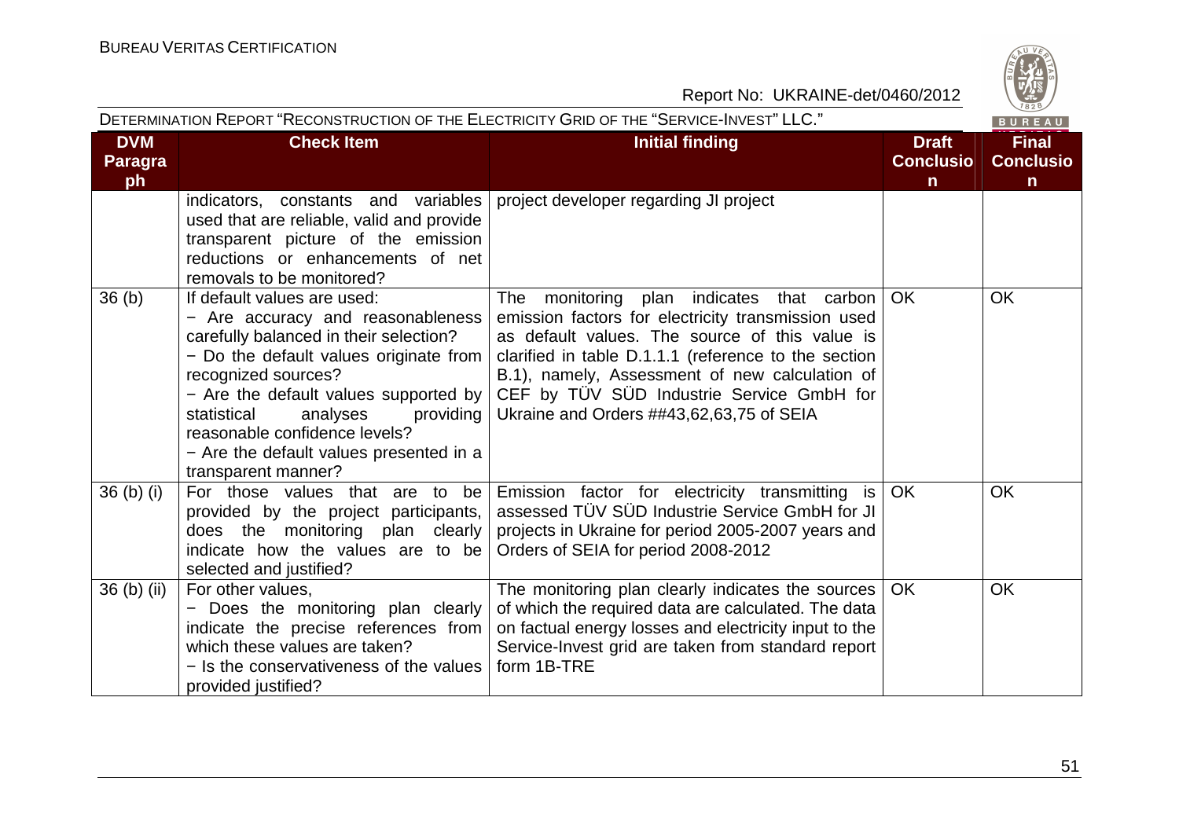| DVM Paragraph | Check Item | Initial finding | Draft Conclusion | Final Conclusion |
|---|---|---|---|---|
| | indicators, constants and variables used that are reliable, valid and provide transparent picture of the emission reductions or enhancements of net removals to be monitored? | project developer regarding JI project | | |
| 36 (b) | If default values are used:<br>− Are accuracy and reasonableness carefully balanced in their selection?<br>− Do the default values originate from recognized sources?<br>− Are the default values supported by statistical analyses providing reasonable confidence levels?<br>− Are the default values presented in a transparent manner? | The monitoring plan indicates that carbon emission factors for electricity transmission used as default values. The source of this value is clarified in table D.1.1.1 (reference to the section B.1), namely, Assessment of new calculation of CEF by TÜV SÜD Industrie Service GmbH for Ukraine and Orders ##43,62,63,75 of SEIA | OK | OK |
| 36 (b) (i) | For those values that are to be provided by the project participants, does the monitoring plan clearly indicate how the values are to be selected and justified? | Emission factor for electricity transmitting is assessed TÜV SÜD Industrie Service GmbH for JI projects in Ukraine for period 2005-2007 years and Orders of SEIA for period 2008-2012 | OK | OK |
| 36 (b) (ii) | For other values,<br>− Does the monitoring plan clearly indicate the precise references from which these values are taken?<br>− Is the conservativeness of the values provided justified? | The monitoring plan clearly indicates the sources of which the required data are calculated. The data on factual energy losses and electricity input to the Service-Invest grid are taken from standard report form 1B-TRE | OK | OK |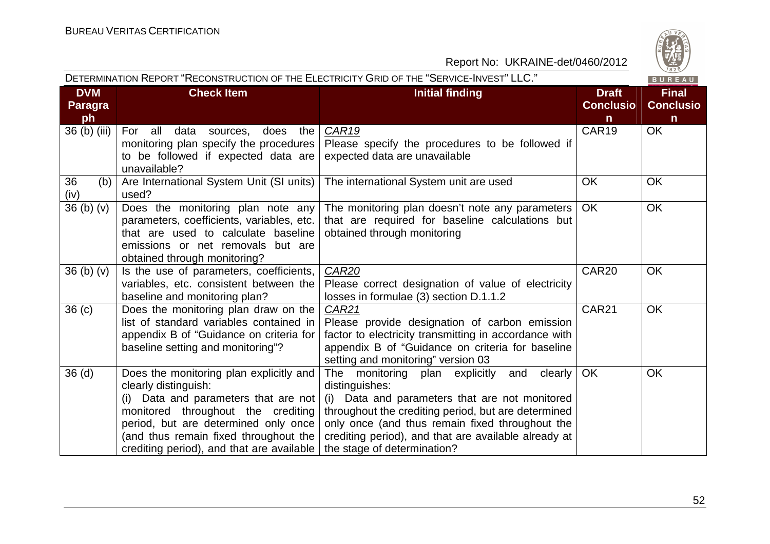| DVM Paragraph | Check Item | Initial finding | Draft Conclusion | Final Conclusion |
|---|---|---|---|---|
| 36 (b) (iii) | For all data sources, does the monitoring plan specify the procedures to be followed if expected data are unavailable? | *CAR19*<br>Please specify the procedures to be followed if expected data are unavailable | CAR19 | OK |
| 36 (b) (iv) | Are International System Unit (SI units) used? | The international System unit are used | OK | OK |
| 36 (b) (v) | Does the monitoring plan note any parameters, coefficients, variables, etc. that are used to calculate baseline emissions or net removals but are obtained through monitoring? | The monitoring plan doesn't note any parameters that are required for baseline calculations but obtained through monitoring | OK | OK |
| 36 (b) (v) | Is the use of parameters, coefficients, variables, etc. consistent between the baseline and monitoring plan? | *CAR20*<br>Please correct designation of value of electricity losses in formulae (3) section D.1.1.2 | CAR20 | OK |
| 36 (c) | Does the monitoring plan draw on the list of standard variables contained in appendix B of "Guidance on criteria for baseline setting and monitoring"? | *CAR21*<br>Please provide designation of carbon emission factor to electricity transmitting in accordance with appendix B of "Guidance on criteria for baseline setting and monitoring" version 03 | CAR21 | OK |
| 36 (d) | Does the monitoring plan explicitly and clearly distinguish:<br>(i) Data and parameters that are not monitored throughout the crediting period, but are determined only once (and thus remain fixed throughout the crediting period), and that are available | The monitoring plan explicitly and clearly distinguishes:<br>(i) Data and parameters that are not monitored throughout the crediting period, but are determined only once (and thus remain fixed throughout the crediting period), and that are available already at the stage of determination? | OK | OK |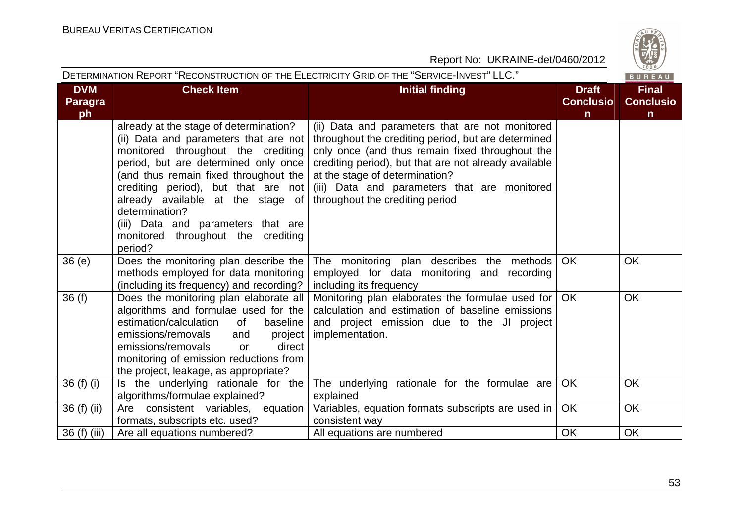| DVM Paragraph | Check Item | Initial finding | Draft Conclusion | Final Conclusion |
|---|---|---|---|---|
| | already at the stage of determination?<br>(ii) Data and parameters that are not monitored throughout the crediting period, but are determined only once (and thus remain fixed throughout the crediting period), but that are not already available at the stage of determination?<br>(iii) Data and parameters that are monitored throughout the crediting period? | (ii) Data and parameters that are not monitored throughout the crediting period, but are determined only once (and thus remain fixed throughout the crediting period), but that are not already available at the stage of determination?<br>(iii) Data and parameters that are monitored throughout the crediting period | | |
| 36 (e) | Does the monitoring plan describe the methods employed for data monitoring (including its frequency) and recording? | The monitoring plan describes the methods employed for data monitoring and recording including its frequency | OK | OK |
| 36 (f) | Does the monitoring plan elaborate all algorithms and formulae used for the estimation/calculation of baseline emissions/removals and project emissions/removals or direct monitoring of emission reductions from the project, leakage, as appropriate? | Monitoring plan elaborates the formulae used for calculation and estimation of baseline emissions and project emission due to the JI project implementation. | OK | OK |
| 36 (f) (i) | Is the underlying rationale for the algorithms/formulae explained? | The underlying rationale for the formulae are explained | OK | OK |
| 36 (f) (ii) | Are consistent variables, equation formats, subscripts etc. used? | Variables, equation formats subscripts are used in consistent way | OK | OK |
| 36 (f) (iii) | Are all equations numbered? | All equations are numbered | OK | OK |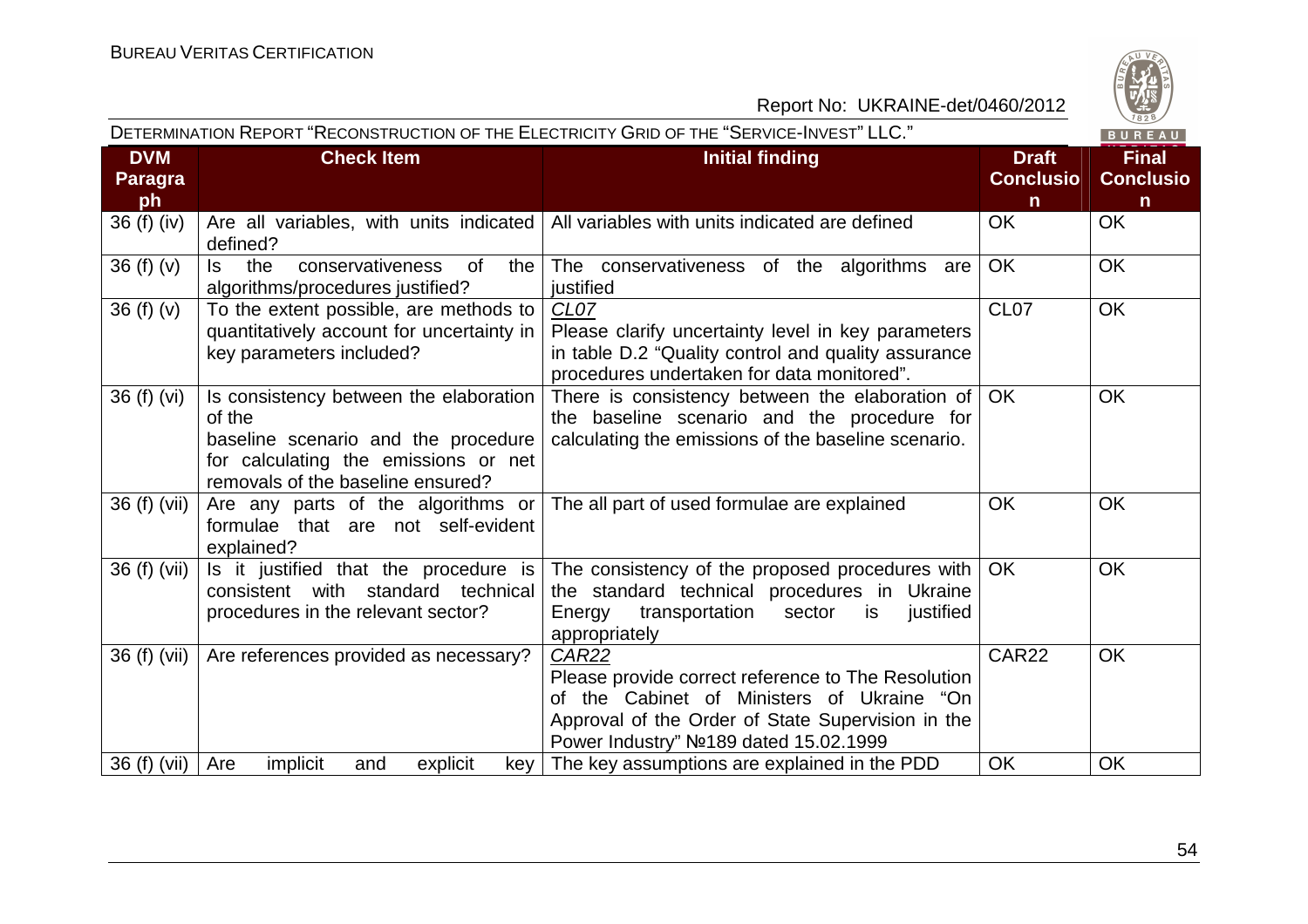| DVM Paragraph | Check Item | Initial finding | Draft Conclusion | Final Conclusion |
|---|---|---|---|---|
| 36 (f) (iv) | Are all variables, with units indicated defined? | All variables with units indicated are defined | OK | OK |
| 36 (f) (v) | Is the conservativeness of the algorithms/procedures justified? | The conservativeness of the algorithms are justified | OK | OK |
| 36 (f) (v) | To the extent possible, are methods to quantitatively account for uncertainty in key parameters included? | *CL07* Please clarify uncertainty level in key parameters in table D.2 "Quality control and quality assurance procedures undertaken for data monitored". | CL07 | OK |
| 36 (f) (vi) | Is consistency between the elaboration of the baseline scenario and the procedure for calculating the emissions or net removals of the baseline ensured? | There is consistency between the elaboration of the baseline scenario and the procedure for calculating the emissions of the baseline scenario. | OK | OK |
| 36 (f) (vii) | Are any parts of the algorithms or formulae that are not self-evident explained? | The all part of used formulae are explained | OK | OK |
| 36 (f) (vii) | Is it justified that the procedure is consistent with standard technical procedures in the relevant sector? | The consistency of the proposed procedures with the standard technical procedures in Ukraine Energy transportation sector is justified appropriately | OK | OK |
| 36 (f) (vii) | Are references provided as necessary? | *CAR22* Please provide correct reference to The Resolution of the Cabinet of Ministers of Ukraine "On Approval of the Order of State Supervision in the Power Industry" №189 dated 15.02.1999 | CAR22 | OK |
| 36 (f) (vii) | Are implicit and explicit key | The key assumptions are explained in the PDD | OK | OK |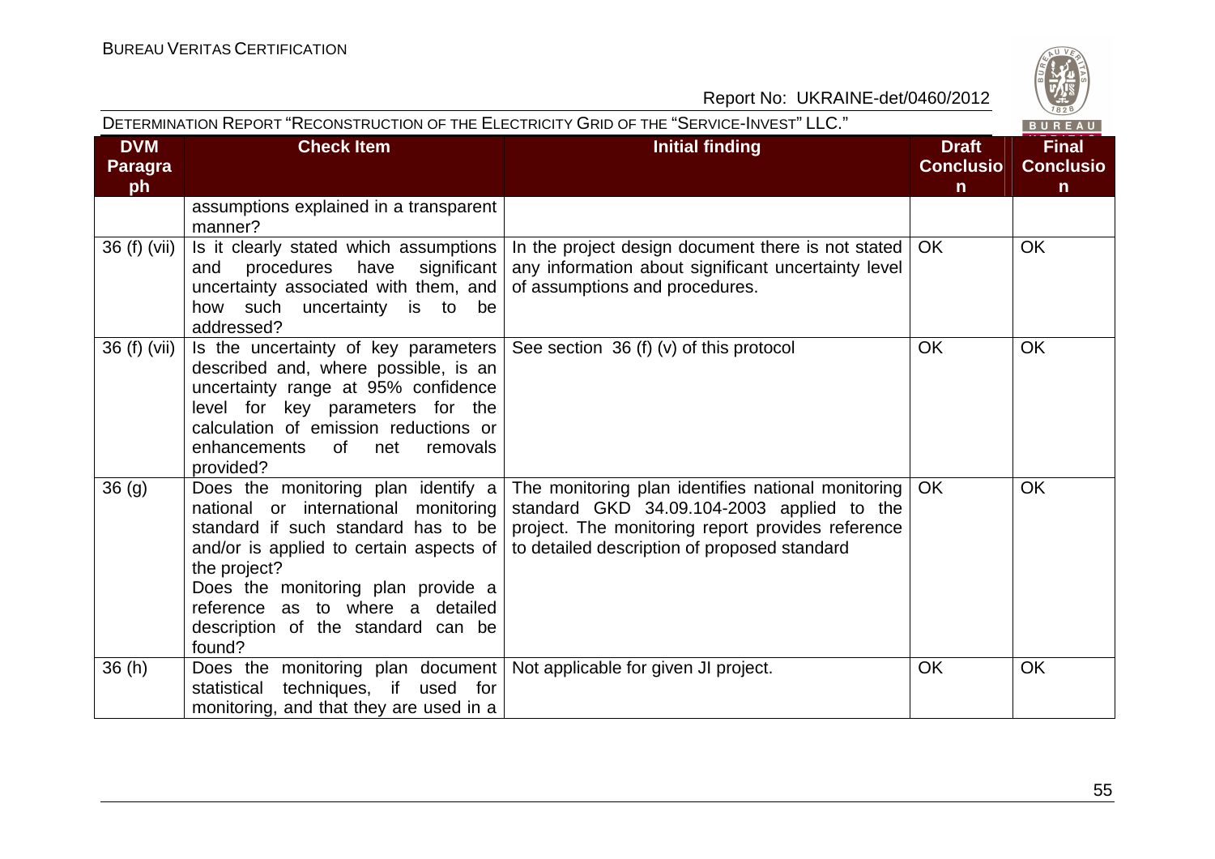| DVM Paragraph | Check Item | Initial finding | Draft Conclusion | Final Conclusion |
|---|---|---|---|---|
| | assumptions explained in a transparent manner? | | | |
| 36 (f) (vii) | Is it clearly stated which assumptions and procedures have significant uncertainty associated with them, and how such uncertainty is to be addressed? | In the project design document there is not stated any information about significant uncertainty level of assumptions and procedures. | OK | OK |
| 36 (f) (vii) | Is the uncertainty of key parameters described and, where possible, is an uncertainty range at 95% confidence level for key parameters for the calculation of emission reductions or enhancements of net removals provided? | See section 36 (f) (v) of this protocol | OK | OK |
| 36 (g) | Does the monitoring plan identify a national or international monitoring standard if such standard has to be and/or is applied to certain aspects of the project?<br>Does the monitoring plan provide a reference as to where a detailed description of the standard can be found? | The monitoring plan identifies national monitoring standard GKD 34.09.104-2003 applied to the project. The monitoring report provides reference to detailed description of proposed standard | OK | OK |
| 36 (h) | Does the monitoring plan document statistical techniques, if used for monitoring, and that they are used in a | Not applicable for given JI project. | OK | OK |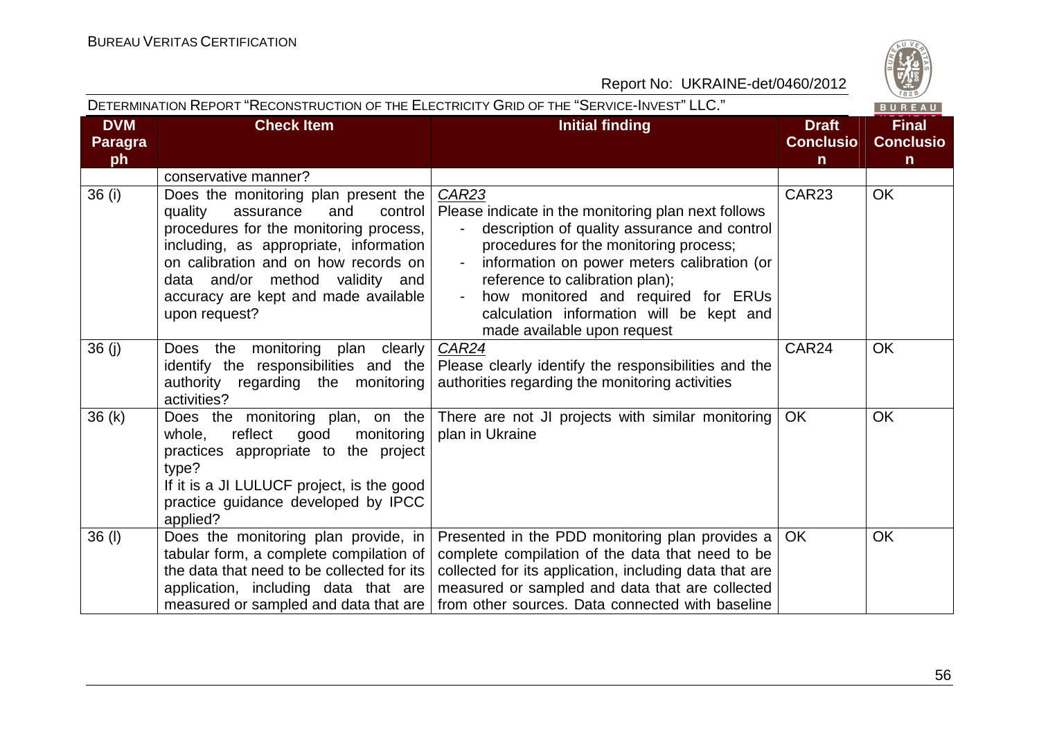| DVM Paragraph | Check Item | Initial finding | Draft Conclusion | Final Conclusion |
|---|---|---|---|---|
| | conservative manner? | | | |
| 36 (i) | Does the monitoring plan present the quality assurance and control procedures for the monitoring process, including, as appropriate, information on calibration and on how records on data and/or method validity and accuracy are kept and made available upon request? | *CAR23*<br>Please indicate in the monitoring plan next follows<br>- description of quality assurance and control procedures for the monitoring process;<br>- information on power meters calibration (or reference to calibration plan);<br>- how monitored and required for ERUs calculation information will be kept and made available upon request | CAR23 | OK |
| 36 (j) | Does the monitoring plan clearly identify the responsibilities and the authority regarding the monitoring activities? | *CAR24*<br>Please clearly identify the responsibilities and the authorities regarding the monitoring activities | CAR24 | OK |
| 36 (k) | Does the monitoring plan, on the whole, reflect good monitoring practices appropriate to the project type?<br>If it is a JI LULUCF project, is the good practice guidance developed by IPCC applied? | There are not JI projects with similar monitoring plan in Ukraine | OK | OK |
| 36 (l) | Does the monitoring plan provide, in tabular form, a complete compilation of the data that need to be collected for its application, including data that are measured or sampled and data that are | Presented in the PDD monitoring plan provides a complete compilation of the data that need to be collected for its application, including data that are measured or sampled and data that are collected from other sources. Data connected with baseline | OK | OK |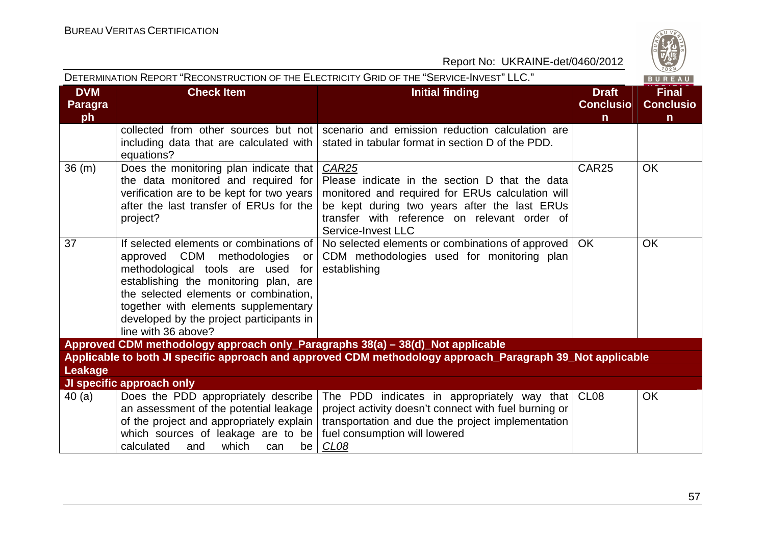| DVM Paragraph | Check Item | Initial finding | Draft Conclusion | Final Conclusion |
|---|---|---|---|---|
| | collected from other sources but not including data that are calculated with equations? | scenario and emission reduction calculation are stated in tabular format in section D of the PDD. | | |
| 36 (m) | Does the monitoring plan indicate that the data monitored and required for verification are to be kept for two years after the last transfer of ERUs for the project? | *CAR25*<br>Please indicate in the section D that the data monitored and required for ERUs calculation will be kept during two years after the last ERUs transfer with reference on relevant order of Service-Invest LLC | CAR25 | OK |
| 37 | If selected elements or combinations of approved CDM methodologies or methodological tools are used for establishing the monitoring plan, are the selected elements or combination, together with elements supplementary developed by the project participants in line with 36 above? | No selected elements or combinations of approved CDM methodologies used for monitoring plan establishing | OK | OK |
| **Approved CDM methodology approach only_Paragraphs 38(a) – 38(d)_Not applicable** | | | | |
| **Applicable to both JI specific approach and approved CDM methodology approach_Paragraph 39_Not applicable** | | | | |
| **Leakage** | | | | |
| **JI specific approach only** | | | | |
| 40 (a) | Does the PDD appropriately describe an assessment of the potential leakage of the project and appropriately explain which sources of leakage are to be calculated and which can be | The PDD indicates in appropriately way that project activity doesn't connect with fuel burning or transportation and due the project implementation fuel consumption will lowered<br>*CL08* | CL08 | OK |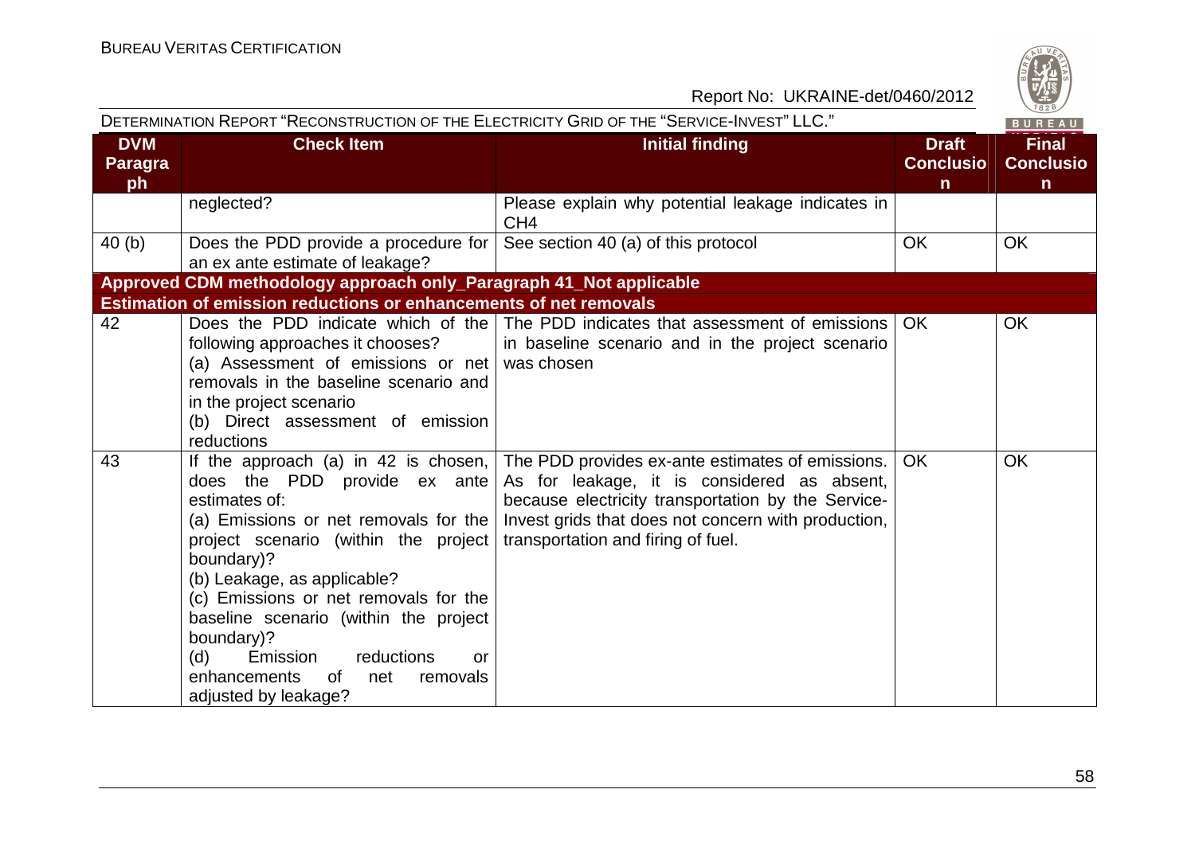| DVM Paragraph | Check Item | Initial finding | Draft Conclusion | Final Conclusion |
|---|---|---|---|---|
| | neglected? | Please explain why potential leakage indicates in $CH_4$ | | |
| 40 (b) | Does the PDD provide a procedure for an ex ante estimate of leakage? | See section 40 (a) of this protocol | OK | OK |
| **Approved CDM methodology approach only_Paragraph 41_Not applicable** | | | | |
| **Estimation of emission reductions or enhancements of net removals** | | | | |
| 42 | Does the PDD indicate which of the following approaches it chooses?<br>(a) Assessment of emissions or net removals in the baseline scenario and in the project scenario<br>(b) Direct assessment of emission reductions | The PDD indicates that assessment of emissions in baseline scenario and in the project scenario was chosen | OK | OK |
| 43 | If the approach (a) in 42 is chosen, does the PDD provide ex ante estimates of:<br>(a) Emissions or net removals for the project scenario (within the project boundary)?<br>(b) Leakage, as applicable?<br>(c) Emissions or net removals for the baseline scenario (within the project boundary)?<br>(d) Emission reductions or enhancements of net removals adjusted by leakage? | The PDD provides ex-ante estimates of emissions. As for leakage, it is considered as absent, because electricity transportation by the Service-Invest grids that does not concern with production, transportation and firing of fuel. | OK | OK |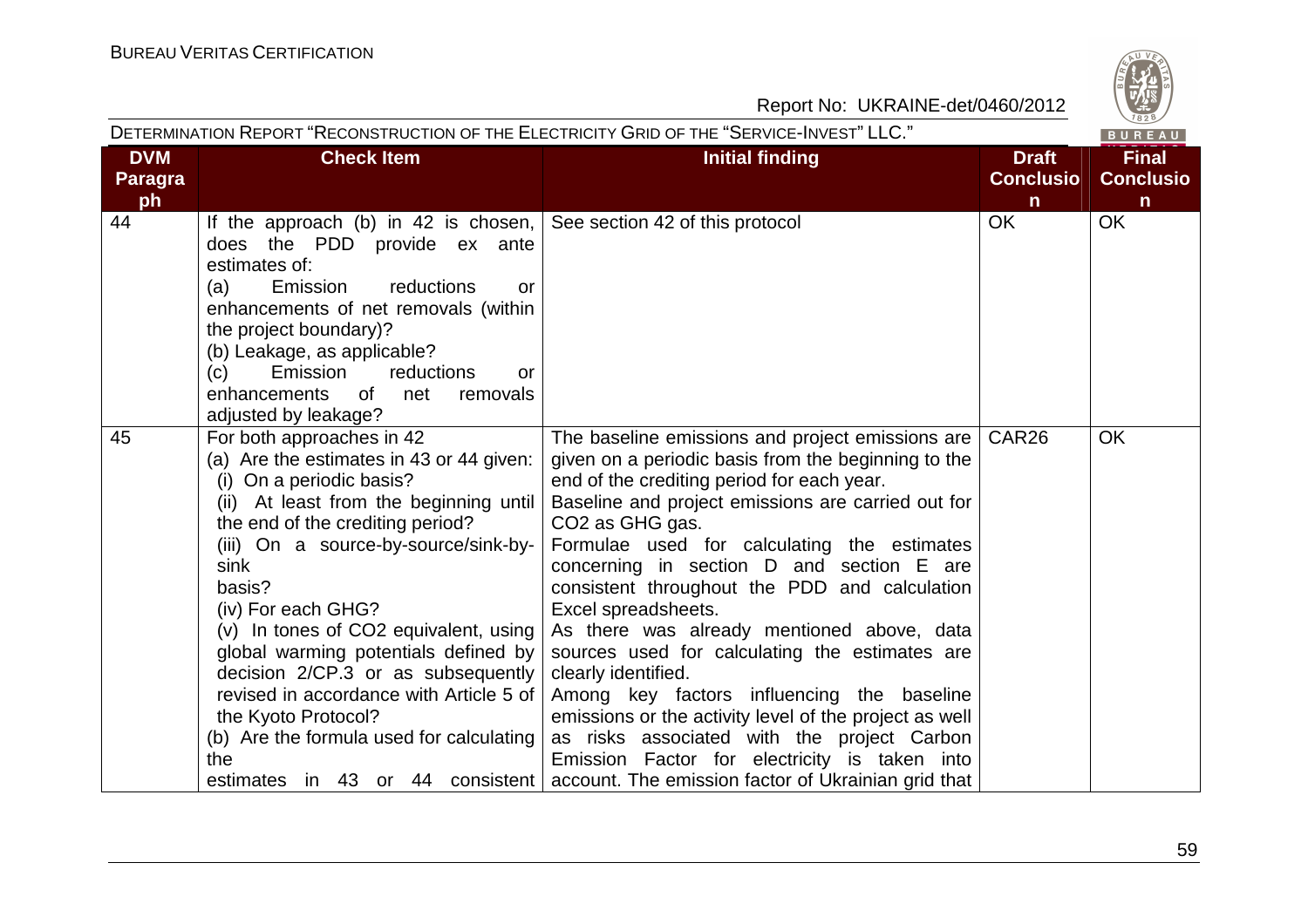| DVM Paragraph | Check Item | Initial finding | Draft Conclusion | Final Conclusion |
|---|---|---|---|---|
| 44 | If the approach (b) in 42 is chosen, does the PDD provide ex ante estimates of:<br>(a) Emission reductions or enhancements of net removals (within the project boundary)?<br>(b) Leakage, as applicable?<br>(c) Emission reductions or enhancements of net removals adjusted by leakage? | See section 42 of this protocol | OK | OK |
| 45 | For both approaches in 42<br>(a) Are the estimates in 43 or 44 given:<br>(i) On a periodic basis?<br>(ii) At least from the beginning until the end of the crediting period?<br>(iii) On a source-by-source/sink-by-sink basis?<br>(iv) For each GHG?<br>(v) In tones of $CO_2$ equivalent, using global warming potentials defined by decision 2/CP.3 or as subsequently revised in accordance with Article 5 of the Kyoto Protocol?<br>(b) Are the formula used for calculating the estimates in 43 or 44 consistent | The baseline emissions and project emissions are given on a periodic basis from the beginning to the end of the crediting period for each year.<br>Baseline and project emissions are carried out for $CO_2$ as GHG gas.<br>Formulae used for calculating the estimates concerning in section D and section E are consistent throughout the PDD and calculation Excel spreadsheets.<br>As there was already mentioned above, data sources used for calculating the estimates are clearly identified.<br>Among key factors influencing the baseline emissions or the activity level of the project as well as risks associated with the project Carbon Emission Factor for electricity is taken into account. The emission factor of Ukrainian grid that | CAR26 | OK |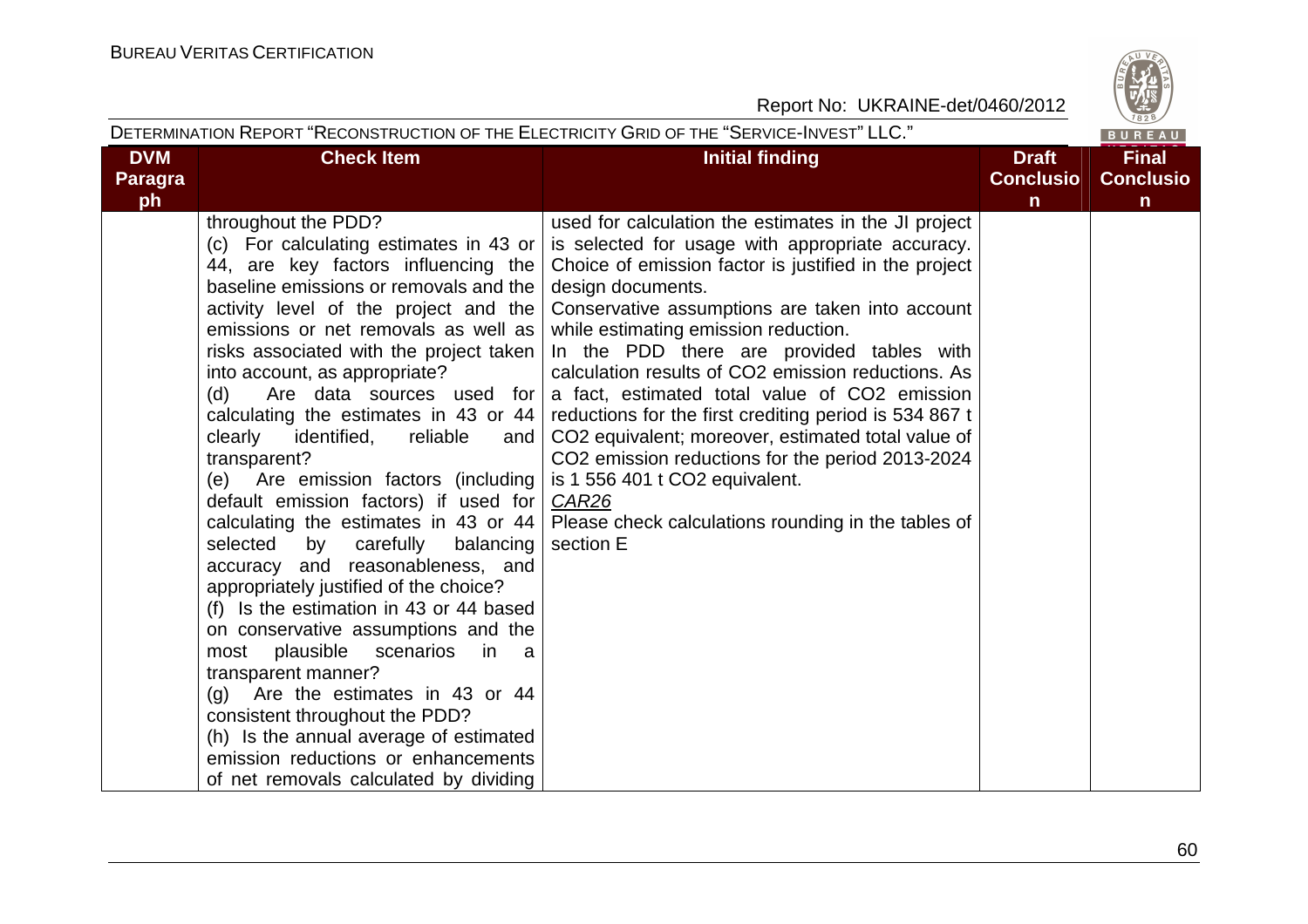| DVM Paragraph | Check Item | Initial finding | Draft Conclusion | Final Conclusion |
|---|---|---|---|---|
| | throughout the PDD?<br>(c) For calculating estimates in 43 or 44, are key factors influencing the baseline emissions or removals and the activity level of the project and the emissions or net removals as well as risks associated with the project taken into account, as appropriate?<br>(d) Are data sources used for calculating the estimates in 43 or 44 clearly identified, reliable and transparent?<br>(e) Are emission factors (including default emission factors) if used for calculating the estimates in 43 or 44 selected by carefully balancing accuracy and reasonableness, and appropriately justified of the choice?<br>(f) Is the estimation in 43 or 44 based on conservative assumptions and the most plausible scenarios in a transparent manner?<br>(g) Are the estimates in 43 or 44 consistent throughout the PDD?<br>(h) Is the annual average of estimated emission reductions or enhancements of net removals calculated by dividing | used for calculation the estimates in the JI project is selected for usage with appropriate accuracy. Choice of emission factor is justified in the project design documents.<br>Conservative assumptions are taken into account while estimating emission reduction.<br>In the PDD there are provided tables with calculation results of $CO_2$ emission reductions. As a fact, estimated total value of $CO_2$ emission reductions for the first crediting period is 534 867 t $CO_2$ equivalent; moreover, estimated total value of $CO_2$ emission reductions for the period 2013-2024 is 1 556 401 t $CO_2$ equivalent.<br>*CAR26*<br>Please check calculations rounding in the tables of section E | | |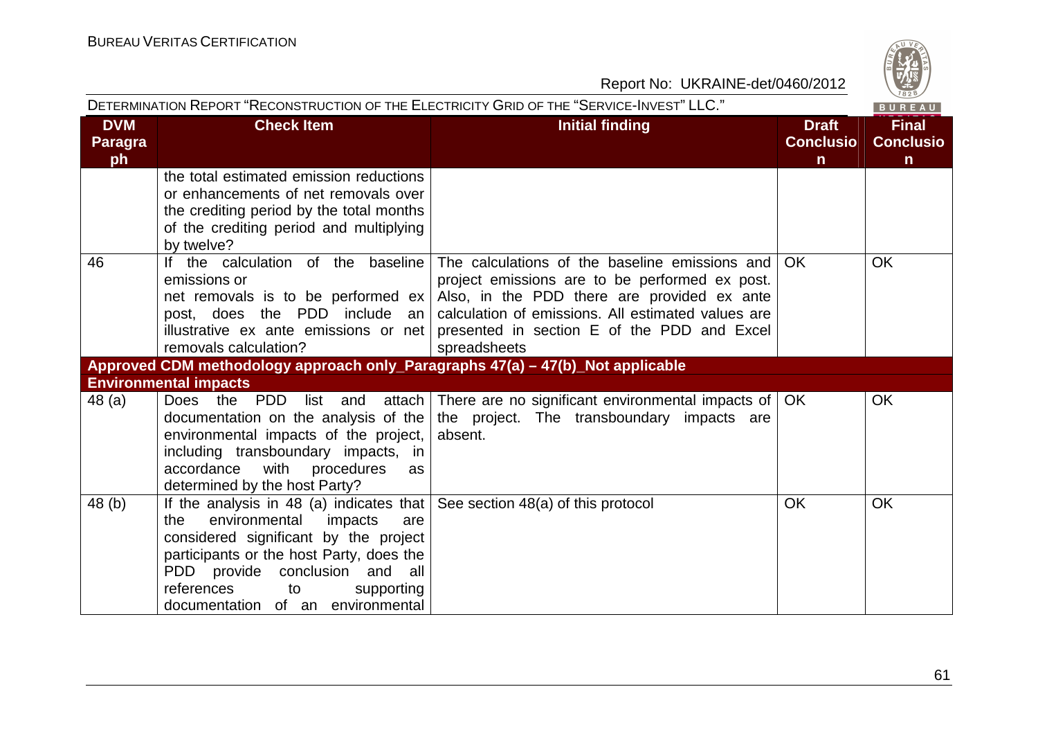| DVM Paragraph | Check Item | Initial finding | Draft Conclusion | Final Conclusion |
|---|---|---|---|---|
| | the total estimated emission reductions or enhancements of net removals over the crediting period by the total months of the crediting period and multiplying by twelve? | | | |
| 46 | If the calculation of the baseline emissions or net removals is to be performed ex post, does the PDD include an illustrative ex ante emissions or net removals calculation? | The calculations of the baseline emissions and project emissions are to be performed ex post. Also, in the PDD there are provided ex ante calculation of emissions. All estimated values are presented in section E of the PDD and Excel spreadsheets | OK | OK |
| **Approved CDM methodology approach only_Paragraphs 47(a) – 47(b)_Not applicable** | | | | |
| **Environmental impacts** | | | | |
| 48 (a) | Does the PDD list and attach documentation on the analysis of the environmental impacts of the project, including transboundary impacts, in accordance with procedures as determined by the host Party? | There are no significant environmental impacts of the project. The transboundary impacts are absent. | OK | OK |
| 48 (b) | If the analysis in 48 (a) indicates that the environmental impacts are considered significant by the project participants or the host Party, does the PDD provide conclusion and all references to supporting documentation of an environmental | See section 48(a) of this protocol | OK | OK |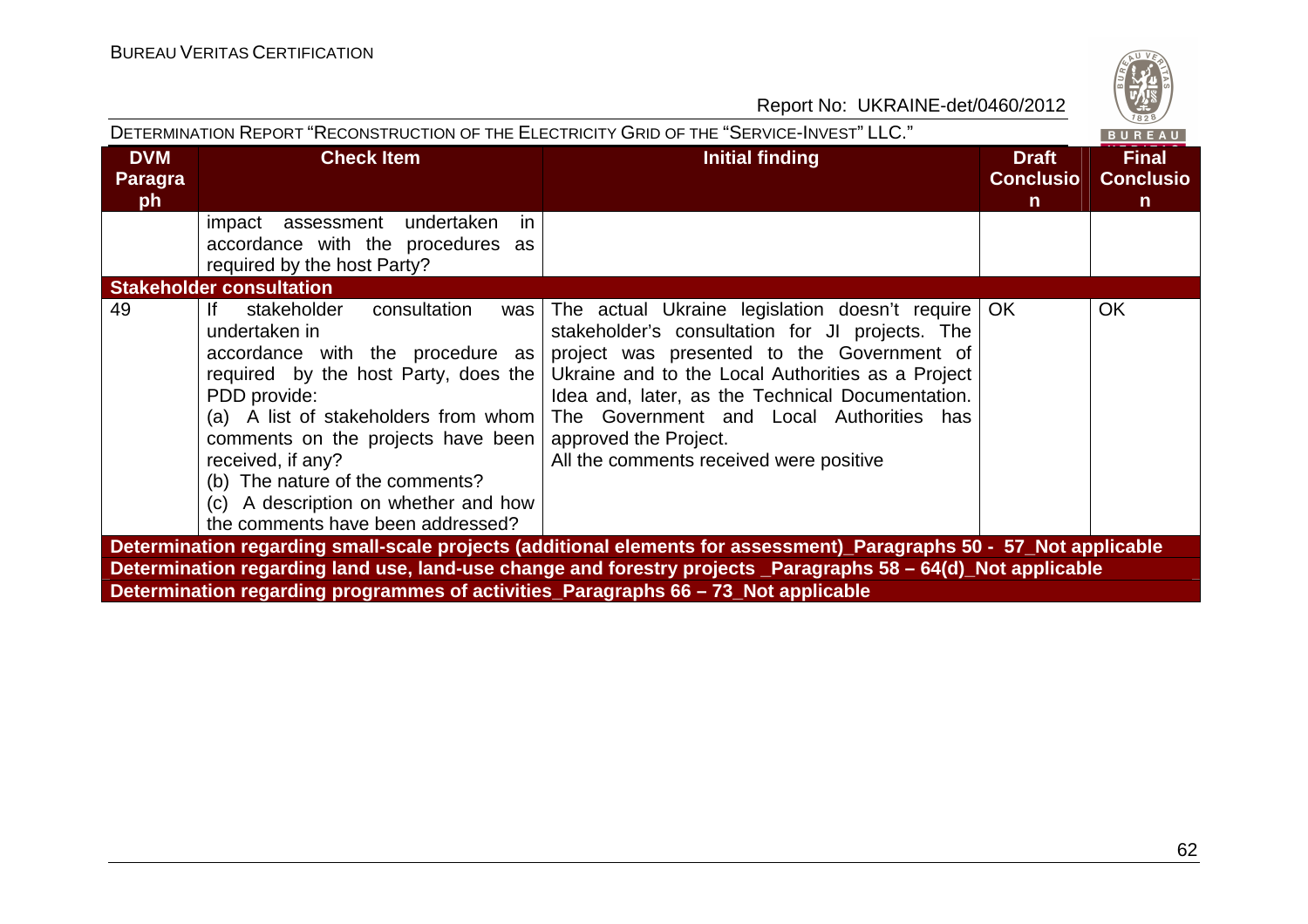| DVM Paragraph | Check Item | Initial finding | Draft Conclusion | Final Conclusion |
|---|---|---|---|---|
| | impact assessment undertaken in accordance with the procedures as required by the host Party? | | | |
| **Stakeholder consultation** | | | | |
| 49 | If stakeholder consultation was undertaken in accordance with the procedure as required by the host Party, does the PDD provide:<br>(a) A list of stakeholders from whom comments on the projects have been received, if any?<br>(b) The nature of the comments?<br>(c) A description on whether and how the comments have been addressed? | The actual Ukraine legislation doesn't require stakeholder's consultation for JI projects. The project was presented to the Government of Ukraine and to the Local Authorities as a Project Idea and, later, as the Technical Documentation. The Government and Local Authorities has approved the Project.<br>All the comments received were positive | OK | OK |
| **Determination regarding small-scale projects (additional elements for assessment)_Paragraphs 50 - 57_Not applicable** | | | | |
| **Determination regarding land use, land-use change and forestry projects _Paragraphs 58 – 64(d)_Not applicable** | | | | |
| **Determination regarding programmes of activities_Paragraphs 66 – 73_Not applicable** | | | | |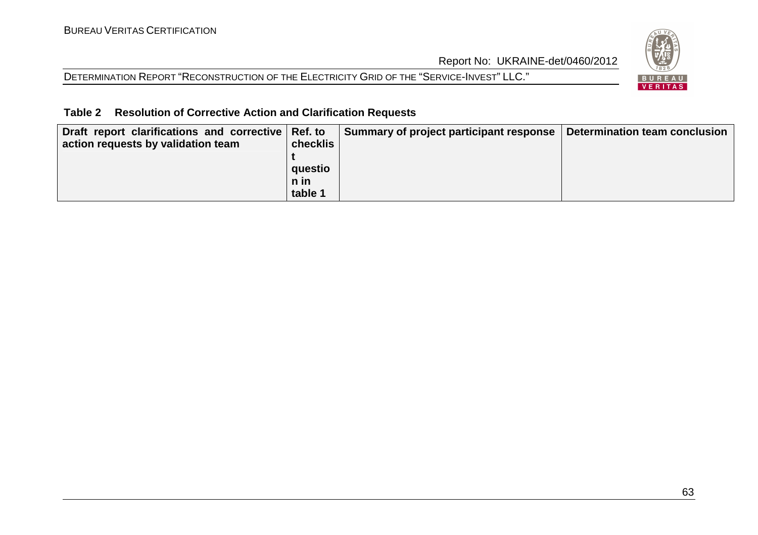**Table 2 Resolution of Corrective Action and Clarification Requests**

| Draft report clarifications and corrective action requests by validation team | Ref. to checklist question in table 1 | Summary of project participant response | Determination team conclusion |
|---|---|---|---|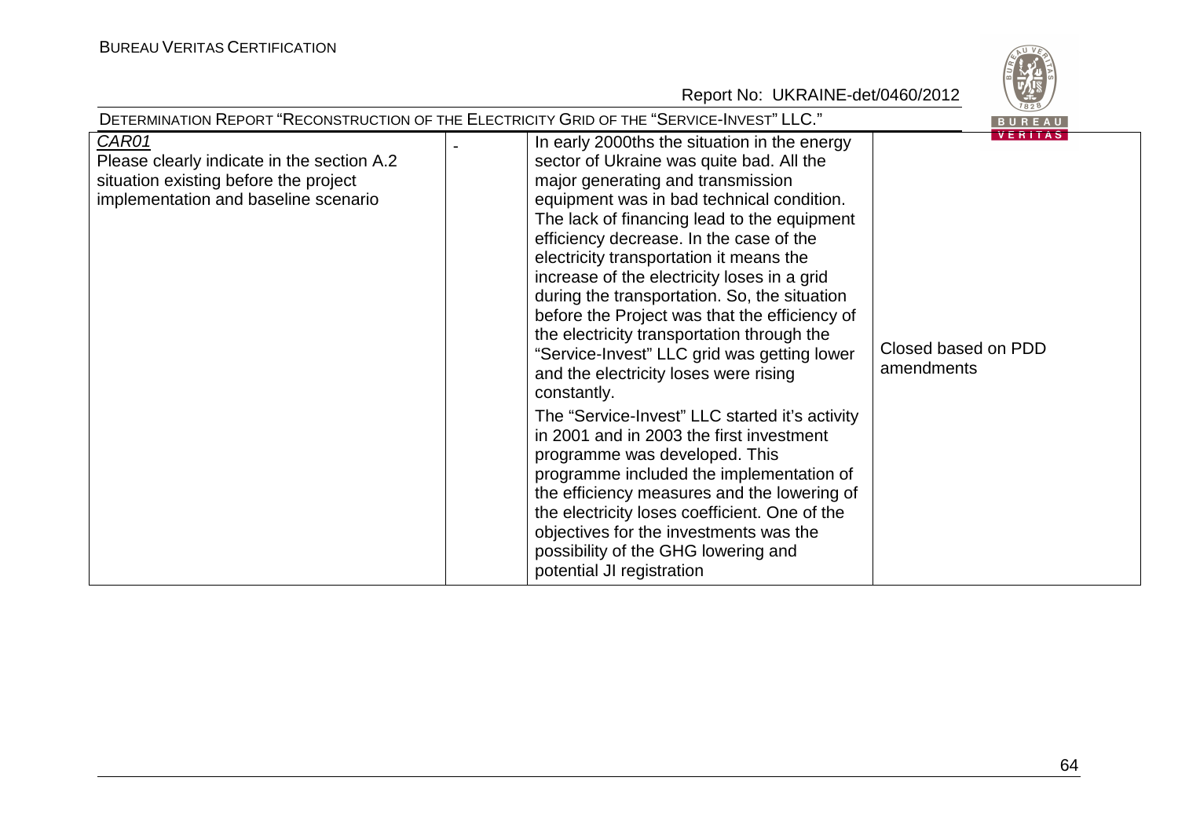| *CAR01* Please clearly indicate in the section A.2 situation existing before the project implementation and baseline scenario | - | In early 2000ths the situation in the energy sector of Ukraine was quite bad. All the major generating and transmission equipment was in bad technical condition. The lack of financing lead to the equipment efficiency decrease. In the case of the electricity transportation it means the increase of the electricity loses in a grid during the transportation. So, the situation before the Project was that the efficiency of the electricity transportation through the "Service-Invest" LLC grid was getting lower and the electricity loses were rising constantly.<br><br>The "Service-Invest" LLC started it's activity in 2001 and in 2003 the first investment programme was developed. This programme included the implementation of the efficiency measures and the lowering of the electricity loses coefficient. One of the objectives for the investments was the possibility of the GHG lowering and potential JI registration | Closed based on PDD amendments |
|---|---|---|---|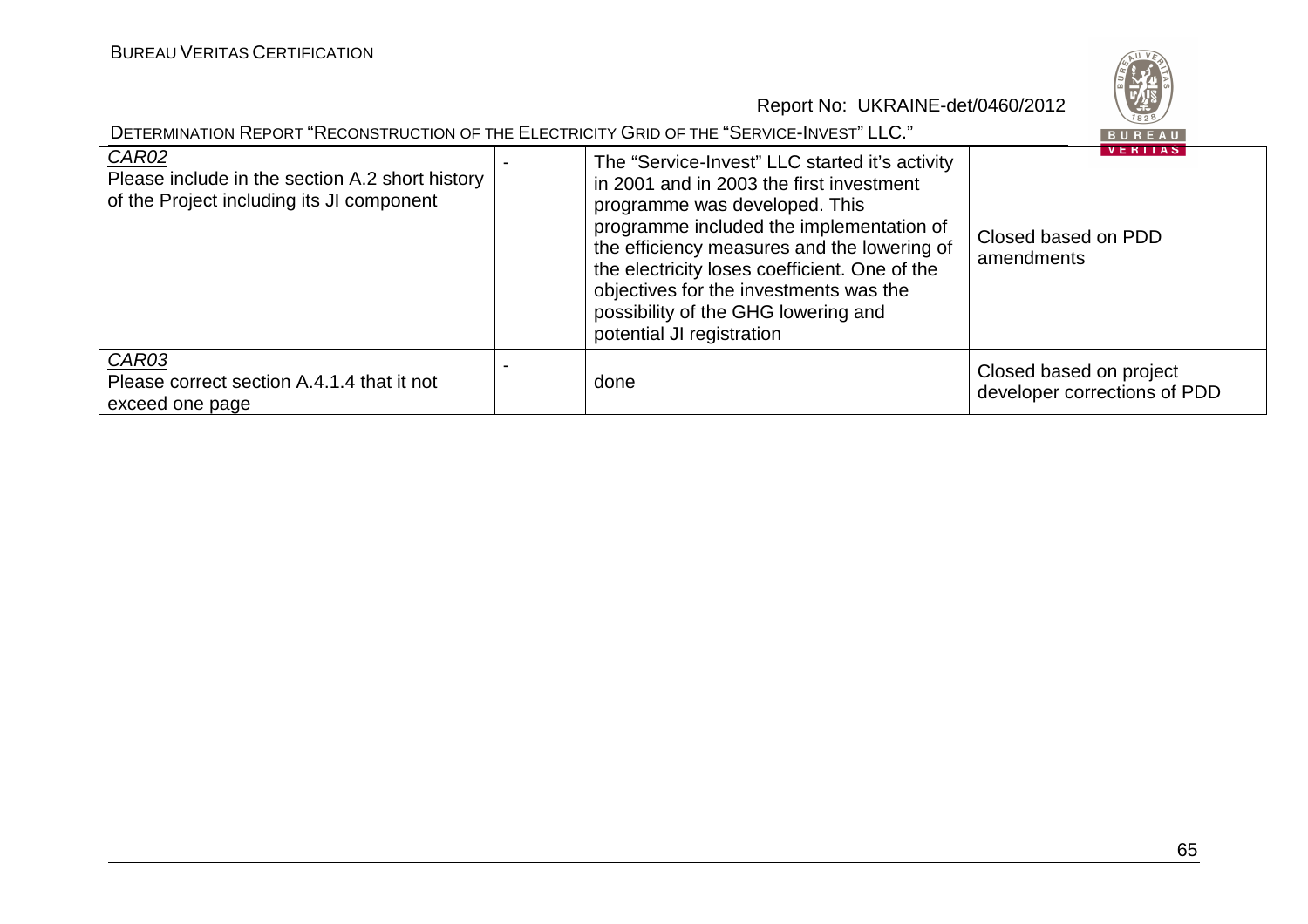| | | | |
|---|---|---|---|
| *CAR02*<br>Please include in the section A.2 short history of the Project including its JI component | - | The “Service-Invest” LLC started it's activity in 2001 and in 2003 the first investment programme was developed. This programme included the implementation of the efficiency measures and the lowering of the electricity loses coefficient. One of the objectives for the investments was the possibility of the GHG lowering and potential JI registration | Closed based on PDD amendments |
| *CAR03*<br>Please correct section A.4.1.4 that it not exceed one page | - | done | Closed based on project developer corrections of PDD |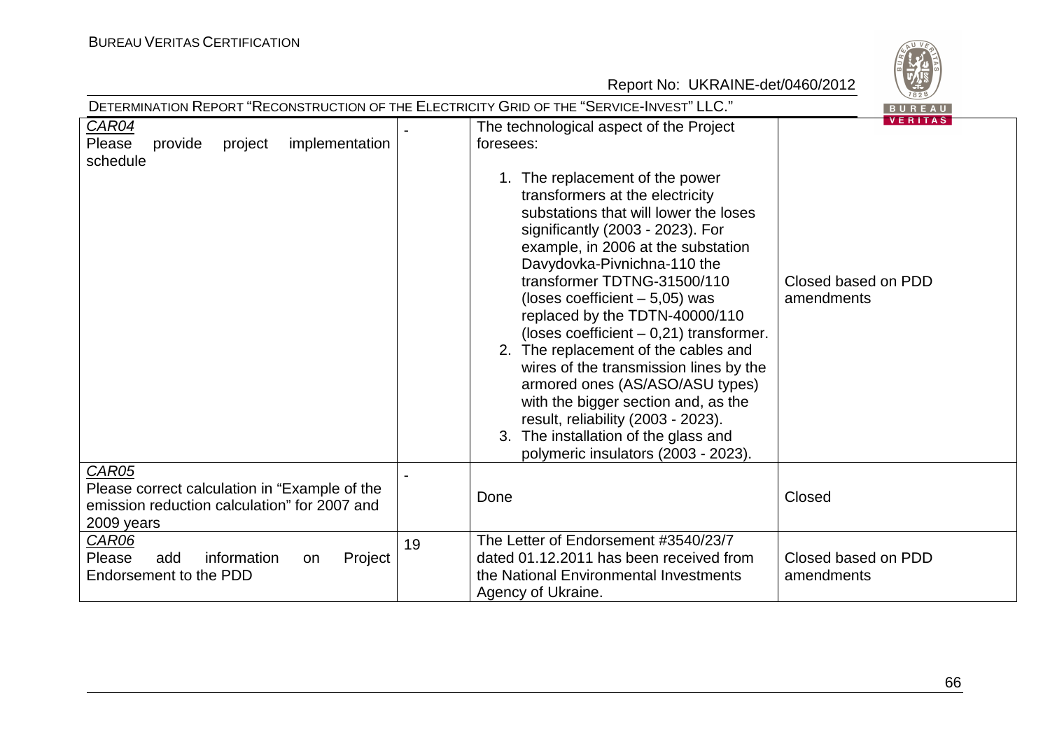| *CAR04* Please provide project implementation schedule | - | The technological aspect of the Project foresees: 1. The replacement of the power transformers at the electricity substations that will lower the loses significantly (2003 - 2023). For example, in 2006 at the substation Davydovka-Pivnichna-110 the transformer TDTNG-31500/110 (loses coefficient – 5,05) was replaced by the TDTN-40000/110 (loses coefficient – 0,21) transformer. 2. The replacement of the cables and wires of the transmission lines by the armored ones (AS/ASO/ASU types) with the bigger section and, as the result, reliability (2003 - 2023). 3. The installation of the glass and polymeric insulators (2003 - 2023). | Closed based on PDD amendments |
|---|---|---|---|
| *CAR05* Please correct calculation in "Example of the emission reduction calculation" for 2007 and 2009 years | - | Done | Closed |
| *CAR06* Please add information on Project Endorsement to the PDD | 19 | The Letter of Endorsement #3540/23/7 dated 01.12.2011 has been received from the National Environmental Investments Agency of Ukraine. | Closed based on PDD amendments |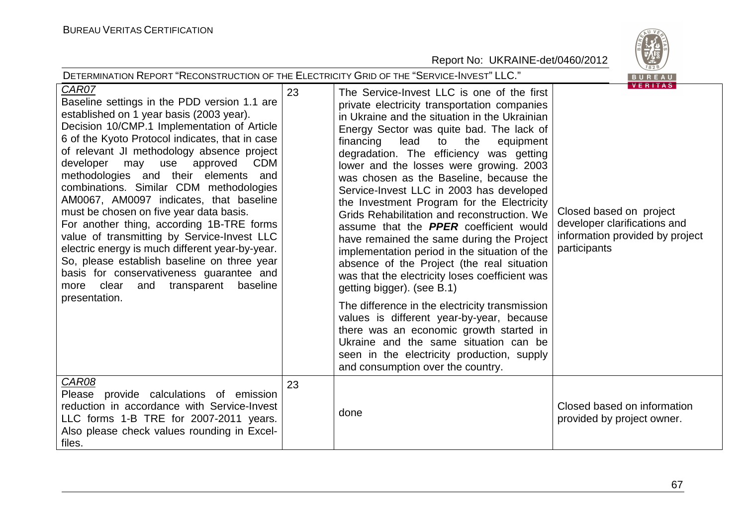| CAR07<br>Baseline settings in the PDD version 1.1 are established on 1 year basis (2003 year).<br>Decision 10/CMP.1 Implementation of Article 6 of the Kyoto Protocol indicates, that in case of relevant JI methodology absence project developer may use approved CDM methodologies and their elements and combinations. Similar CDM methodologies AM0067, AM0097 indicates, that baseline must be chosen on five year data basis.<br>For another thing, according 1B-TRE forms value of transmitting by Service-Invest LLC electric energy is much different year-by-year. So, please establish baseline on three year basis for conservativeness guarantee and more clear and transparent baseline presentation. | 23 | The Service-Invest LLC is one of the first private electricity transportation companies in Ukraine and the situation in the Ukrainian Energy Sector was quite bad. The lack of financing lead to the equipment degradation. The efficiency was getting lower and the losses were growing. 2003 was chosen as the Baseline, because the Service-Invest LLC in 2003 has developed the Investment Program for the Electricity Grids Rehabilitation and reconstruction. We assume that the ***PPER*** coefficient would have remained the same during the Project implementation period in the situation of the absence of the Project (the real situation was that the electricity loses coefficient was getting bigger). (see B.1)<br><br>The difference in the electricity transmission values is different year-by-year, because there was an economic growth started in Ukraine and the same situation can be seen in the electricity production, supply and consumption over the country. | Closed based on project developer clarifications and information provided by project participants |
|---|---|---|---|
| CAR08<br>Please provide calculations of emission reduction in accordance with Service-Invest LLC forms 1-B TRE for 2007-2011 years. Also please check values rounding in Excel-files. | 23 | done | Closed based on information provided by project owner. |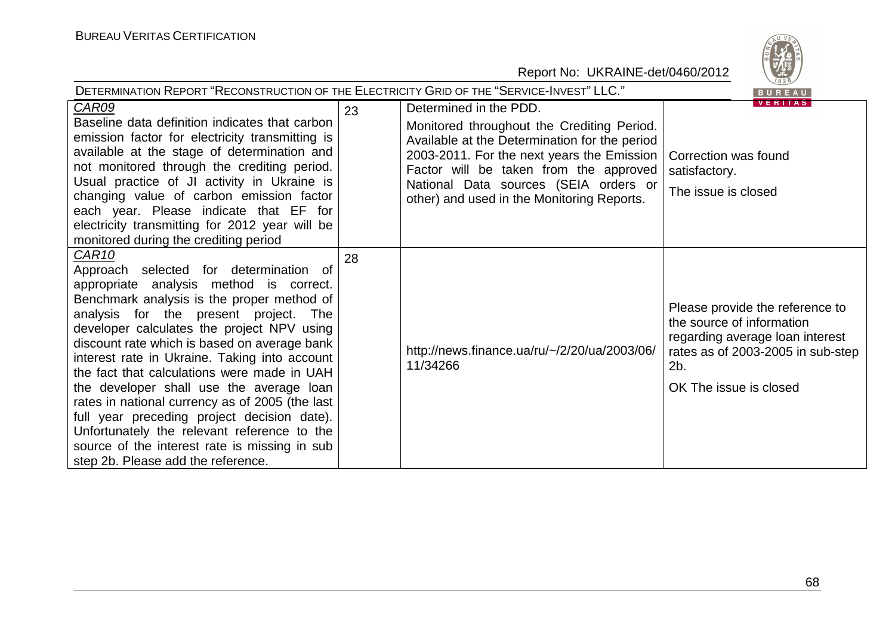| | | | |
|---|---|---|---|
| *CAR09*<br>Baseline data definition indicates that carbon emission factor for electricity transmitting is available at the stage of determination and not monitored through the crediting period. Usual practice of JI activity in Ukraine is changing value of carbon emission factor each year. Please indicate that EF for electricity transmitting for 2012 year will be monitored during the crediting period | 23 | Determined in the PDD.<br>Monitored throughout the Crediting Period. Available at the Determination for the period 2003-2011. For the next years the Emission Factor will be taken from the approved National Data sources (SEIA orders or other) and used in the Monitoring Reports. | Correction was found satisfactory.<br>The issue is closed |
| *CAR10*<br>Approach selected for determination of appropriate analysis method is correct. Benchmark analysis is the proper method of analysis for the present project. The developer calculates the project NPV using discount rate which is based on average bank interest rate in Ukraine. Taking into account the fact that calculations were made in UAH the developer shall use the average loan rates in national currency as of 2005 (the last full year preceding project decision date). Unfortunately the relevant reference to the source of the interest rate is missing in sub step 2b. Please add the reference. | 28 | http://news.finance.ua/ru/~/2/20/ua/2003/06/11/34266 | Please provide the reference to the source of information regarding average loan interest rates as of 2003-2005 in sub-step 2b.<br>OK The issue is closed |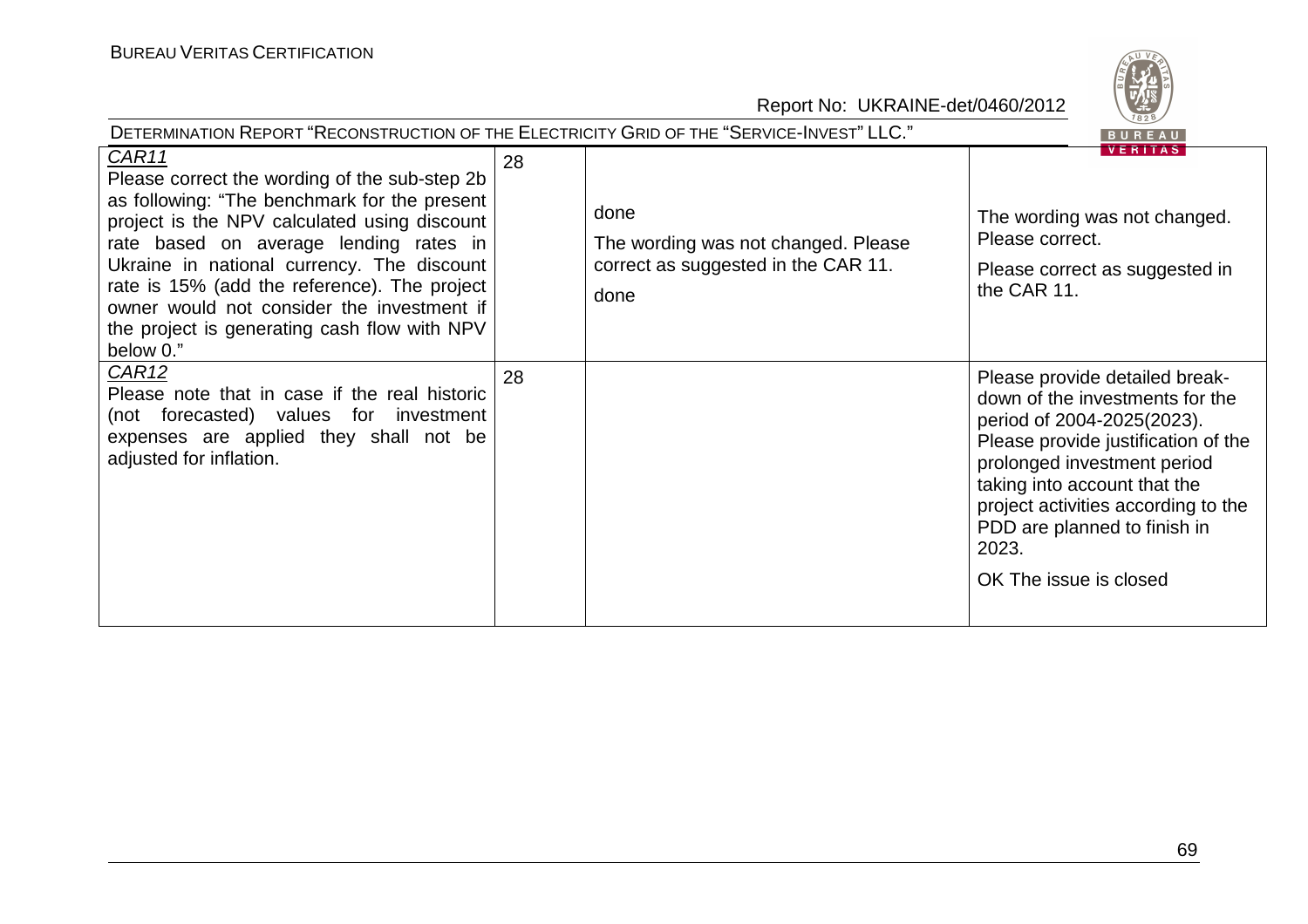| *CAR11*<br>Please correct the wording of the sub-step 2b as following: "The benchmark for the present project is the NPV calculated using discount rate based on average lending rates in Ukraine in national currency. The discount rate is 15% (add the reference). The project owner would not consider the investment if the project is generating cash flow with NPV below 0." | 28 | done<br>The wording was not changed. Please correct as suggested in the CAR 11.<br>done | The wording was not changed. Please correct.<br>Please correct as suggested in the CAR 11. |
|---|---|---|---|
| *CAR12*<br>Please note that in case if the real historic (not forecasted) values for investment expenses are applied they shall not be adjusted for inflation. | 28 | | Please provide detailed break-down of the investments for the period of 2004-2025(2023). Please provide justification of the prolonged investment period taking into account that the project activities according to the PDD are planned to finish in 2023.<br>OK The issue is closed |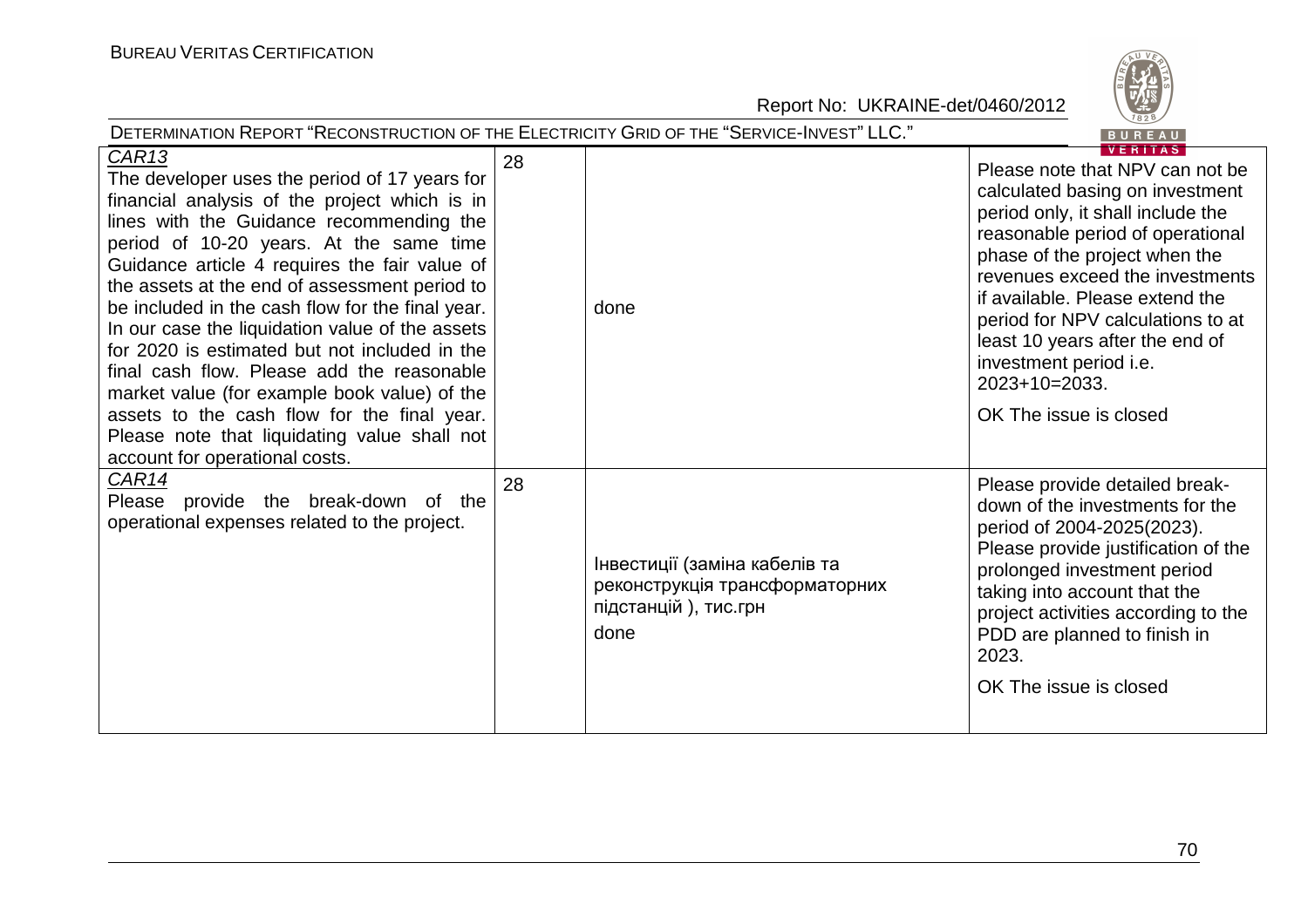| | | | |
|---|---|---|---|
| *CAR13*<br>The developer uses the period of 17 years for financial analysis of the project which is in lines with the Guidance recommending the period of 10-20 years. At the same time Guidance article 4 requires the fair value of the assets at the end of assessment period to be included in the cash flow for the final year. In our case the liquidation value of the assets for 2020 is estimated but not included in the final cash flow. Please add the reasonable market value (for example book value) of the assets to the cash flow for the final year. Please note that liquidating value shall not account for operational costs. | 28 | done | Please note that NPV can not be calculated basing on investment period only, it shall include the reasonable period of operational phase of the project when the revenues exceed the investments if available. Please extend the period for NPV calculations to at least 10 years after the end of investment period i.e. 2023+10=2033.<br><br>OK The issue is closed |
| *CAR14*<br>Please provide the break-down of the operational expenses related to the project. | 28 | Інвестиції (заміна кабелів та реконструкція трансформаторних підстанцій ), тис.грн<br>done | Please provide detailed break-down of the investments for the period of 2004-2025(2023). Please provide justification of the prolonged investment period taking into account that the project activities according to the PDD are planned to finish in 2023.<br><br>OK The issue is closed |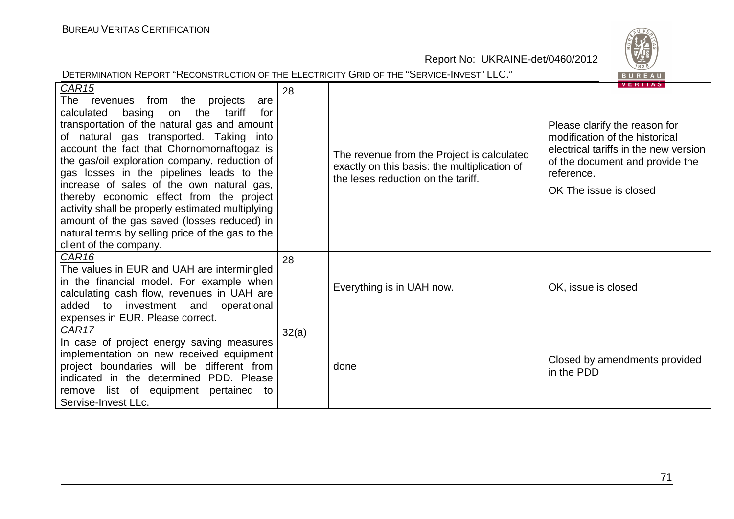| | | | |
|---|---|---|---|
| *CAR15*<br>The revenues from the projects are calculated basing on the tariff for transportation of the natural gas and amount of natural gas transported. Taking into account the fact that Chornomornaftogaz is the gas/oil exploration company, reduction of gas losses in the pipelines leads to the increase of sales of the own natural gas, thereby economic effect from the project activity shall be properly estimated multiplying amount of the gas saved (losses reduced) in natural terms by selling price of the gas to the client of the company. | 28 | The revenue from the Project is calculated exactly on this basis: the multiplication of the leses reduction on the tariff. | Please clarify the reason for modification of the historical electrical tariffs in the new version of the document and provide the reference.<br>OK The issue is closed |
| *CAR16*<br>The values in EUR and UAH are intermingled in the financial model. For example when calculating cash flow, revenues in UAH are added to investment and operational expenses in EUR. Please correct. | 28 | Everything is in UAH now. | OK, issue is closed |
| *CAR17*<br>In case of project energy saving measures implementation on new received equipment project boundaries will be different from indicated in the determined PDD. Please remove list of equipment pertained to Servise-Invest LLc. | 32(a) | done | Closed by amendments provided in the PDD |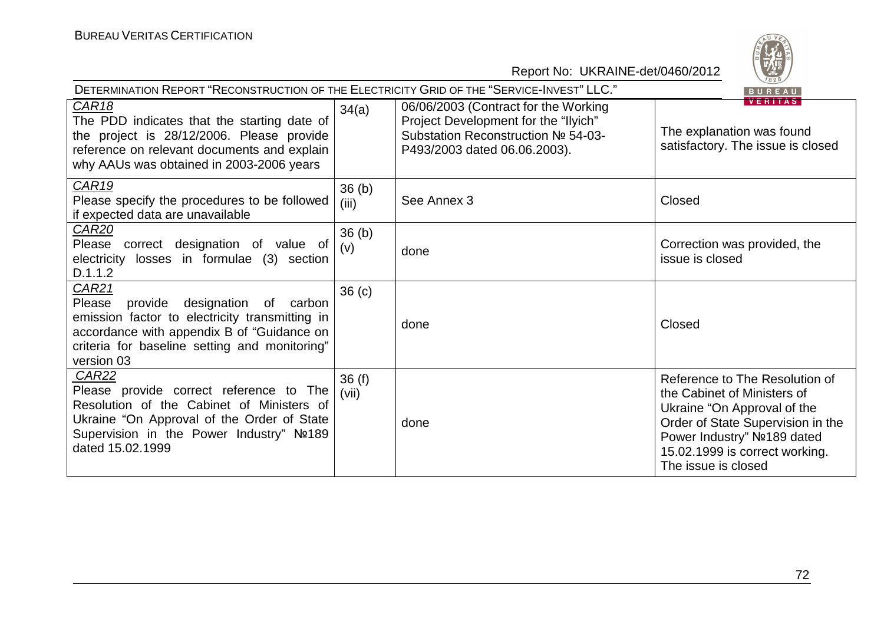| | | | |
|---|---|---|---|
| CAR18<br>The PDD indicates that the starting date of the project is 28/12/2006. Please provide reference on relevant documents and explain why AAUs was obtained in 2003-2006 years | 34(a) | 06/06/2003 (Contract for the Working Project Development for the "Ilyich" Substation Reconstruction № 54-03-P493/2003 dated 06.06.2003). | The explanation was found satisfactory. The issue is closed |
| CAR19<br>Please specify the procedures to be followed if expected data are unavailable | 36 (b) (iii) | See Annex 3 | Closed |
| CAR20<br>Please correct designation of value of electricity losses in formulae (3) section D.1.1.2 | 36 (b) (v) | done | Correction was provided, the issue is closed |
| CAR21<br>Please provide designation of carbon emission factor to electricity transmitting in accordance with appendix B of "Guidance on criteria for baseline setting and monitoring" version 03 | 36 (c) | done | Closed |
| CAR22<br>Please provide correct reference to The Resolution of the Cabinet of Ministers of Ukraine "On Approval of the Order of State Supervision in the Power Industry" №189 dated 15.02.1999 | 36 (f) (vii) | done | Reference to The Resolution of the Cabinet of Ministers of Ukraine "On Approval of the Order of State Supervision in the Power Industry" №189 dated 15.02.1999 is correct working. The issue is closed |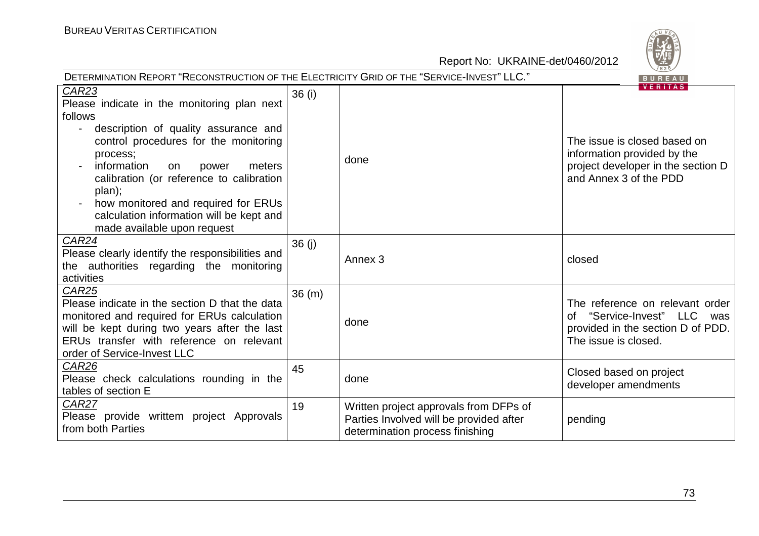| CAR23<br>Please indicate in the monitoring plan next follows<br>- description of quality assurance and control procedures for the monitoring process;<br>- information on power meters calibration (or reference to calibration plan);<br>- how monitored and required for ERUs calculation information will be kept and made available upon request | 36 (i) | done | The issue is closed based on information provided by the project developer in the section D and Annex 3 of the PDD |
|---|---|---|---|
| CAR24<br>Please clearly identify the responsibilities and the authorities regarding the monitoring activities | 36 (j) | Annex 3 | closed |
| CAR25<br>Please indicate in the section D that the data monitored and required for ERUs calculation will be kept during two years after the last ERUs transfer with reference on relevant order of Service-Invest LLC | 36 (m) | done | The reference on relevant order of "Service-Invest" LLC was provided in the section D of PDD. The issue is closed. |
| CAR26<br>Please check calculations rounding in the tables of section E | 45 | done | Closed based on project developer amendments |
| CAR27<br>Please provide writtem project Approvals from both Parties | 19 | Written project approvals from DFPs of Parties Involved will be provided after determination process finishing | pending |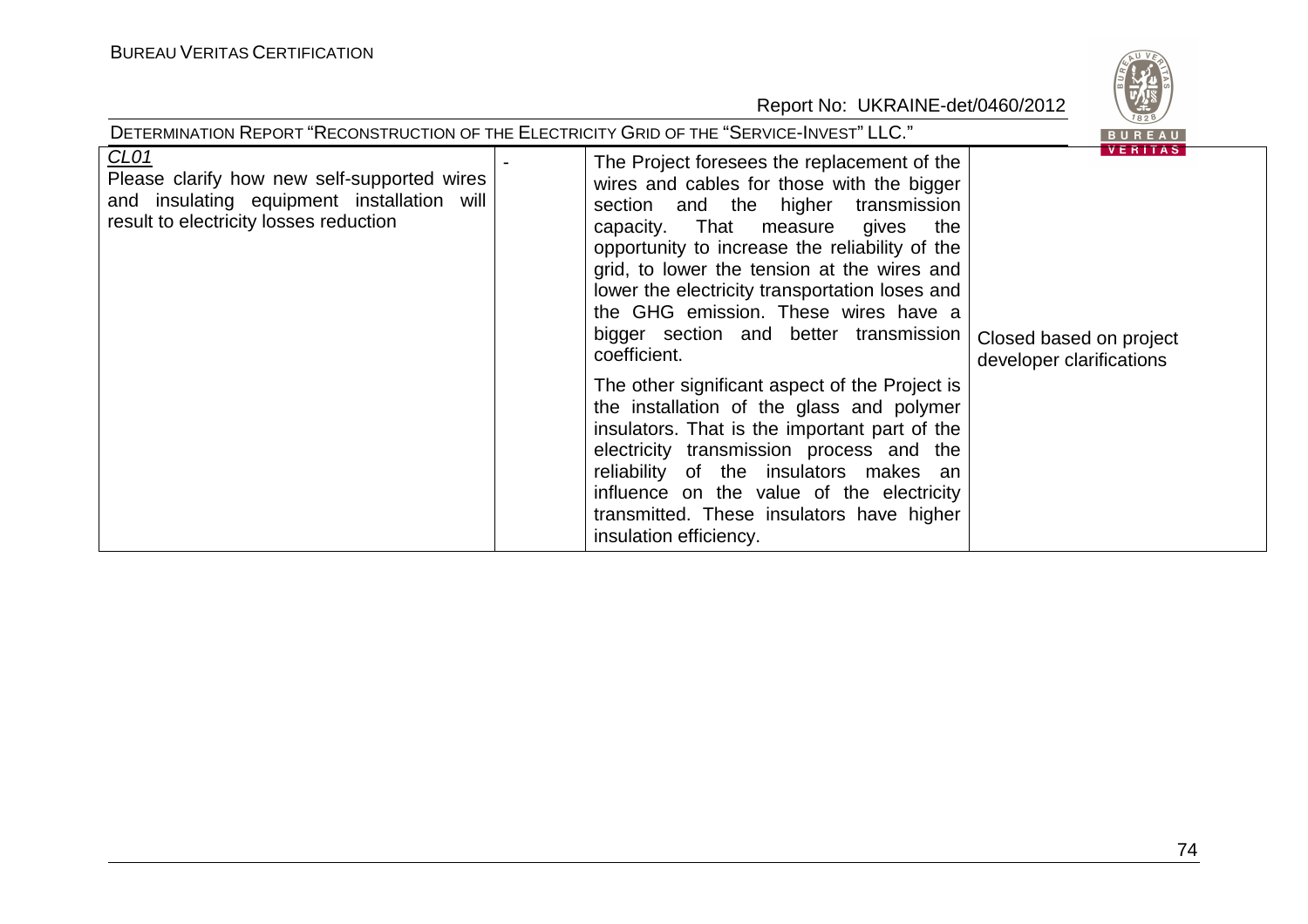| *CL01* Please clarify how new self-supported wires and insulating equipment installation will result to electricity losses reduction | - | The Project foresees the replacement of the wires and cables for those with the bigger section and the higher transmission capacity. That measure gives the opportunity to increase the reliability of the grid, to lower the tension at the wires and lower the electricity transportation loses and the GHG emission. These wires have a bigger section and better transmission coefficient.<br><br>The other significant aspect of the Project is the installation of the glass and polymer insulators. That is the important part of the electricity transmission process and the reliability of the insulators makes an influence on the value of the electricity transmitted. These insulators have higher insulation efficiency. | Closed based on project developer clarifications |
|---|---|---|---|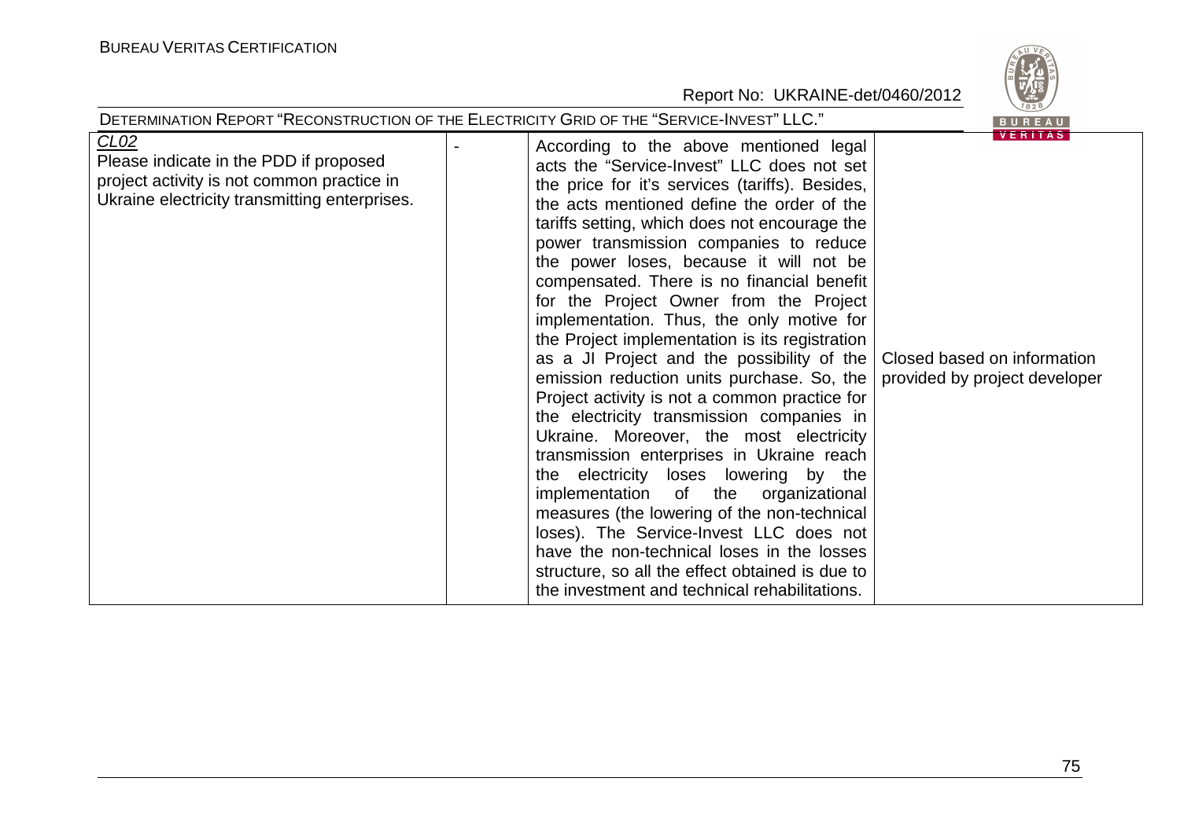| | | | |
|---|---|---|---|
| CL02<br>Please indicate in the PDD if proposed project activity is not common practice in Ukraine electricity transmitting enterprises. | - | According to the above mentioned legal acts the "Service-Invest" LLC does not set the price for it's services (tariffs). Besides, the acts mentioned define the order of the tariffs setting, which does not encourage the power transmission companies to reduce the power loses, because it will not be compensated. There is no financial benefit for the Project Owner from the Project implementation. Thus, the only motive for the Project implementation is its registration as a JI Project and the possibility of the emission reduction units purchase. So, the Project activity is not a common practice for the electricity transmission companies in Ukraine. Moreover, the most electricity transmission enterprises in Ukraine reach the electricity loses lowering by the implementation of the organizational measures (the lowering of the non-technical loses). The Service-Invest LLC does not have the non-technical loses in the losses structure, so all the effect obtained is due to the investment and technical rehabilitations. | Closed based on information provided by project developer |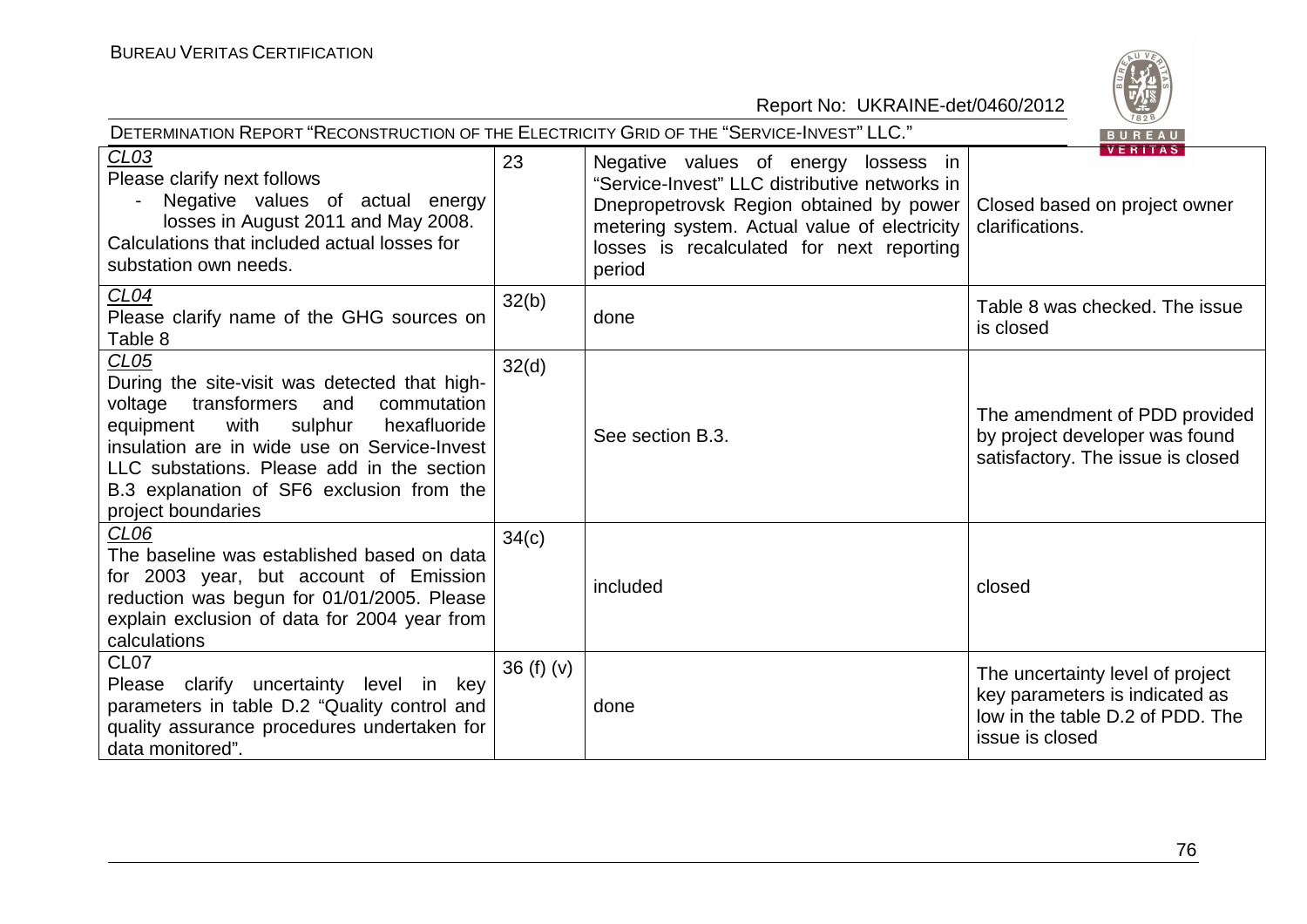| | | | |
|---|---|---|---|
| *CL03*<br>Please clarify next follows<br>- Negative values of actual energy losses in August 2011 and May 2008.<br>Calculations that included actual losses for substation own needs. | 23 | Negative values of energy lossess in "Service-Invest" LLC distributive networks in Dnepropetrovsk Region obtained by power metering system. Actual value of electricity losses is recalculated for next reporting period | Closed based on project owner clarifications. |
| *CL04*<br>Please clarify name of the GHG sources on Table 8 | 32(b) | done | Table 8 was checked. The issue is closed |
| *CL05*<br>During the site-visit was detected that high-voltage transformers and commutation equipment with sulphur hexafluoride insulation are in wide use on Service-Invest LLC substations. Please add in the section B.3 explanation of SF6 exclusion from the project boundaries | 32(d) | See section B.3. | The amendment of PDD provided by project developer was found satisfactory. The issue is closed |
| *CL06*<br>The baseline was established based on data for 2003 year, but account of Emission reduction was begun for 01/01/2005. Please explain exclusion of data for 2004 year from calculations | 34(c) | included | closed |
| CL07<br>Please clarify uncertainty level in key parameters in table D.2 "Quality control and quality assurance procedures undertaken for data monitored". | 36 (f) (v) | done | The uncertainty level of project key parameters is indicated as low in the table D.2 of PDD. The issue is closed |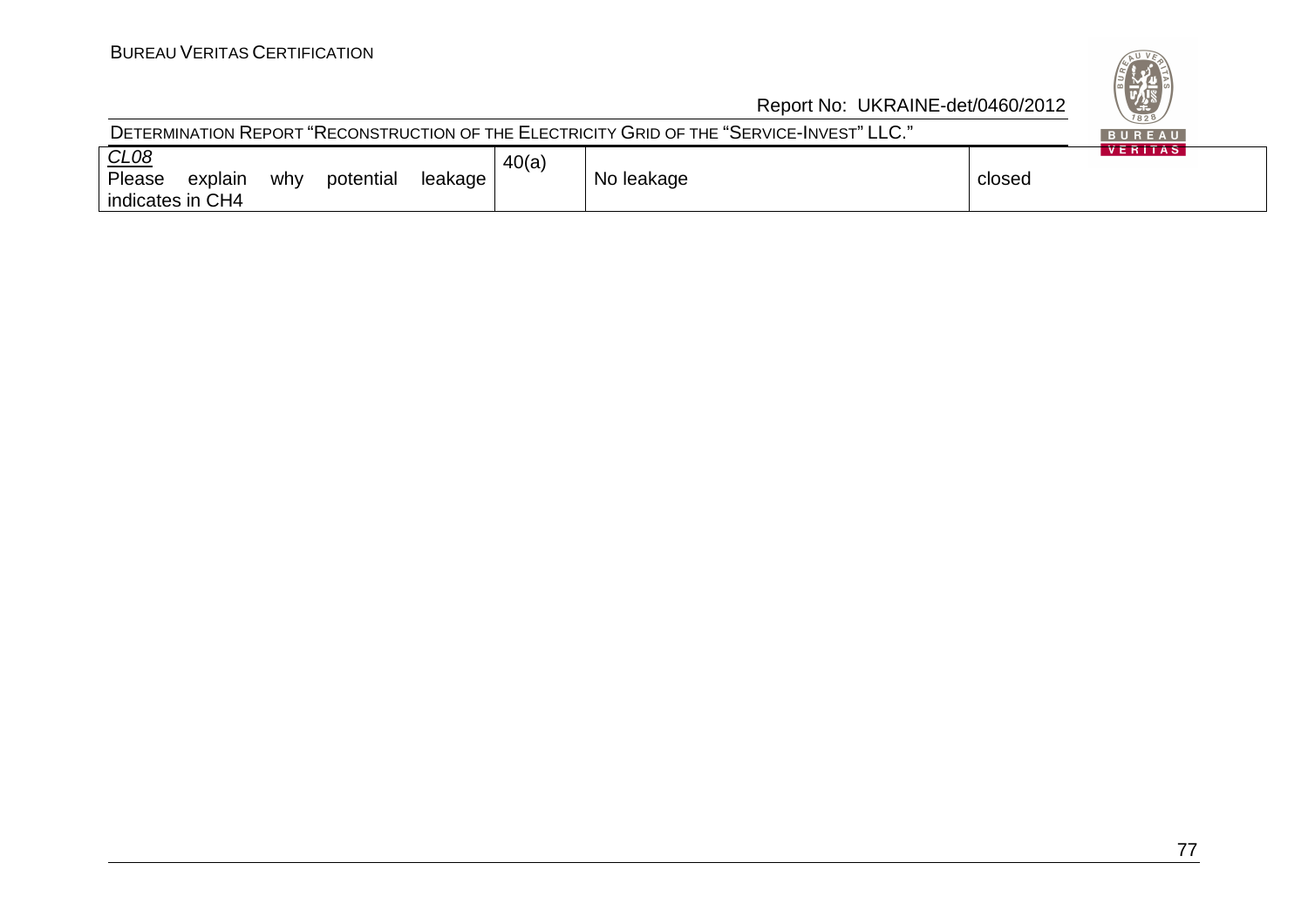| | | | |
|---|---|---|---|
| *CL08* Please explain why potential leakage indicates in $CH_4$ | 40(a) | No leakage | closed |